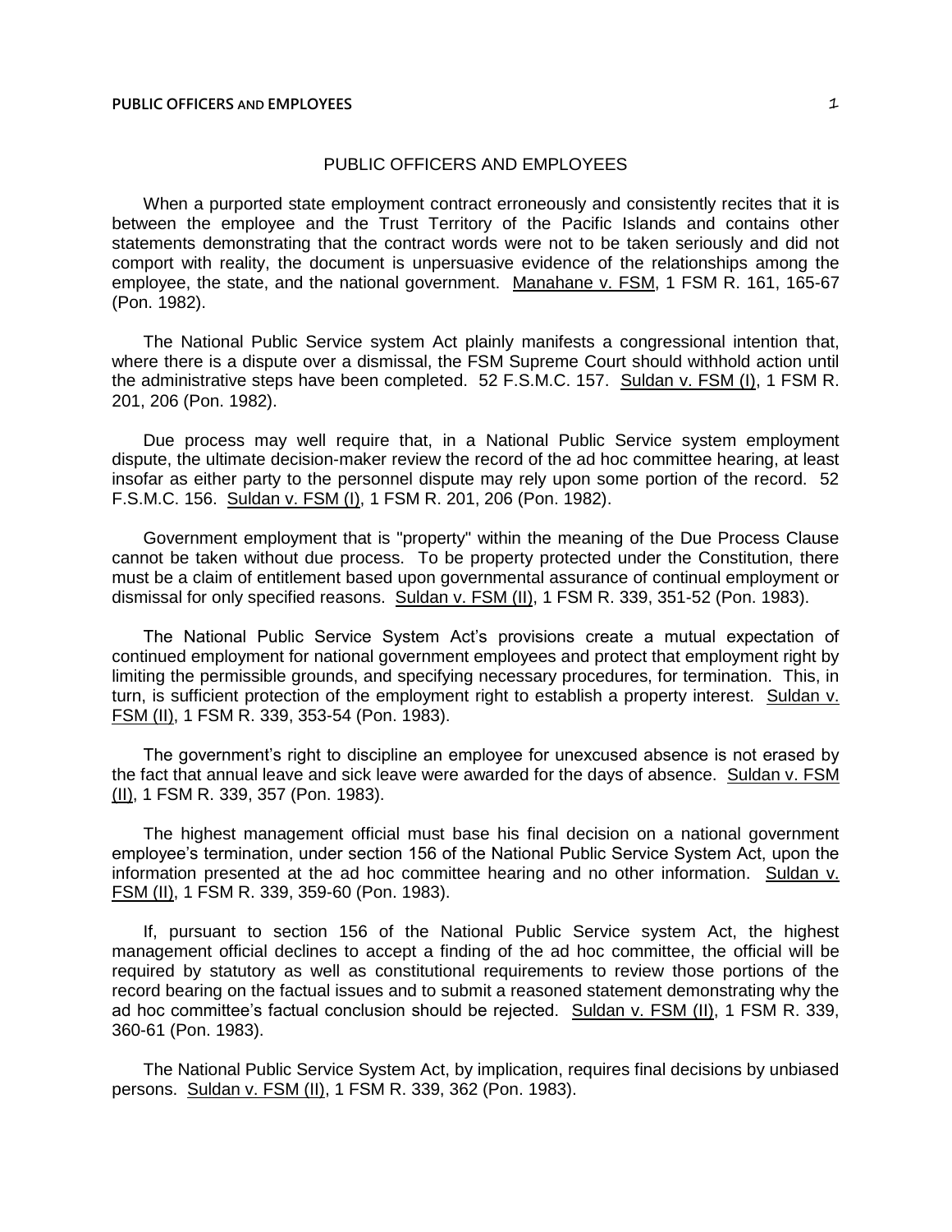# PUBLIC OFFICERS AND EMPLOYEES

When a purported state employment contract erroneously and consistently recites that it is between the employee and the Trust Territory of the Pacific Islands and contains other statements demonstrating that the contract words were not to be taken seriously and did not comport with reality, the document is unpersuasive evidence of the relationships among the employee, the state, and the national government. Manahane v. FSM, 1 FSM R. 161, 165-67 (Pon. 1982).

The National Public Service system Act plainly manifests a congressional intention that, where there is a dispute over a dismissal, the FSM Supreme Court should withhold action until the administrative steps have been completed. 52 F.S.M.C. 157. Suldan v. FSM (I), 1 FSM R. 201, 206 (Pon. 1982).

Due process may well require that, in a National Public Service system employment dispute, the ultimate decision-maker review the record of the ad hoc committee hearing, at least insofar as either party to the personnel dispute may rely upon some portion of the record. 52 F.S.M.C. 156. Suldan v. FSM (I), 1 FSM R. 201, 206 (Pon. 1982).

Government employment that is "property" within the meaning of the Due Process Clause cannot be taken without due process. To be property protected under the Constitution, there must be a claim of entitlement based upon governmental assurance of continual employment or dismissal for only specified reasons. Suldan v. FSM (II), 1 FSM R. 339, 351-52 (Pon. 1983).

The National Public Service System Act's provisions create a mutual expectation of continued employment for national government employees and protect that employment right by limiting the permissible grounds, and specifying necessary procedures, for termination. This, in turn, is sufficient protection of the employment right to establish a property interest. Suldan v. FSM (II), 1 FSM R. 339, 353-54 (Pon. 1983).

The government's right to discipline an employee for unexcused absence is not erased by the fact that annual leave and sick leave were awarded for the days of absence. Suldan v. FSM (II), 1 FSM R. 339, 357 (Pon. 1983).

The highest management official must base his final decision on a national government employee's termination, under section 156 of the National Public Service System Act, upon the information presented at the ad hoc committee hearing and no other information. Suldan v. FSM (II), 1 FSM R. 339, 359-60 (Pon. 1983).

If, pursuant to section 156 of the National Public Service system Act, the highest management official declines to accept a finding of the ad hoc committee, the official will be required by statutory as well as constitutional requirements to review those portions of the record bearing on the factual issues and to submit a reasoned statement demonstrating why the ad hoc committee's factual conclusion should be rejected. Suldan v. FSM (II), 1 FSM R. 339, 360-61 (Pon. 1983).

The National Public Service System Act, by implication, requires final decisions by unbiased persons. Suldan v. FSM (II), 1 FSM R. 339, 362 (Pon. 1983).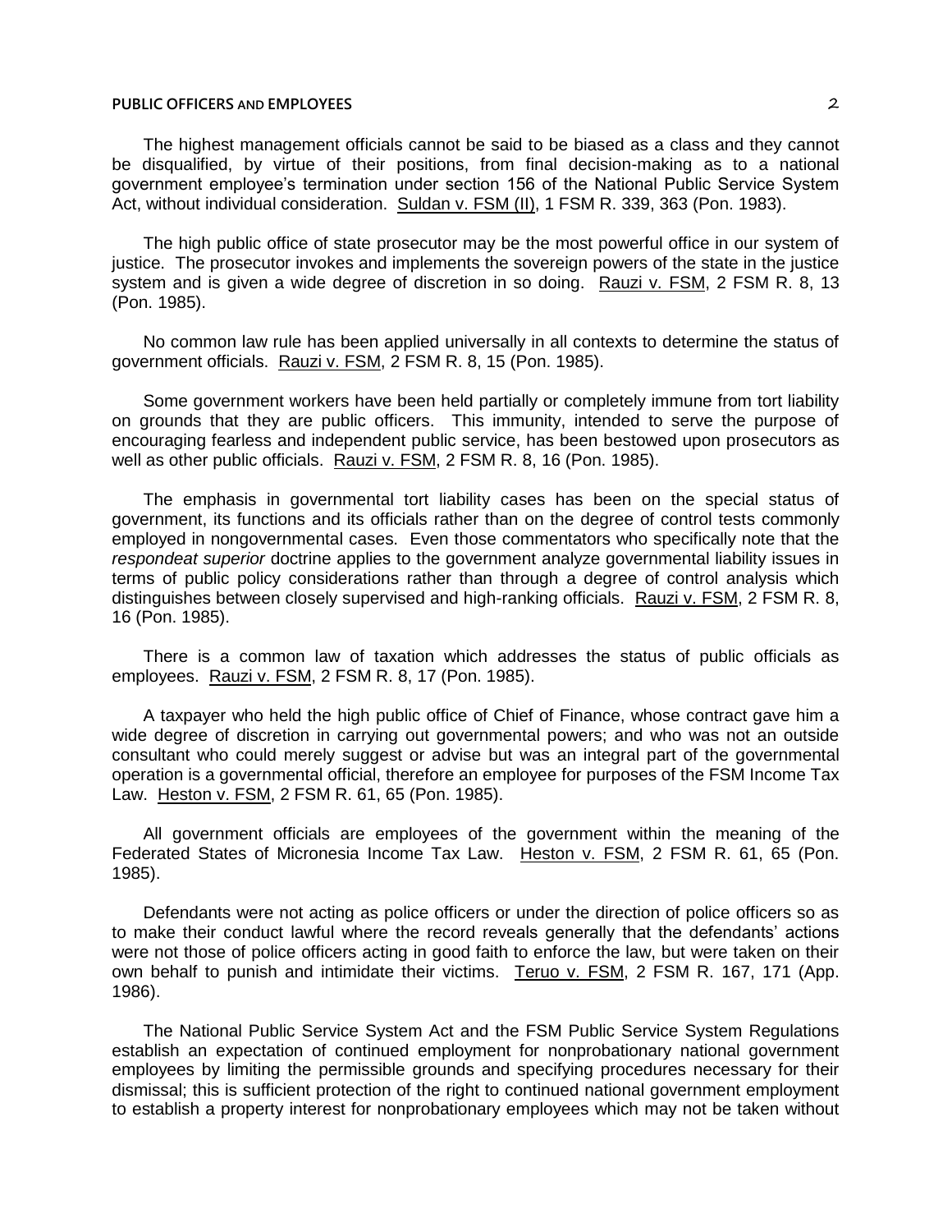The highest management officials cannot be said to be biased as a class and they cannot be disqualified, by virtue of their positions, from final decision-making as to a national government employee's termination under section 156 of the National Public Service System Act, without individual consideration. Suldan v. FSM (II), 1 FSM R. 339, 363 (Pon. 1983).

The high public office of state prosecutor may be the most powerful office in our system of justice. The prosecutor invokes and implements the sovereign powers of the state in the justice system and is given a wide degree of discretion in so doing. Rauzi v. FSM, 2 FSM R. 8, 13 (Pon. 1985).

No common law rule has been applied universally in all contexts to determine the status of government officials. Rauzi v. FSM, 2 FSM R. 8, 15 (Pon. 1985).

Some government workers have been held partially or completely immune from tort liability on grounds that they are public officers. This immunity, intended to serve the purpose of encouraging fearless and independent public service, has been bestowed upon prosecutors as well as other public officials. Rauzi v. FSM, 2 FSM R. 8, 16 (Pon. 1985).

The emphasis in governmental tort liability cases has been on the special status of government, its functions and its officials rather than on the degree of control tests commonly employed in nongovernmental cases. Even those commentators who specifically note that the *respondeat superior* doctrine applies to the government analyze governmental liability issues in terms of public policy considerations rather than through a degree of control analysis which distinguishes between closely supervised and high-ranking officials. Rauzi v. FSM, 2 FSM R. 8, 16 (Pon. 1985).

There is a common law of taxation which addresses the status of public officials as employees. Rauzi v. FSM, 2 FSM R. 8, 17 (Pon. 1985).

A taxpayer who held the high public office of Chief of Finance, whose contract gave him a wide degree of discretion in carrying out governmental powers; and who was not an outside consultant who could merely suggest or advise but was an integral part of the governmental operation is a governmental official, therefore an employee for purposes of the FSM Income Tax Law. Heston v. FSM, 2 FSM R. 61, 65 (Pon. 1985).

All government officials are employees of the government within the meaning of the Federated States of Micronesia Income Tax Law. Heston v. FSM, 2 FSM R. 61, 65 (Pon. 1985).

Defendants were not acting as police officers or under the direction of police officers so as to make their conduct lawful where the record reveals generally that the defendants' actions were not those of police officers acting in good faith to enforce the law, but were taken on their own behalf to punish and intimidate their victims. Teruo v. FSM, 2 FSM R. 167, 171 (App. 1986).

The National Public Service System Act and the FSM Public Service System Regulations establish an expectation of continued employment for nonprobationary national government employees by limiting the permissible grounds and specifying procedures necessary for their dismissal; this is sufficient protection of the right to continued national government employment to establish a property interest for nonprobationary employees which may not be taken without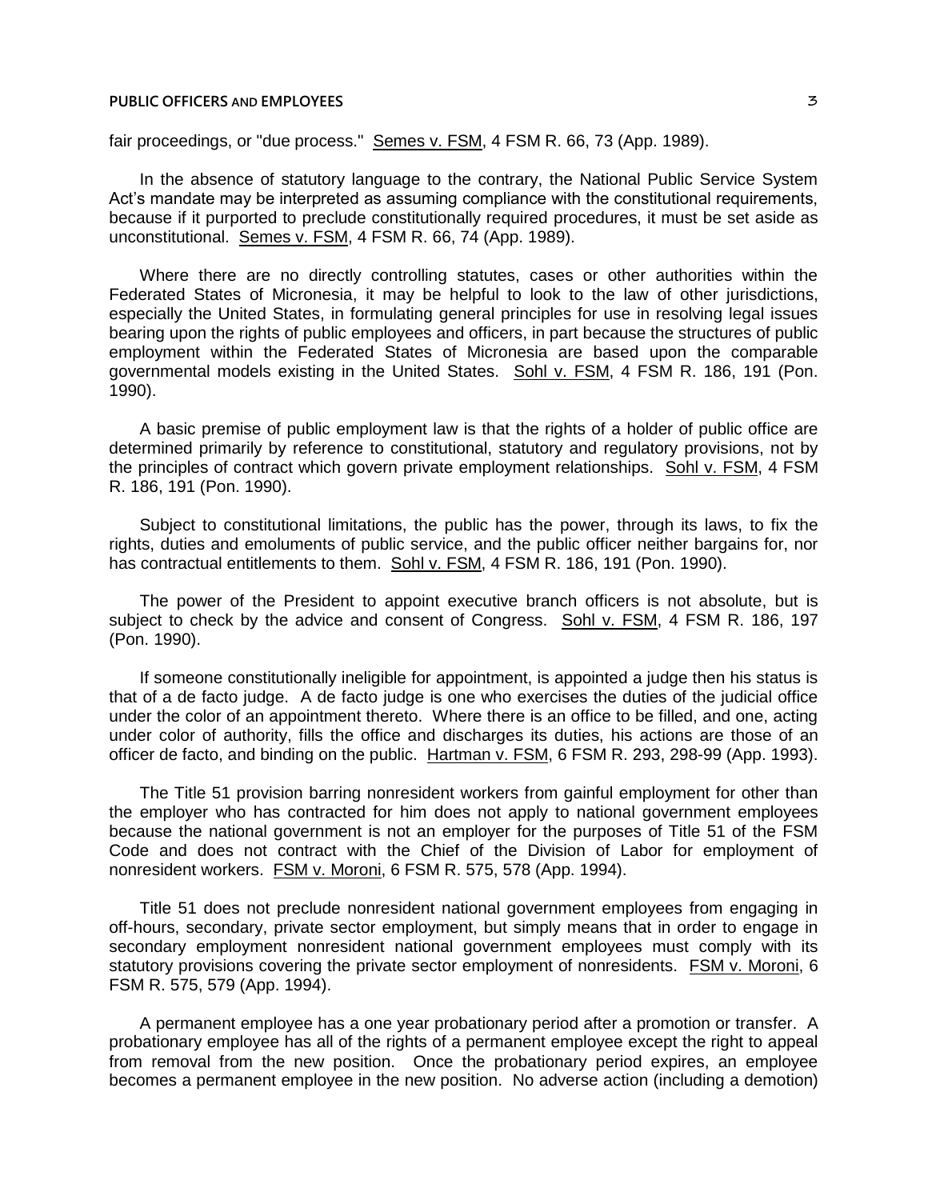fair proceedings, or "due process." Semes v. FSM, 4 FSM R. 66, 73 (App. 1989).

In the absence of statutory language to the contrary, the National Public Service System Act's mandate may be interpreted as assuming compliance with the constitutional requirements, because if it purported to preclude constitutionally required procedures, it must be set aside as unconstitutional. Semes v. FSM, 4 FSM R. 66, 74 (App. 1989).

Where there are no directly controlling statutes, cases or other authorities within the Federated States of Micronesia, it may be helpful to look to the law of other jurisdictions, especially the United States, in formulating general principles for use in resolving legal issues bearing upon the rights of public employees and officers, in part because the structures of public employment within the Federated States of Micronesia are based upon the comparable governmental models existing in the United States. Sohl v. FSM, 4 FSM R. 186, 191 (Pon. 1990).

A basic premise of public employment law is that the rights of a holder of public office are determined primarily by reference to constitutional, statutory and regulatory provisions, not by the principles of contract which govern private employment relationships. Sohl v. FSM, 4 FSM R. 186, 191 (Pon. 1990).

Subject to constitutional limitations, the public has the power, through its laws, to fix the rights, duties and emoluments of public service, and the public officer neither bargains for, nor has contractual entitlements to them. Sohl v. FSM, 4 FSM R. 186, 191 (Pon. 1990).

The power of the President to appoint executive branch officers is not absolute, but is subject to check by the advice and consent of Congress. Sohl v. FSM, 4 FSM R. 186, 197 (Pon. 1990).

If someone constitutionally ineligible for appointment, is appointed a judge then his status is that of a de facto judge. A de facto judge is one who exercises the duties of the judicial office under the color of an appointment thereto. Where there is an office to be filled, and one, acting under color of authority, fills the office and discharges its duties, his actions are those of an officer de facto, and binding on the public. Hartman v. FSM, 6 FSM R. 293, 298-99 (App. 1993).

The Title 51 provision barring nonresident workers from gainful employment for other than the employer who has contracted for him does not apply to national government employees because the national government is not an employer for the purposes of Title 51 of the FSM Code and does not contract with the Chief of the Division of Labor for employment of nonresident workers. FSM v. Moroni, 6 FSM R. 575, 578 (App. 1994).

Title 51 does not preclude nonresident national government employees from engaging in off-hours, secondary, private sector employment, but simply means that in order to engage in secondary employment nonresident national government employees must comply with its statutory provisions covering the private sector employment of nonresidents. FSM v. Moroni, 6 FSM R. 575, 579 (App. 1994).

A permanent employee has a one year probationary period after a promotion or transfer. A probationary employee has all of the rights of a permanent employee except the right to appeal from removal from the new position. Once the probationary period expires, an employee becomes a permanent employee in the new position. No adverse action (including a demotion)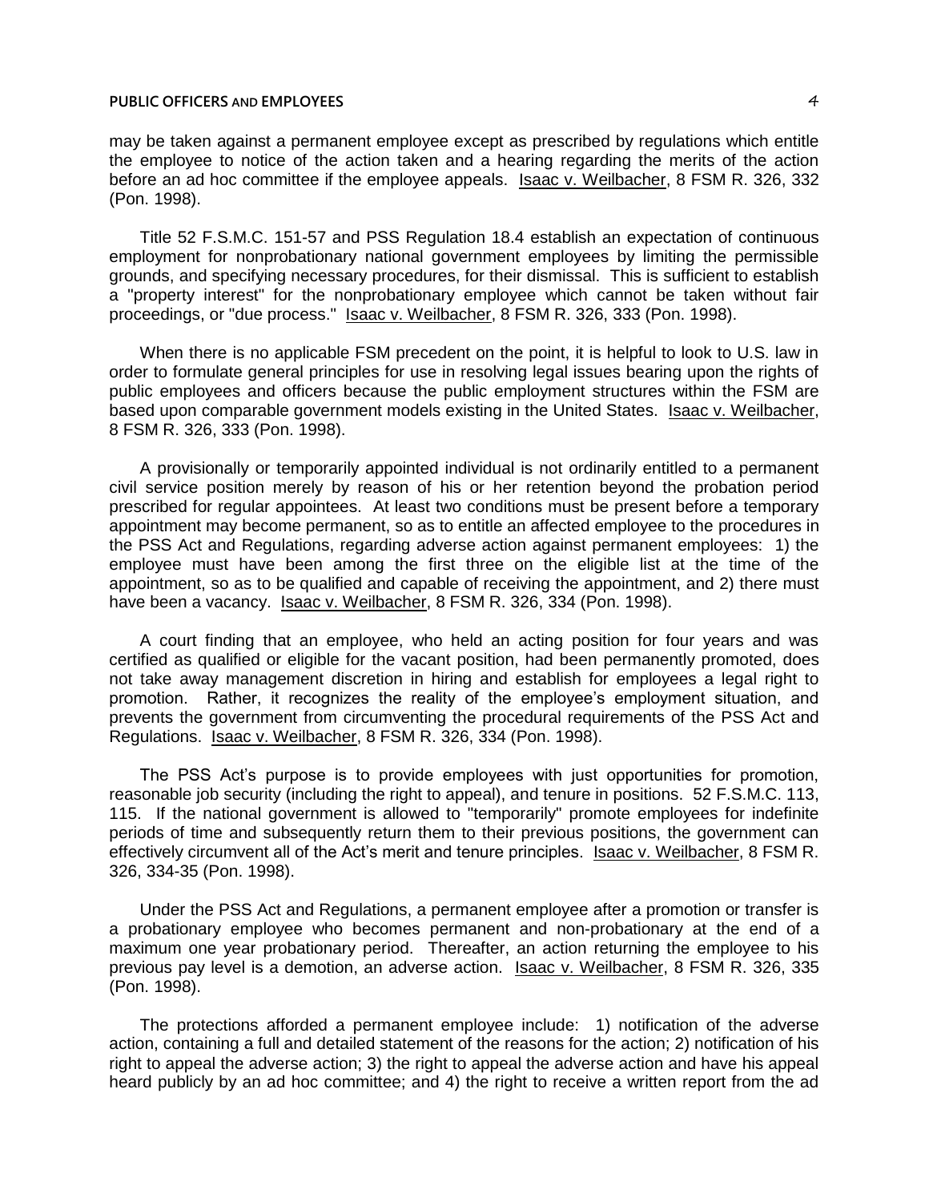may be taken against a permanent employee except as prescribed by regulations which entitle the employee to notice of the action taken and a hearing regarding the merits of the action before an ad hoc committee if the employee appeals. Isaac v. Weilbacher, 8 FSM R. 326, 332 (Pon. 1998).

Title 52 F.S.M.C. 151-57 and PSS Regulation 18.4 establish an expectation of continuous employment for nonprobationary national government employees by limiting the permissible grounds, and specifying necessary procedures, for their dismissal. This is sufficient to establish a "property interest" for the nonprobationary employee which cannot be taken without fair proceedings, or "due process." Isaac v. Weilbacher, 8 FSM R. 326, 333 (Pon. 1998).

When there is no applicable FSM precedent on the point, it is helpful to look to U.S. law in order to formulate general principles for use in resolving legal issues bearing upon the rights of public employees and officers because the public employment structures within the FSM are based upon comparable government models existing in the United States. Isaac v. Weilbacher, 8 FSM R. 326, 333 (Pon. 1998).

A provisionally or temporarily appointed individual is not ordinarily entitled to a permanent civil service position merely by reason of his or her retention beyond the probation period prescribed for regular appointees. At least two conditions must be present before a temporary appointment may become permanent, so as to entitle an affected employee to the procedures in the PSS Act and Regulations, regarding adverse action against permanent employees: 1) the employee must have been among the first three on the eligible list at the time of the appointment, so as to be qualified and capable of receiving the appointment, and 2) there must have been a vacancy. Isaac v. Weilbacher, 8 FSM R. 326, 334 (Pon. 1998).

A court finding that an employee, who held an acting position for four years and was certified as qualified or eligible for the vacant position, had been permanently promoted, does not take away management discretion in hiring and establish for employees a legal right to promotion. Rather, it recognizes the reality of the employee's employment situation, and prevents the government from circumventing the procedural requirements of the PSS Act and Regulations. Isaac v. Weilbacher, 8 FSM R. 326, 334 (Pon. 1998).

The PSS Act's purpose is to provide employees with just opportunities for promotion, reasonable job security (including the right to appeal), and tenure in positions. 52 F.S.M.C. 113, 115. If the national government is allowed to "temporarily" promote employees for indefinite periods of time and subsequently return them to their previous positions, the government can effectively circumvent all of the Act's merit and tenure principles. Isaac v. Weilbacher, 8 FSM R. 326, 334-35 (Pon. 1998).

Under the PSS Act and Regulations, a permanent employee after a promotion or transfer is a probationary employee who becomes permanent and non-probationary at the end of a maximum one year probationary period. Thereafter, an action returning the employee to his previous pay level is a demotion, an adverse action. Isaac v. Weilbacher, 8 FSM R. 326, 335 (Pon. 1998).

The protections afforded a permanent employee include: 1) notification of the adverse action, containing a full and detailed statement of the reasons for the action; 2) notification of his right to appeal the adverse action; 3) the right to appeal the adverse action and have his appeal heard publicly by an ad hoc committee; and 4) the right to receive a written report from the ad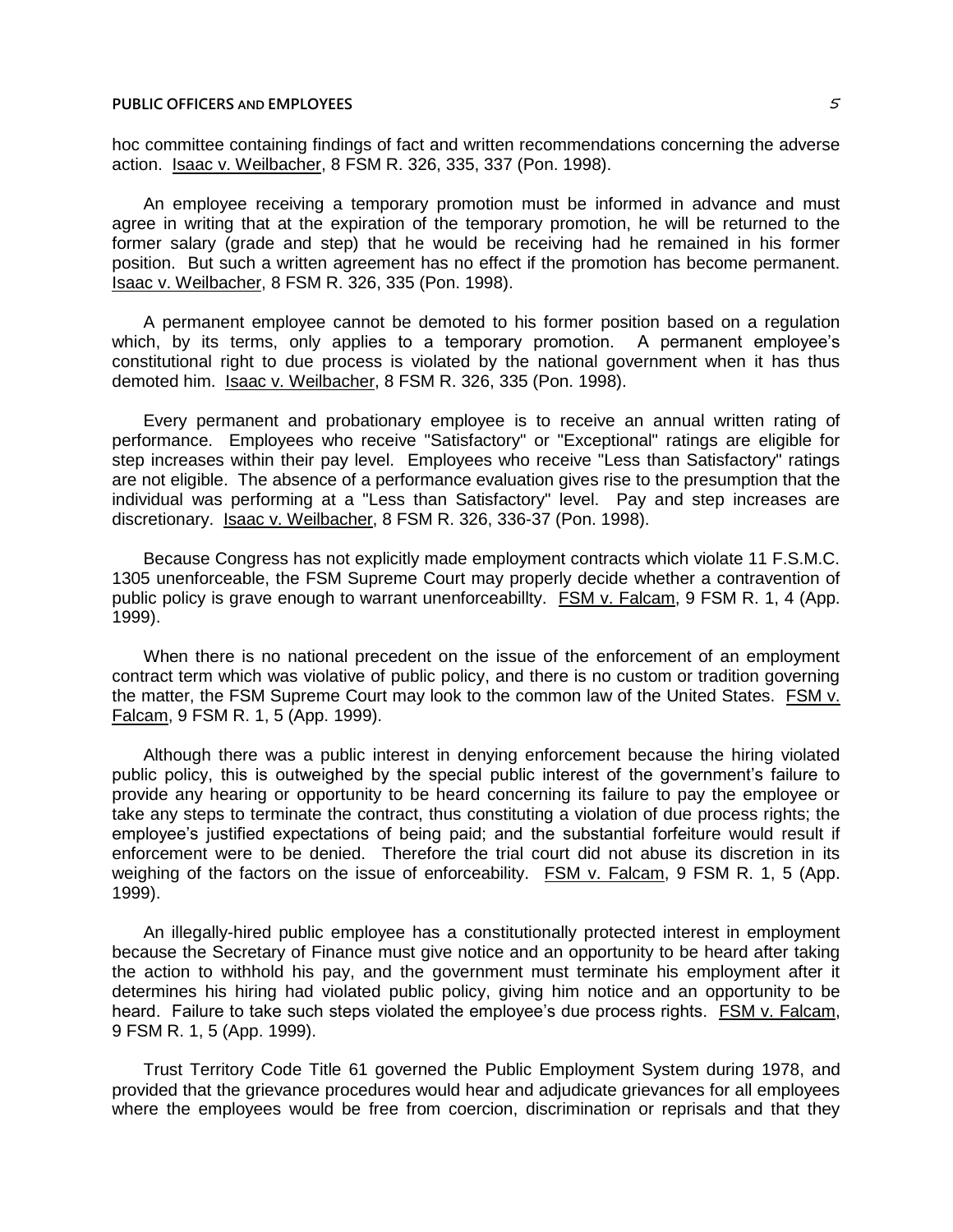hoc committee containing findings of fact and written recommendations concerning the adverse action. Isaac v. Weilbacher, 8 FSM R. 326, 335, 337 (Pon. 1998).

An employee receiving a temporary promotion must be informed in advance and must agree in writing that at the expiration of the temporary promotion, he will be returned to the former salary (grade and step) that he would be receiving had he remained in his former position. But such a written agreement has no effect if the promotion has become permanent. Isaac v. Weilbacher, 8 FSM R. 326, 335 (Pon. 1998).

A permanent employee cannot be demoted to his former position based on a regulation which, by its terms, only applies to a temporary promotion. A permanent employee's constitutional right to due process is violated by the national government when it has thus demoted him. Isaac v. Weilbacher, 8 FSM R. 326, 335 (Pon. 1998).

Every permanent and probationary employee is to receive an annual written rating of performance. Employees who receive "Satisfactory" or "Exceptional" ratings are eligible for step increases within their pay level. Employees who receive "Less than Satisfactory" ratings are not eligible. The absence of a performance evaluation gives rise to the presumption that the individual was performing at a "Less than Satisfactory" level. Pay and step increases are discretionary. Isaac v. Weilbacher, 8 FSM R. 326, 336-37 (Pon. 1998).

Because Congress has not explicitly made employment contracts which violate 11 F.S.M.C. 1305 unenforceable, the FSM Supreme Court may properly decide whether a contravention of public policy is grave enough to warrant unenforceabillty. FSM v. Falcam, 9 FSM R. 1, 4 (App. 1999).

When there is no national precedent on the issue of the enforcement of an employment contract term which was violative of public policy, and there is no custom or tradition governing the matter, the FSM Supreme Court may look to the common law of the United States. FSM v. Falcam, 9 FSM R. 1, 5 (App. 1999).

Although there was a public interest in denying enforcement because the hiring violated public policy, this is outweighed by the special public interest of the government's failure to provide any hearing or opportunity to be heard concerning its failure to pay the employee or take any steps to terminate the contract, thus constituting a violation of due process rights; the employee's justified expectations of being paid; and the substantial forfeiture would result if enforcement were to be denied. Therefore the trial court did not abuse its discretion in its weighing of the factors on the issue of enforceability. FSM v. Falcam, 9 FSM R. 1, 5 (App. 1999).

An illegally-hired public employee has a constitutionally protected interest in employment because the Secretary of Finance must give notice and an opportunity to be heard after taking the action to withhold his pay, and the government must terminate his employment after it determines his hiring had violated public policy, giving him notice and an opportunity to be heard. Failure to take such steps violated the employee's due process rights. FSM v. Falcam, 9 FSM R. 1, 5 (App. 1999).

Trust Territory Code Title 61 governed the Public Employment System during 1978, and provided that the grievance procedures would hear and adjudicate grievances for all employees where the employees would be free from coercion, discrimination or reprisals and that they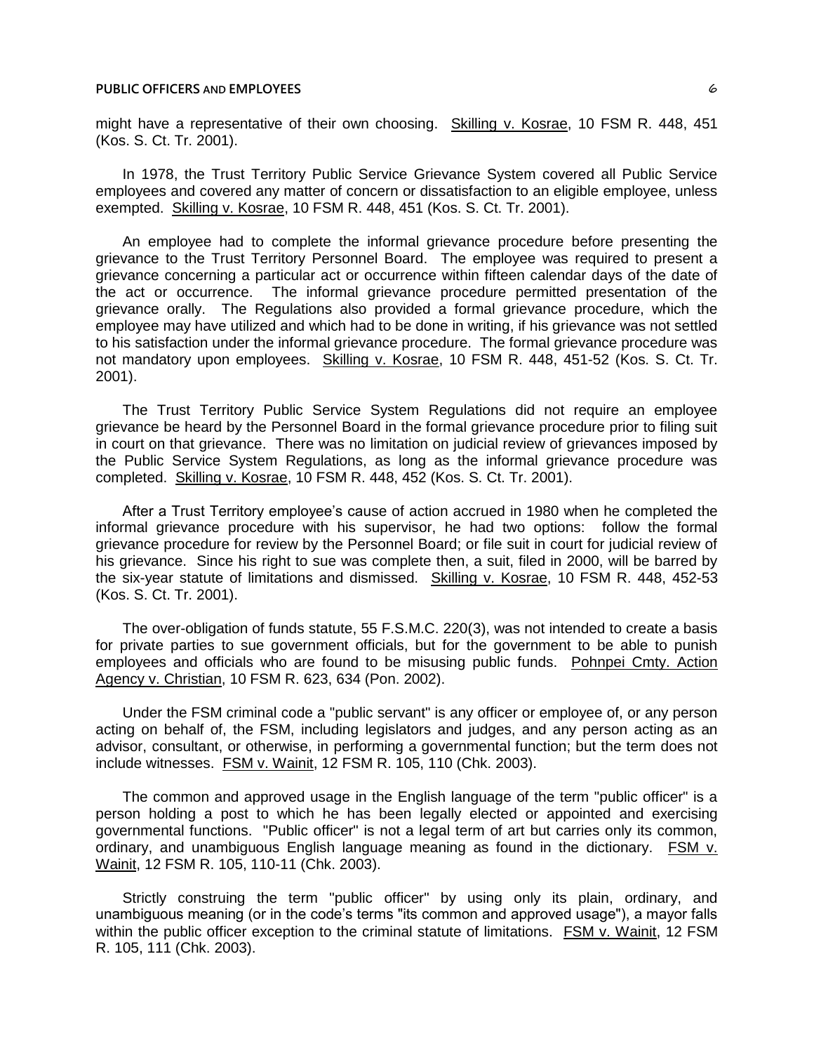might have a representative of their own choosing. Skilling v. Kosrae, 10 FSM R. 448, 451 (Kos. S. Ct. Tr. 2001).

In 1978, the Trust Territory Public Service Grievance System covered all Public Service employees and covered any matter of concern or dissatisfaction to an eligible employee, unless exempted. Skilling v. Kosrae, 10 FSM R. 448, 451 (Kos. S. Ct. Tr. 2001).

An employee had to complete the informal grievance procedure before presenting the grievance to the Trust Territory Personnel Board. The employee was required to present a grievance concerning a particular act or occurrence within fifteen calendar days of the date of the act or occurrence. The informal grievance procedure permitted presentation of the grievance orally. The Regulations also provided a formal grievance procedure, which the employee may have utilized and which had to be done in writing, if his grievance was not settled to his satisfaction under the informal grievance procedure. The formal grievance procedure was not mandatory upon employees. Skilling v. Kosrae, 10 FSM R. 448, 451-52 (Kos. S. Ct. Tr. 2001).

The Trust Territory Public Service System Regulations did not require an employee grievance be heard by the Personnel Board in the formal grievance procedure prior to filing suit in court on that grievance. There was no limitation on judicial review of grievances imposed by the Public Service System Regulations, as long as the informal grievance procedure was completed. Skilling v. Kosrae, 10 FSM R. 448, 452 (Kos. S. Ct. Tr. 2001).

After a Trust Territory employee's cause of action accrued in 1980 when he completed the informal grievance procedure with his supervisor, he had two options: follow the formal grievance procedure for review by the Personnel Board; or file suit in court for judicial review of his grievance. Since his right to sue was complete then, a suit, filed in 2000, will be barred by the six-year statute of limitations and dismissed. Skilling v. Kosrae, 10 FSM R. 448, 452-53 (Kos. S. Ct. Tr. 2001).

The over-obligation of funds statute, 55 F.S.M.C. 220(3), was not intended to create a basis for private parties to sue government officials, but for the government to be able to punish employees and officials who are found to be misusing public funds. Pohnpei Cmty. Action Agency v. Christian, 10 FSM R. 623, 634 (Pon. 2002).

Under the FSM criminal code a "public servant" is any officer or employee of, or any person acting on behalf of, the FSM, including legislators and judges, and any person acting as an advisor, consultant, or otherwise, in performing a governmental function; but the term does not include witnesses. FSM v. Wainit, 12 FSM R. 105, 110 (Chk. 2003).

The common and approved usage in the English language of the term "public officer" is a person holding a post to which he has been legally elected or appointed and exercising governmental functions. "Public officer" is not a legal term of art but carries only its common, ordinary, and unambiguous English language meaning as found in the dictionary. FSM v. Wainit, 12 FSM R. 105, 110-11 (Chk. 2003).

Strictly construing the term "public officer" by using only its plain, ordinary, and unambiguous meaning (or in the code's terms "its common and approved usage"), a mayor falls within the public officer exception to the criminal statute of limitations. FSM v. Wainit, 12 FSM R. 105, 111 (Chk. 2003).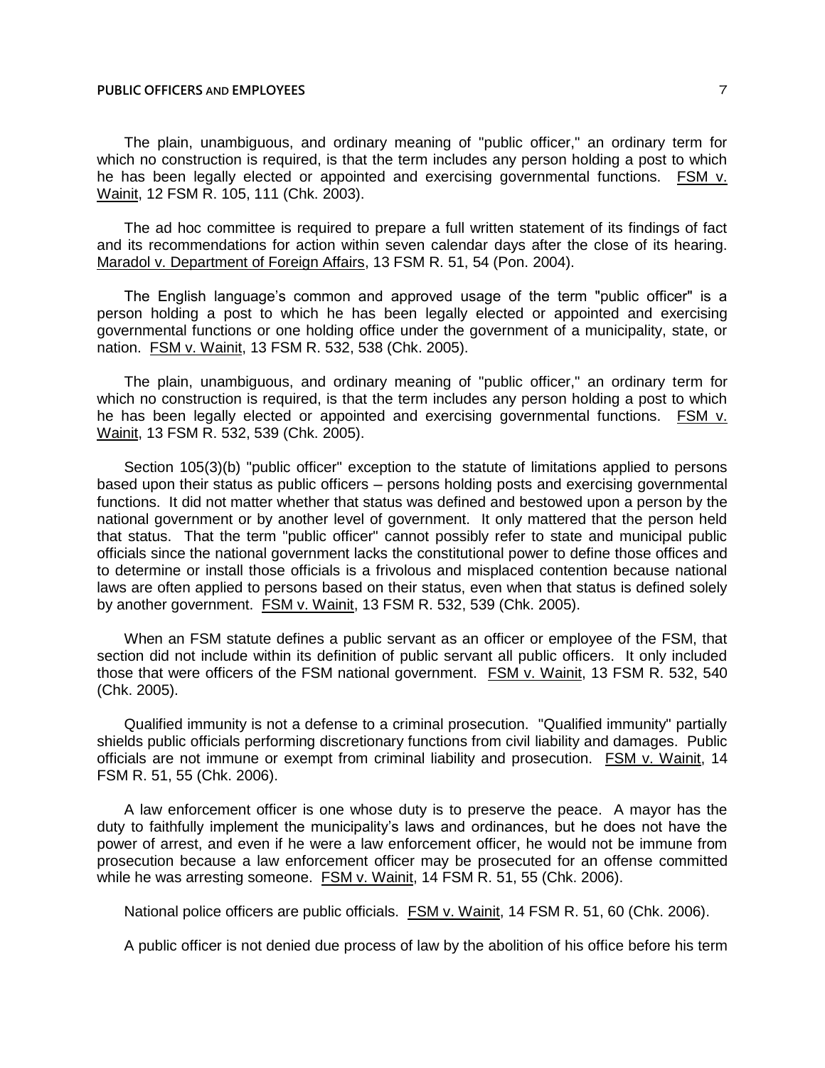The plain, unambiguous, and ordinary meaning of "public officer," an ordinary term for which no construction is required, is that the term includes any person holding a post to which he has been legally elected or appointed and exercising governmental functions. FSM v. Wainit, 12 FSM R. 105, 111 (Chk. 2003).

The ad hoc committee is required to prepare a full written statement of its findings of fact and its recommendations for action within seven calendar days after the close of its hearing. Maradol v. Department of Foreign Affairs, 13 FSM R. 51, 54 (Pon. 2004).

The English language's common and approved usage of the term "public officer" is a person holding a post to which he has been legally elected or appointed and exercising governmental functions or one holding office under the government of a municipality, state, or nation. FSM v. Wainit, 13 FSM R. 532, 538 (Chk. 2005).

The plain, unambiguous, and ordinary meaning of "public officer," an ordinary term for which no construction is required, is that the term includes any person holding a post to which he has been legally elected or appointed and exercising governmental functions. FSM v. Wainit, 13 FSM R. 532, 539 (Chk. 2005).

Section 105(3)(b) "public officer" exception to the statute of limitations applied to persons based upon their status as public officers – persons holding posts and exercising governmental functions. It did not matter whether that status was defined and bestowed upon a person by the national government or by another level of government. It only mattered that the person held that status. That the term "public officer" cannot possibly refer to state and municipal public officials since the national government lacks the constitutional power to define those offices and to determine or install those officials is a frivolous and misplaced contention because national laws are often applied to persons based on their status, even when that status is defined solely by another government. FSM v. Wainit, 13 FSM R. 532, 539 (Chk. 2005).

When an FSM statute defines a public servant as an officer or employee of the FSM, that section did not include within its definition of public servant all public officers. It only included those that were officers of the FSM national government. FSM v. Wainit, 13 FSM R. 532, 540 (Chk. 2005).

Qualified immunity is not a defense to a criminal prosecution. "Qualified immunity" partially shields public officials performing discretionary functions from civil liability and damages. Public officials are not immune or exempt from criminal liability and prosecution. FSM v. Wainit, 14 FSM R. 51, 55 (Chk. 2006).

A law enforcement officer is one whose duty is to preserve the peace. A mayor has the duty to faithfully implement the municipality's laws and ordinances, but he does not have the power of arrest, and even if he were a law enforcement officer, he would not be immune from prosecution because a law enforcement officer may be prosecuted for an offense committed while he was arresting someone. FSM v. Wainit, 14 FSM R. 51, 55 (Chk. 2006).

National police officers are public officials. FSM v. Wainit, 14 FSM R. 51, 60 (Chk. 2006).

A public officer is not denied due process of law by the abolition of his office before his term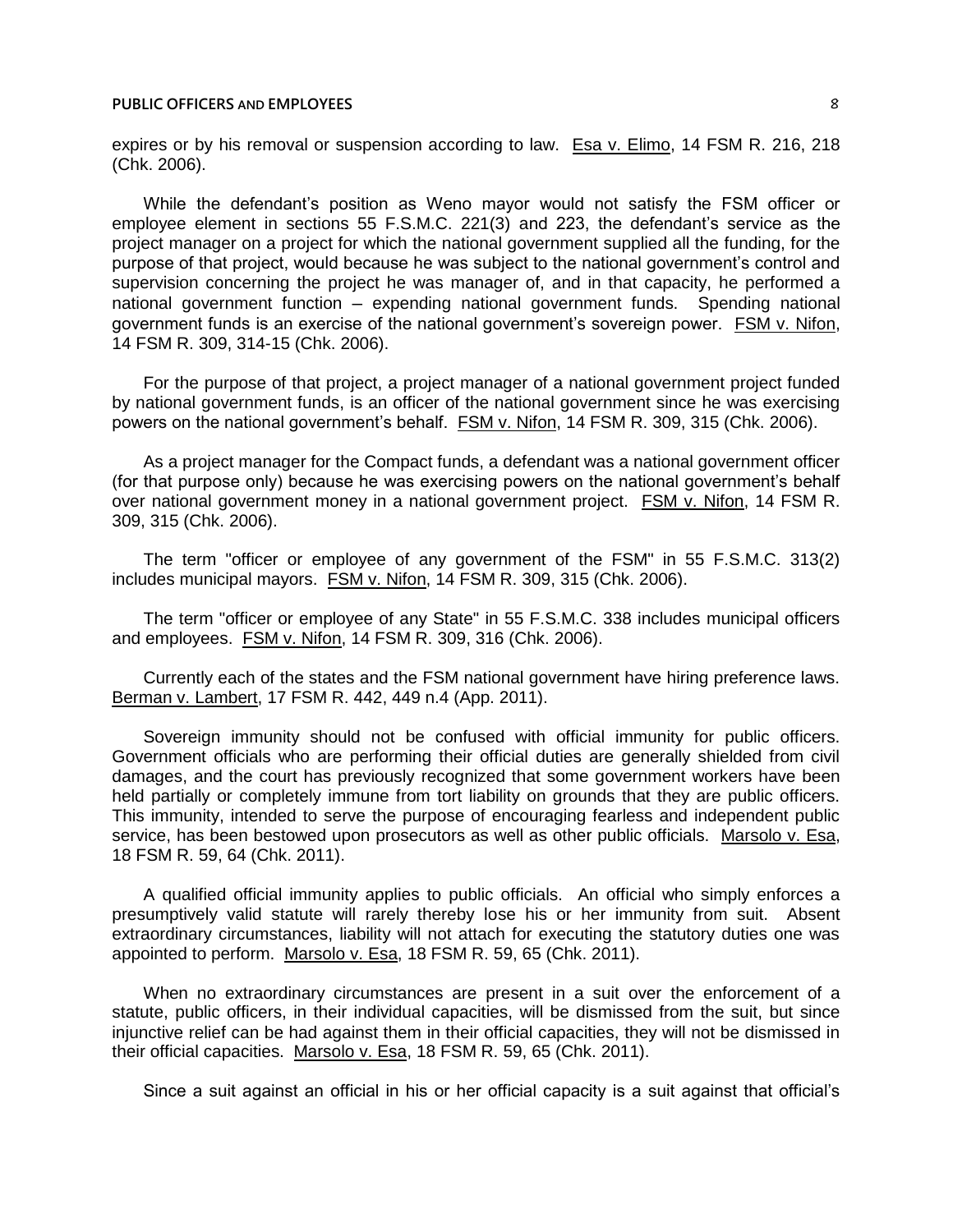expires or by his removal or suspension according to law. Esa v. Elimo, 14 FSM R. 216, 218 (Chk. 2006).

While the defendant's position as Weno mayor would not satisfy the FSM officer or employee element in sections 55 F.S.M.C. 221(3) and 223, the defendant's service as the project manager on a project for which the national government supplied all the funding, for the purpose of that project, would because he was subject to the national government's control and supervision concerning the project he was manager of, and in that capacity, he performed a national government function – expending national government funds. Spending national government funds is an exercise of the national government's sovereign power. FSM v. Nifon, 14 FSM R. 309, 314-15 (Chk. 2006).

For the purpose of that project, a project manager of a national government project funded by national government funds, is an officer of the national government since he was exercising powers on the national government's behalf. FSM v. Nifon, 14 FSM R. 309, 315 (Chk. 2006).

As a project manager for the Compact funds, a defendant was a national government officer (for that purpose only) because he was exercising powers on the national government's behalf over national government money in a national government project. FSM v. Nifon, 14 FSM R. 309, 315 (Chk. 2006).

The term "officer or employee of any government of the FSM" in 55 F.S.M.C. 313(2) includes municipal mayors. FSM v. Nifon, 14 FSM R. 309, 315 (Chk. 2006).

The term "officer or employee of any State" in 55 F.S.M.C. 338 includes municipal officers and employees. FSM v. Nifon, 14 FSM R. 309, 316 (Chk. 2006).

Currently each of the states and the FSM national government have hiring preference laws. Berman v. Lambert, 17 FSM R. 442, 449 n.4 (App. 2011).

Sovereign immunity should not be confused with official immunity for public officers. Government officials who are performing their official duties are generally shielded from civil damages, and the court has previously recognized that some government workers have been held partially or completely immune from tort liability on grounds that they are public officers. This immunity, intended to serve the purpose of encouraging fearless and independent public service, has been bestowed upon prosecutors as well as other public officials. Marsolo v. Esa, 18 FSM R. 59, 64 (Chk. 2011).

A qualified official immunity applies to public officials. An official who simply enforces a presumptively valid statute will rarely thereby lose his or her immunity from suit. Absent extraordinary circumstances, liability will not attach for executing the statutory duties one was appointed to perform. Marsolo v. Esa, 18 FSM R. 59, 65 (Chk. 2011).

When no extraordinary circumstances are present in a suit over the enforcement of a statute, public officers, in their individual capacities, will be dismissed from the suit, but since injunctive relief can be had against them in their official capacities, they will not be dismissed in their official capacities. Marsolo v. Esa, 18 FSM R. 59, 65 (Chk. 2011).

Since a suit against an official in his or her official capacity is a suit against that official's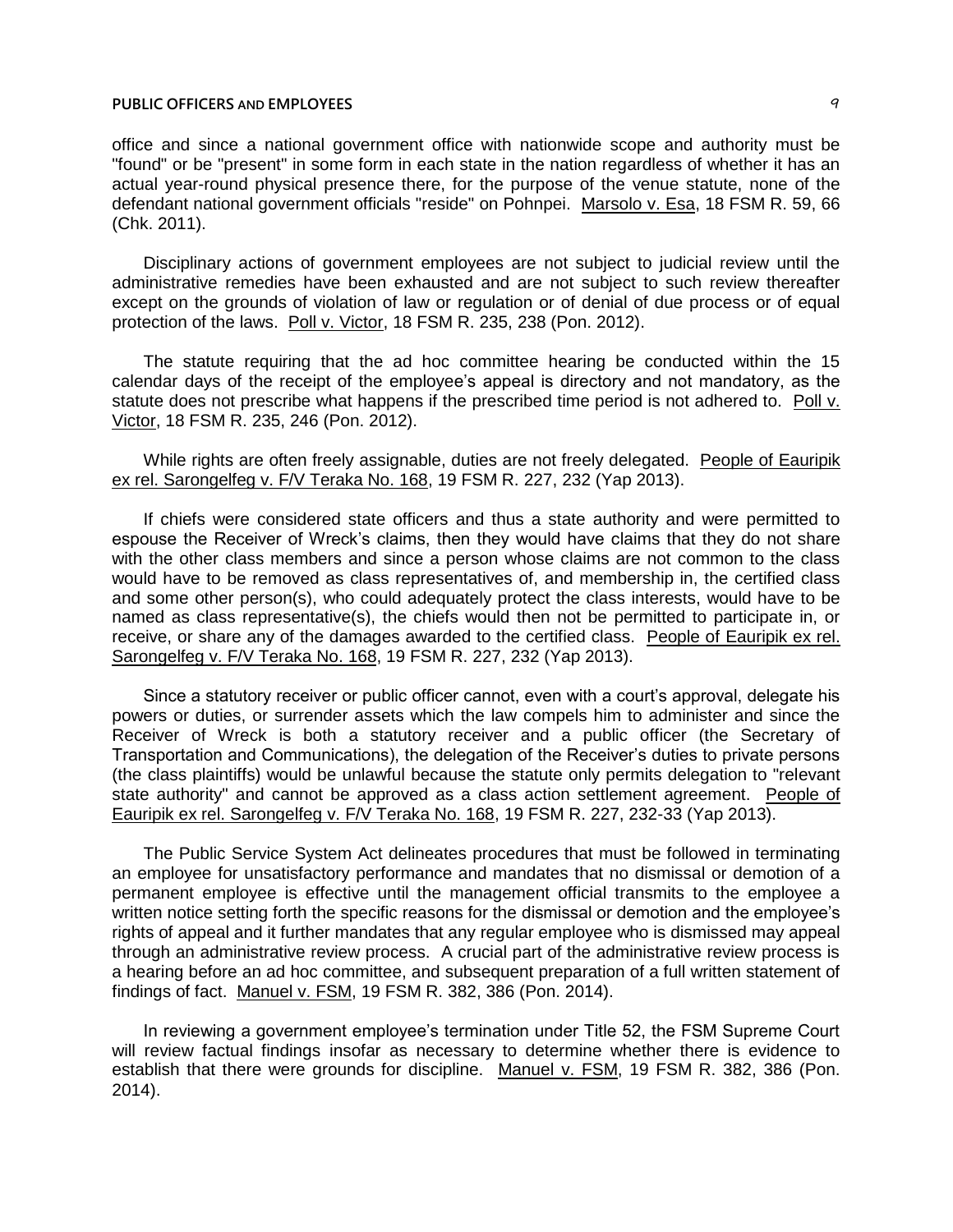office and since a national government office with nationwide scope and authority must be "found" or be "present" in some form in each state in the nation regardless of whether it has an actual year-round physical presence there, for the purpose of the venue statute, none of the defendant national government officials "reside" on Pohnpei. Marsolo v. Esa, 18 FSM R. 59, 66 (Chk. 2011).

Disciplinary actions of government employees are not subject to judicial review until the administrative remedies have been exhausted and are not subject to such review thereafter except on the grounds of violation of law or regulation or of denial of due process or of equal protection of the laws. Poll v. Victor, 18 FSM R. 235, 238 (Pon. 2012).

The statute requiring that the ad hoc committee hearing be conducted within the 15 calendar days of the receipt of the employee's appeal is directory and not mandatory, as the statute does not prescribe what happens if the prescribed time period is not adhered to. Poll v. Victor, 18 FSM R. 235, 246 (Pon. 2012).

While rights are often freely assignable, duties are not freely delegated. People of Eauripik ex rel. Sarongelfeg v. F/V Teraka No. 168, 19 FSM R. 227, 232 (Yap 2013).

If chiefs were considered state officers and thus a state authority and were permitted to espouse the Receiver of Wreck's claims, then they would have claims that they do not share with the other class members and since a person whose claims are not common to the class would have to be removed as class representatives of, and membership in, the certified class and some other person(s), who could adequately protect the class interests, would have to be named as class representative(s), the chiefs would then not be permitted to participate in, or receive, or share any of the damages awarded to the certified class. People of Eauripik ex rel. Sarongelfeg v. F/V Teraka No. 168, 19 FSM R. 227, 232 (Yap 2013).

Since a statutory receiver or public officer cannot, even with a court's approval, delegate his powers or duties, or surrender assets which the law compels him to administer and since the Receiver of Wreck is both a statutory receiver and a public officer (the Secretary of Transportation and Communications), the delegation of the Receiver's duties to private persons (the class plaintiffs) would be unlawful because the statute only permits delegation to "relevant state authority" and cannot be approved as a class action settlement agreement. People of Eauripik ex rel. Sarongelfeg v. F/V Teraka No. 168, 19 FSM R. 227, 232-33 (Yap 2013).

The Public Service System Act delineates procedures that must be followed in terminating an employee for unsatisfactory performance and mandates that no dismissal or demotion of a permanent employee is effective until the management official transmits to the employee a written notice setting forth the specific reasons for the dismissal or demotion and the employee's rights of appeal and it further mandates that any regular employee who is dismissed may appeal through an administrative review process. A crucial part of the administrative review process is a hearing before an ad hoc committee, and subsequent preparation of a full written statement of findings of fact. Manuel v. FSM, 19 FSM R. 382, 386 (Pon. 2014).

In reviewing a government employee's termination under Title 52, the FSM Supreme Court will review factual findings insofar as necessary to determine whether there is evidence to establish that there were grounds for discipline. Manuel v. FSM, 19 FSM R. 382, 386 (Pon. 2014).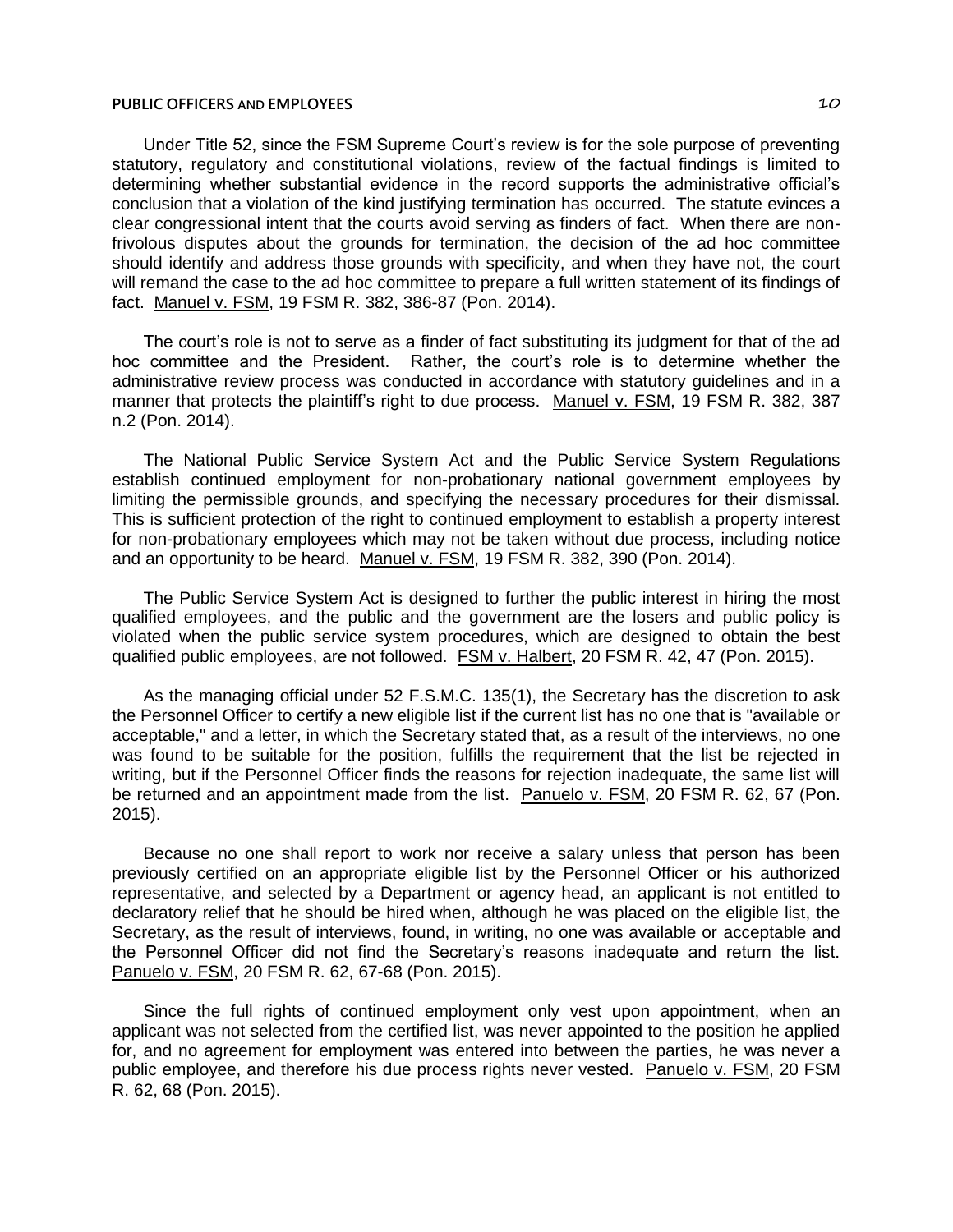Under Title 52, since the FSM Supreme Court's review is for the sole purpose of preventing statutory, regulatory and constitutional violations, review of the factual findings is limited to determining whether substantial evidence in the record supports the administrative official's conclusion that a violation of the kind justifying termination has occurred. The statute evinces a clear congressional intent that the courts avoid serving as finders of fact. When there are non-frivolous disputes about the grounds for termination, the decision of the ad hoc committee should identify and address those grounds with specificity, and when they have not, the court will remand the case to the ad hoc committee to prepare a full written statement of its findings of fact. Manuel v. FSM, 19 FSM R. 382, 386-87 (Pon. 2014).

The court's role is not to serve as a finder of fact substituting its judgment for that of the ad hoc committee and the President. Rather, the court's role is to determine whether the administrative review process was conducted in accordance with statutory guidelines and in a manner that protects the plaintiff's right to due process. Manuel v. FSM, 19 FSM R. 382, 387 n.2 (Pon. 2014).

The National Public Service System Act and the Public Service System Regulations establish continued employment for non-probationary national government employees by limiting the permissible grounds, and specifying the necessary procedures for their dismissal. This is sufficient protection of the right to continued employment to establish a property interest for non-probationary employees which may not be taken without due process, including notice and an opportunity to be heard. Manuel v. FSM, 19 FSM R. 382, 390 (Pon. 2014).

The Public Service System Act is designed to further the public interest in hiring the most qualified employees, and the public and the government are the losers and public policy is violated when the public service system procedures, which are designed to obtain the best qualified public employees, are not followed. FSM v. Halbert, 20 FSM R. 42, 47 (Pon. 2015).

As the managing official under 52 F.S.M.C. 135(1), the Secretary has the discretion to ask the Personnel Officer to certify a new eligible list if the current list has no one that is "available or acceptable," and a letter, in which the Secretary stated that, as a result of the interviews, no one was found to be suitable for the position, fulfills the requirement that the list be rejected in writing, but if the Personnel Officer finds the reasons for rejection inadequate, the same list will be returned and an appointment made from the list. Panuelo v. FSM, 20 FSM R. 62, 67 (Pon. 2015).

Because no one shall report to work nor receive a salary unless that person has been previously certified on an appropriate eligible list by the Personnel Officer or his authorized representative, and selected by a Department or agency head, an applicant is not entitled to declaratory relief that he should be hired when, although he was placed on the eligible list, the Secretary, as the result of interviews, found, in writing, no one was available or acceptable and the Personnel Officer did not find the Secretary's reasons inadequate and return the list. Panuelo v. FSM, 20 FSM R. 62, 67-68 (Pon. 2015).

Since the full rights of continued employment only vest upon appointment, when an applicant was not selected from the certified list, was never appointed to the position he applied for, and no agreement for employment was entered into between the parties, he was never a public employee, and therefore his due process rights never vested. Panuelo v. FSM, 20 FSM R. 62, 68 (Pon. 2015).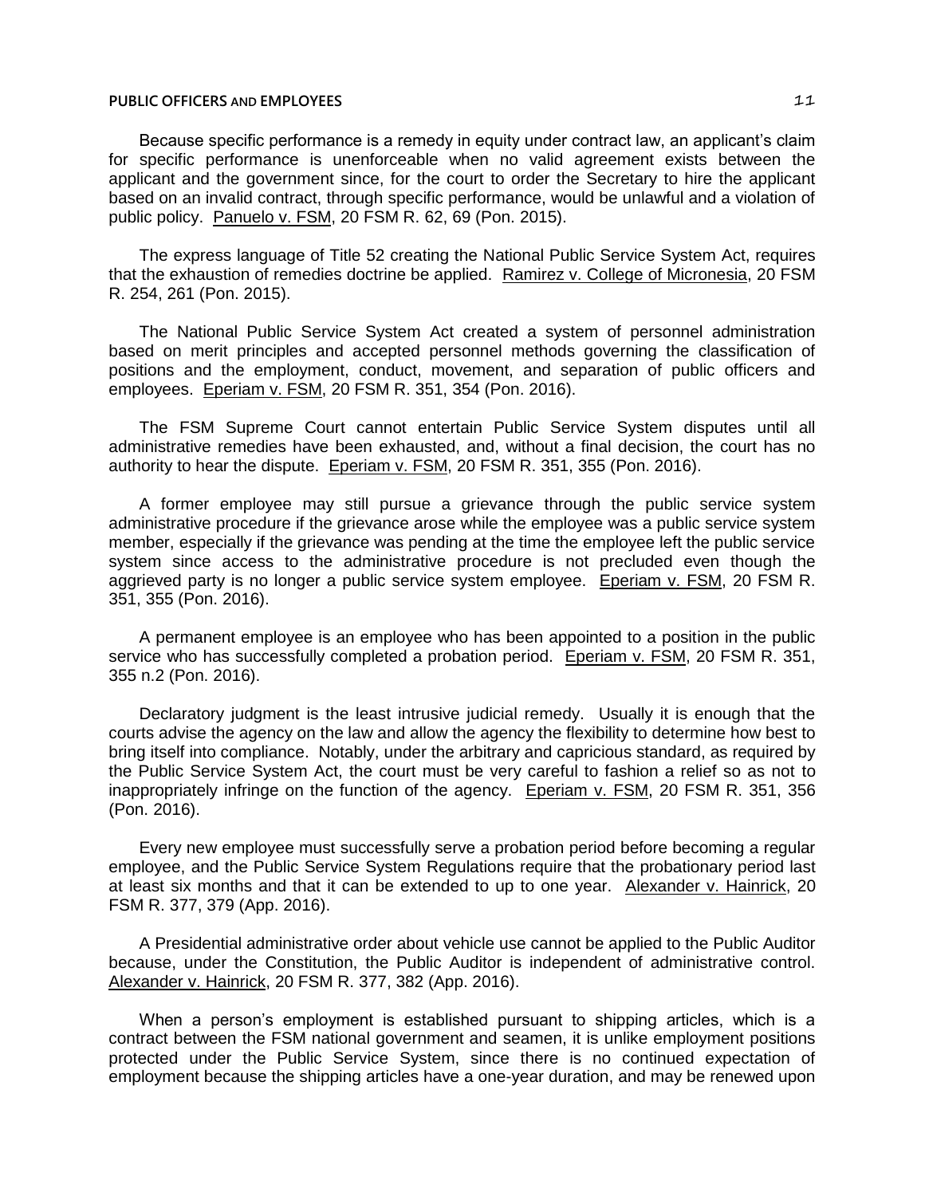Because specific performance is a remedy in equity under contract law, an applicant's claim for specific performance is unenforceable when no valid agreement exists between the applicant and the government since, for the court to order the Secretary to hire the applicant based on an invalid contract, through specific performance, would be unlawful and a violation of public policy. Panuelo v. FSM, 20 FSM R. 62, 69 (Pon. 2015).

The express language of Title 52 creating the National Public Service System Act, requires that the exhaustion of remedies doctrine be applied. Ramirez v. College of Micronesia, 20 FSM R. 254, 261 (Pon. 2015).

The National Public Service System Act created a system of personnel administration based on merit principles and accepted personnel methods governing the classification of positions and the employment, conduct, movement, and separation of public officers and employees. Eperiam v. FSM, 20 FSM R. 351, 354 (Pon. 2016).

The FSM Supreme Court cannot entertain Public Service System disputes until all administrative remedies have been exhausted, and, without a final decision, the court has no authority to hear the dispute. Eperiam v. FSM, 20 FSM R. 351, 355 (Pon. 2016).

A former employee may still pursue a grievance through the public service system administrative procedure if the grievance arose while the employee was a public service system member, especially if the grievance was pending at the time the employee left the public service system since access to the administrative procedure is not precluded even though the aggrieved party is no longer a public service system employee. Eperiam v. FSM, 20 FSM R. 351, 355 (Pon. 2016).

A permanent employee is an employee who has been appointed to a position in the public service who has successfully completed a probation period. Eperiam v. FSM, 20 FSM R. 351, 355 n.2 (Pon. 2016).

Declaratory judgment is the least intrusive judicial remedy. Usually it is enough that the courts advise the agency on the law and allow the agency the flexibility to determine how best to bring itself into compliance. Notably, under the arbitrary and capricious standard, as required by the Public Service System Act, the court must be very careful to fashion a relief so as not to inappropriately infringe on the function of the agency. Eperiam v. FSM, 20 FSM R. 351, 356 (Pon. 2016).

Every new employee must successfully serve a probation period before becoming a regular employee, and the Public Service System Regulations require that the probationary period last at least six months and that it can be extended to up to one year. Alexander v. Hainrick, 20 FSM R. 377, 379 (App. 2016).

A Presidential administrative order about vehicle use cannot be applied to the Public Auditor because, under the Constitution, the Public Auditor is independent of administrative control. Alexander v. Hainrick, 20 FSM R. 377, 382 (App. 2016).

When a person's employment is established pursuant to shipping articles, which is a contract between the FSM national government and seamen, it is unlike employment positions protected under the Public Service System, since there is no continued expectation of employment because the shipping articles have a one-year duration, and may be renewed upon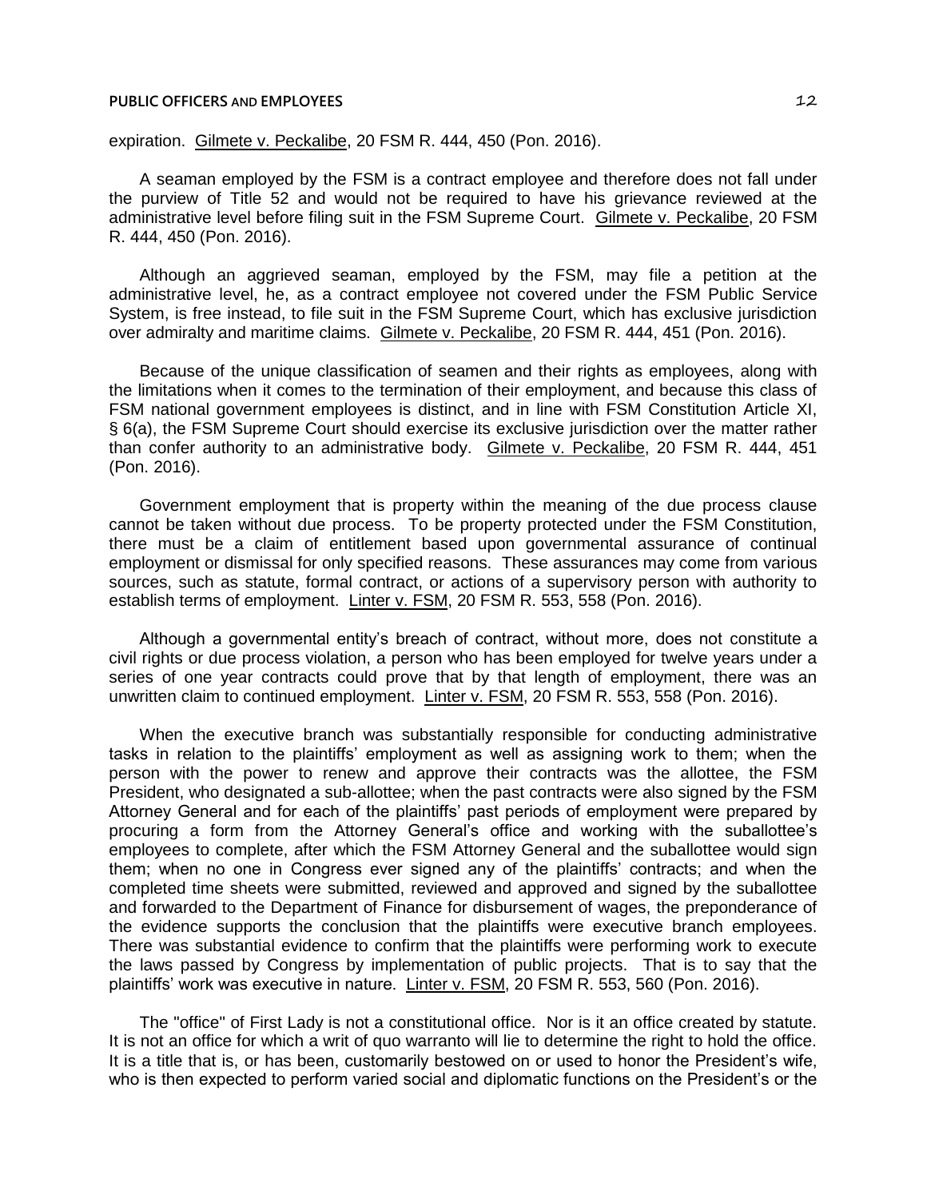expiration. Gilmete v. Peckalibe, 20 FSM R. 444, 450 (Pon. 2016).

A seaman employed by the FSM is a contract employee and therefore does not fall under the purview of Title 52 and would not be required to have his grievance reviewed at the administrative level before filing suit in the FSM Supreme Court. Gilmete v. Peckalibe, 20 FSM R. 444, 450 (Pon. 2016).

Although an aggrieved seaman, employed by the FSM, may file a petition at the administrative level, he, as a contract employee not covered under the FSM Public Service System, is free instead, to file suit in the FSM Supreme Court, which has exclusive jurisdiction over admiralty and maritime claims. Gilmete v. Peckalibe, 20 FSM R. 444, 451 (Pon. 2016).

Because of the unique classification of seamen and their rights as employees, along with the limitations when it comes to the termination of their employment, and because this class of FSM national government employees is distinct, and in line with FSM Constitution Article XI, § 6(a), the FSM Supreme Court should exercise its exclusive jurisdiction over the matter rather than confer authority to an administrative body. Gilmete v. Peckalibe, 20 FSM R. 444, 451 (Pon. 2016).

Government employment that is property within the meaning of the due process clause cannot be taken without due process. To be property protected under the FSM Constitution, there must be a claim of entitlement based upon governmental assurance of continual employment or dismissal for only specified reasons. These assurances may come from various sources, such as statute, formal contract, or actions of a supervisory person with authority to establish terms of employment. Linter v. FSM, 20 FSM R. 553, 558 (Pon. 2016).

Although a governmental entity's breach of contract, without more, does not constitute a civil rights or due process violation, a person who has been employed for twelve years under a series of one year contracts could prove that by that length of employment, there was an unwritten claim to continued employment. Linter v. FSM, 20 FSM R. 553, 558 (Pon. 2016).

When the executive branch was substantially responsible for conducting administrative tasks in relation to the plaintiffs' employment as well as assigning work to them; when the person with the power to renew and approve their contracts was the allottee, the FSM President, who designated a sub-allottee; when the past contracts were also signed by the FSM Attorney General and for each of the plaintiffs' past periods of employment were prepared by procuring a form from the Attorney General's office and working with the suballottee's employees to complete, after which the FSM Attorney General and the suballottee would sign them; when no one in Congress ever signed any of the plaintiffs' contracts; and when the completed time sheets were submitted, reviewed and approved and signed by the suballottee and forwarded to the Department of Finance for disbursement of wages, the preponderance of the evidence supports the conclusion that the plaintiffs were executive branch employees. There was substantial evidence to confirm that the plaintiffs were performing work to execute the laws passed by Congress by implementation of public projects. That is to say that the plaintiffs' work was executive in nature. Linter v. FSM, 20 FSM R. 553, 560 (Pon. 2016).

The "office" of First Lady is not a constitutional office. Nor is it an office created by statute. It is not an office for which a writ of quo warranto will lie to determine the right to hold the office. It is a title that is, or has been, customarily bestowed on or used to honor the President's wife, who is then expected to perform varied social and diplomatic functions on the President's or the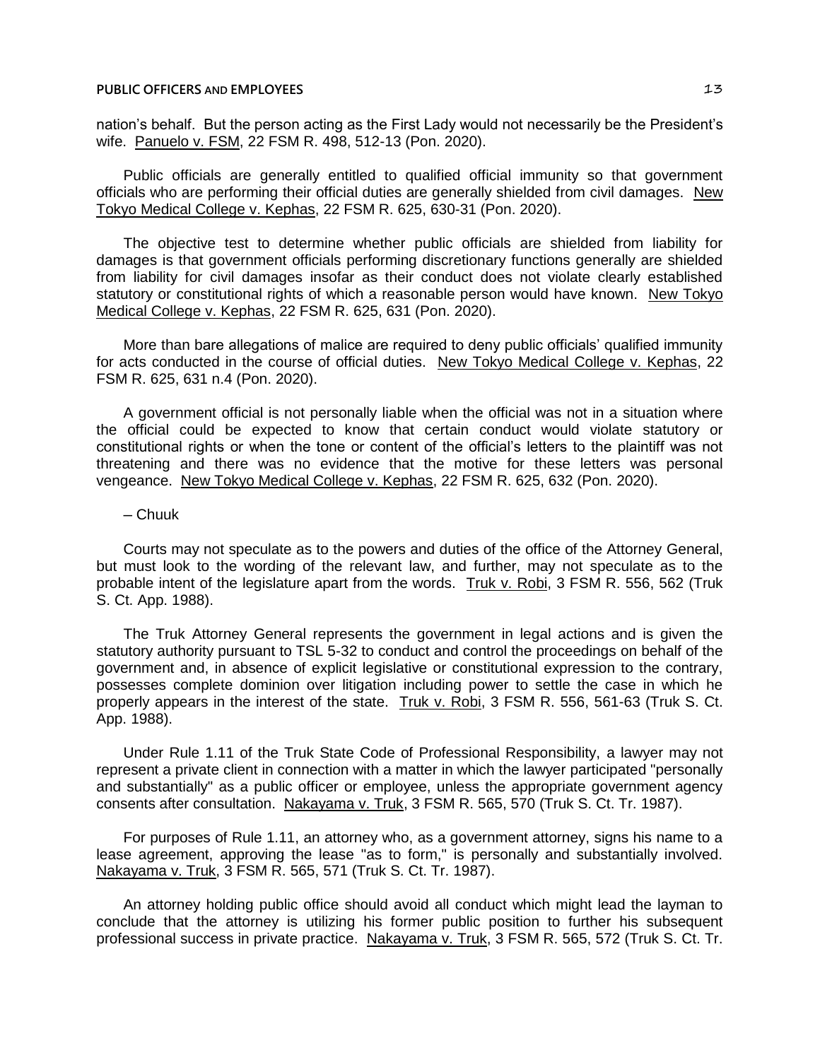nation's behalf. But the person acting as the First Lady would not necessarily be the President's wife. Panuelo v. FSM, 22 FSM R. 498, 512-13 (Pon. 2020).

Public officials are generally entitled to qualified official immunity so that government officials who are performing their official duties are generally shielded from civil damages. New Tokyo Medical College v. Kephas, 22 FSM R. 625, 630-31 (Pon. 2020).

The objective test to determine whether public officials are shielded from liability for damages is that government officials performing discretionary functions generally are shielded from liability for civil damages insofar as their conduct does not violate clearly established statutory or constitutional rights of which a reasonable person would have known. New Tokyo Medical College v. Kephas, 22 FSM R. 625, 631 (Pon. 2020).

More than bare allegations of malice are required to deny public officials' qualified immunity for acts conducted in the course of official duties. New Tokyo Medical College v. Kephas, 22 FSM R. 625, 631 n.4 (Pon. 2020).

A government official is not personally liable when the official was not in a situation where the official could be expected to know that certain conduct would violate statutory or constitutional rights or when the tone or content of the official's letters to the plaintiff was not threatening and there was no evidence that the motive for these letters was personal vengeance. New Tokyo Medical College v. Kephas, 22 FSM R. 625, 632 (Pon. 2020).

– Chuuk

Courts may not speculate as to the powers and duties of the office of the Attorney General, but must look to the wording of the relevant law, and further, may not speculate as to the probable intent of the legislature apart from the words. Truk v. Robi, 3 FSM R. 556, 562 (Truk S. Ct. App. 1988).

The Truk Attorney General represents the government in legal actions and is given the statutory authority pursuant to TSL 5-32 to conduct and control the proceedings on behalf of the government and, in absence of explicit legislative or constitutional expression to the contrary, possesses complete dominion over litigation including power to settle the case in which he properly appears in the interest of the state. Truk v. Robi, 3 FSM R. 556, 561-63 (Truk S. Ct. App. 1988).

Under Rule 1.11 of the Truk State Code of Professional Responsibility, a lawyer may not represent a private client in connection with a matter in which the lawyer participated "personally and substantially" as a public officer or employee, unless the appropriate government agency consents after consultation. Nakayama v. Truk, 3 FSM R. 565, 570 (Truk S. Ct. Tr. 1987).

For purposes of Rule 1.11, an attorney who, as a government attorney, signs his name to a lease agreement, approving the lease "as to form," is personally and substantially involved. Nakayama v. Truk, 3 FSM R. 565, 571 (Truk S. Ct. Tr. 1987).

An attorney holding public office should avoid all conduct which might lead the layman to conclude that the attorney is utilizing his former public position to further his subsequent professional success in private practice. Nakayama v. Truk, 3 FSM R. 565, 572 (Truk S. Ct. Tr.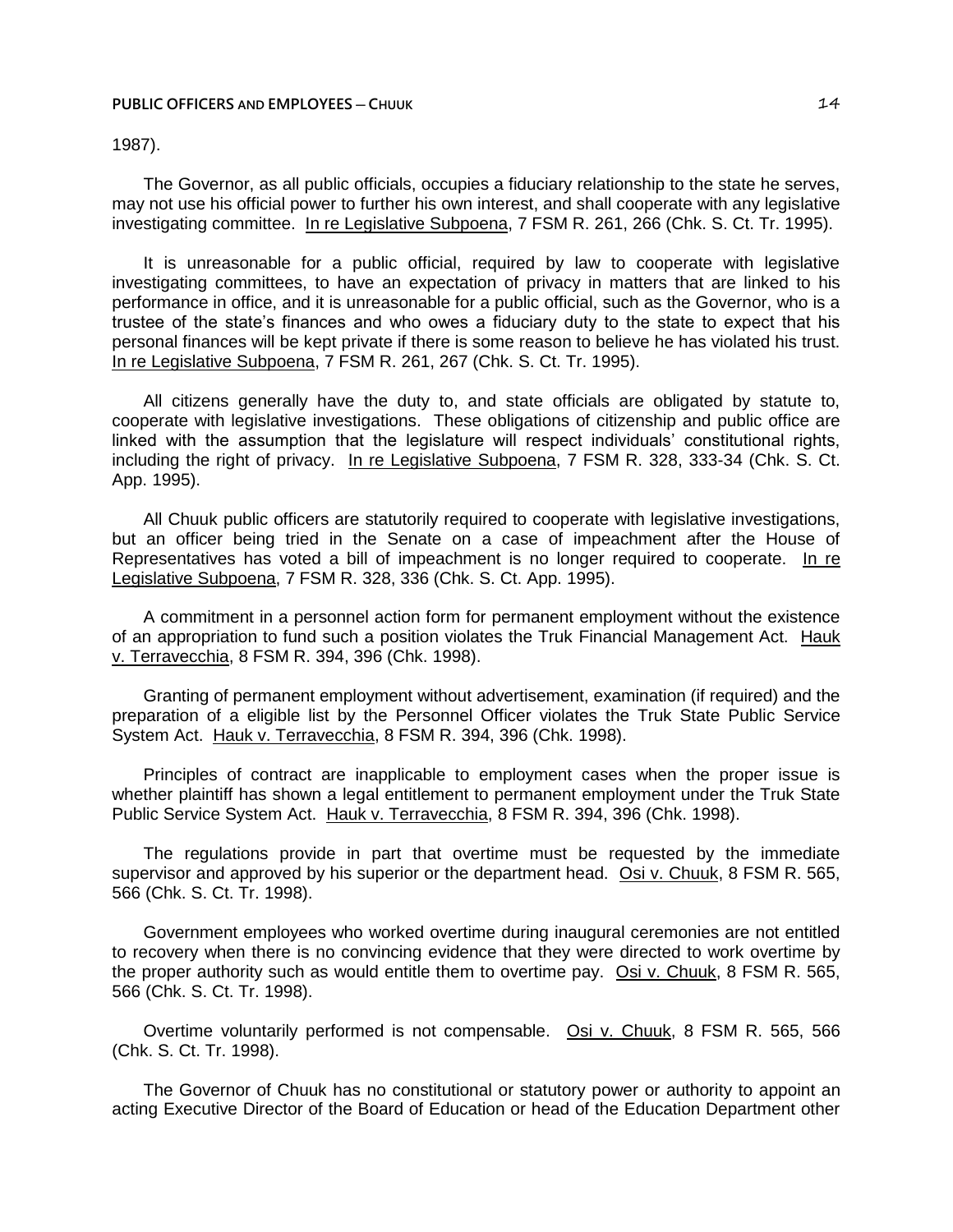1987).

The Governor, as all public officials, occupies a fiduciary relationship to the state he serves, may not use his official power to further his own interest, and shall cooperate with any legislative investigating committee. In re Legislative Subpoena, 7 FSM R. 261, 266 (Chk. S. Ct. Tr. 1995).

It is unreasonable for a public official, required by law to cooperate with legislative investigating committees, to have an expectation of privacy in matters that are linked to his performance in office, and it is unreasonable for a public official, such as the Governor, who is a trustee of the state's finances and who owes a fiduciary duty to the state to expect that his personal finances will be kept private if there is some reason to believe he has violated his trust. In re Legislative Subpoena, 7 FSM R. 261, 267 (Chk. S. Ct. Tr. 1995).

All citizens generally have the duty to, and state officials are obligated by statute to, cooperate with legislative investigations. These obligations of citizenship and public office are linked with the assumption that the legislature will respect individuals' constitutional rights, including the right of privacy. In re Legislative Subpoena, 7 FSM R. 328, 333-34 (Chk. S. Ct. App. 1995).

All Chuuk public officers are statutorily required to cooperate with legislative investigations, but an officer being tried in the Senate on a case of impeachment after the House of Representatives has voted a bill of impeachment is no longer required to cooperate. In re Legislative Subpoena, 7 FSM R. 328, 336 (Chk. S. Ct. App. 1995).

A commitment in a personnel action form for permanent employment without the existence of an appropriation to fund such a position violates the Truk Financial Management Act. Hauk v. Terravecchia, 8 FSM R. 394, 396 (Chk. 1998).

Granting of permanent employment without advertisement, examination (if required) and the preparation of a eligible list by the Personnel Officer violates the Truk State Public Service System Act. Hauk v. Terravecchia, 8 FSM R. 394, 396 (Chk. 1998).

Principles of contract are inapplicable to employment cases when the proper issue is whether plaintiff has shown a legal entitlement to permanent employment under the Truk State Public Service System Act. Hauk v. Terravecchia, 8 FSM R. 394, 396 (Chk. 1998).

The regulations provide in part that overtime must be requested by the immediate supervisor and approved by his superior or the department head. Osi v. Chuuk, 8 FSM R. 565, 566 (Chk. S. Ct. Tr. 1998).

Government employees who worked overtime during inaugural ceremonies are not entitled to recovery when there is no convincing evidence that they were directed to work overtime by the proper authority such as would entitle them to overtime pay. Osi v. Chuuk, 8 FSM R. 565, 566 (Chk. S. Ct. Tr. 1998).

Overtime voluntarily performed is not compensable. Osi v. Chuuk, 8 FSM R. 565, 566 (Chk. S. Ct. Tr. 1998).

The Governor of Chuuk has no constitutional or statutory power or authority to appoint an acting Executive Director of the Board of Education or head of the Education Department other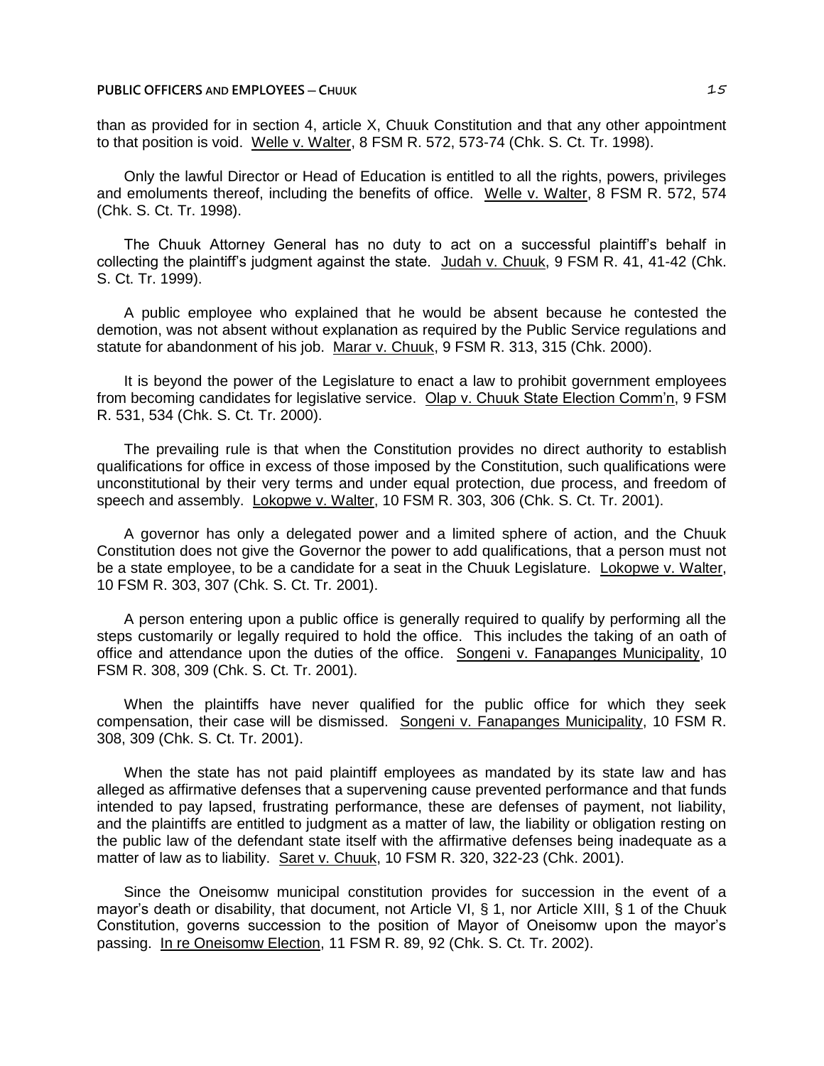than as provided for in section 4, article X, Chuuk Constitution and that any other appointment to that position is void. Welle v. Walter, 8 FSM R. 572, 573-74 (Chk. S. Ct. Tr. 1998).

Only the lawful Director or Head of Education is entitled to all the rights, powers, privileges and emoluments thereof, including the benefits of office. Welle v. Walter, 8 FSM R. 572, 574 (Chk. S. Ct. Tr. 1998).

The Chuuk Attorney General has no duty to act on a successful plaintiff's behalf in collecting the plaintiff's judgment against the state. Judah v. Chuuk, 9 FSM R. 41, 41-42 (Chk. S. Ct. Tr. 1999).

A public employee who explained that he would be absent because he contested the demotion, was not absent without explanation as required by the Public Service regulations and statute for abandonment of his job. Marar v. Chuuk, 9 FSM R. 313, 315 (Chk. 2000).

It is beyond the power of the Legislature to enact a law to prohibit government employees from becoming candidates for legislative service. Olap v. Chuuk State Election Comm'n, 9 FSM R. 531, 534 (Chk. S. Ct. Tr. 2000).

The prevailing rule is that when the Constitution provides no direct authority to establish qualifications for office in excess of those imposed by the Constitution, such qualifications were unconstitutional by their very terms and under equal protection, due process, and freedom of speech and assembly. Lokopwe v. Walter, 10 FSM R. 303, 306 (Chk. S. Ct. Tr. 2001).

A governor has only a delegated power and a limited sphere of action, and the Chuuk Constitution does not give the Governor the power to add qualifications, that a person must not be a state employee, to be a candidate for a seat in the Chuuk Legislature. Lokopwe v. Walter, 10 FSM R. 303, 307 (Chk. S. Ct. Tr. 2001).

A person entering upon a public office is generally required to qualify by performing all the steps customarily or legally required to hold the office. This includes the taking of an oath of office and attendance upon the duties of the office. Songeni v. Fanapanges Municipality, 10 FSM R. 308, 309 (Chk. S. Ct. Tr. 2001).

When the plaintiffs have never qualified for the public office for which they seek compensation, their case will be dismissed. Songeni v. Fanapanges Municipality, 10 FSM R. 308, 309 (Chk. S. Ct. Tr. 2001).

When the state has not paid plaintiff employees as mandated by its state law and has alleged as affirmative defenses that a supervening cause prevented performance and that funds intended to pay lapsed, frustrating performance, these are defenses of payment, not liability, and the plaintiffs are entitled to judgment as a matter of law, the liability or obligation resting on the public law of the defendant state itself with the affirmative defenses being inadequate as a matter of law as to liability. Saret v. Chuuk, 10 FSM R. 320, 322-23 (Chk. 2001).

Since the Oneisomw municipal constitution provides for succession in the event of a mayor's death or disability, that document, not Article VI, § 1, nor Article XIII, § 1 of the Chuuk Constitution, governs succession to the position of Mayor of Oneisomw upon the mayor's passing. In re Oneisomw Election, 11 FSM R. 89, 92 (Chk. S. Ct. Tr. 2002).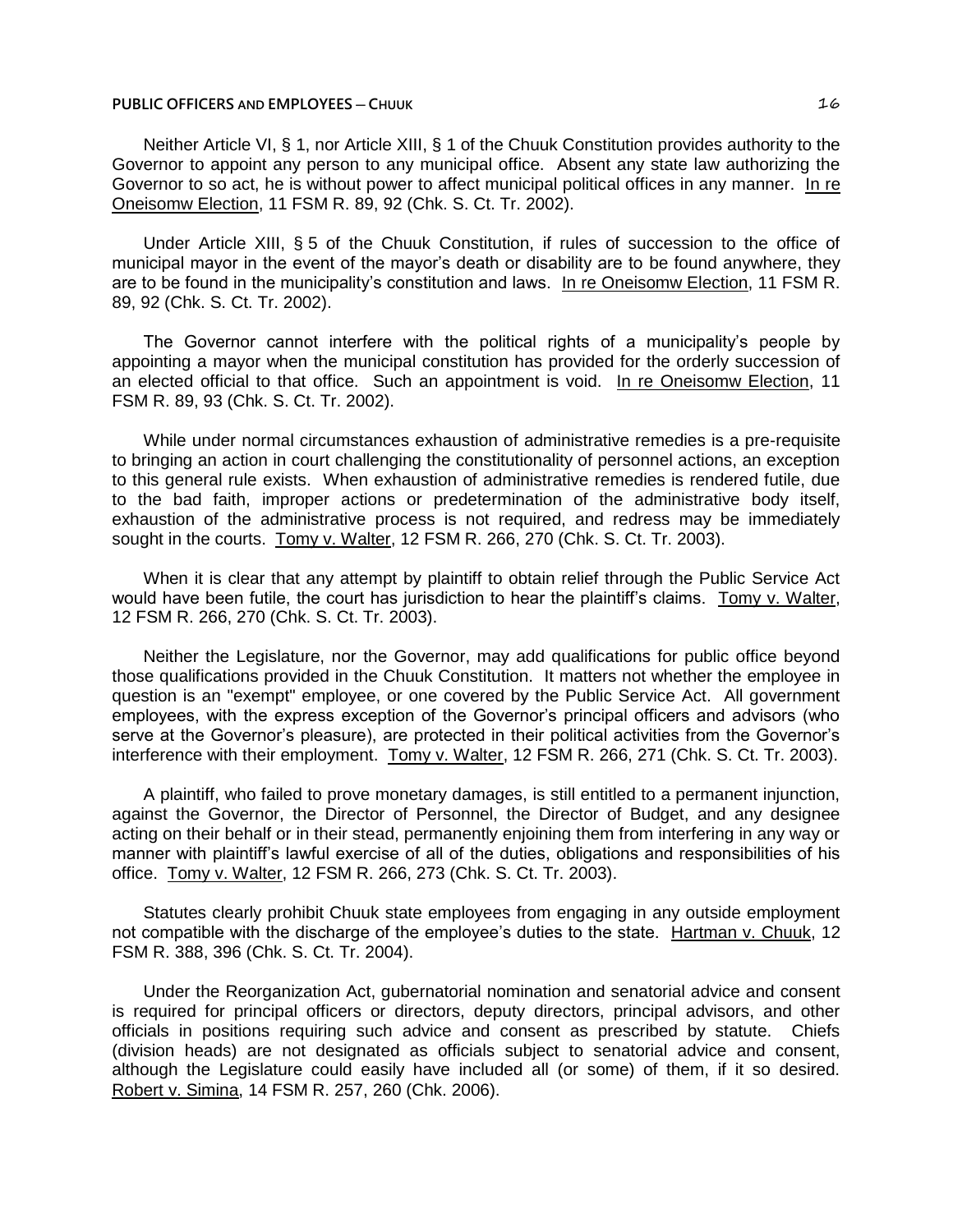Neither Article VI, § 1, nor Article XIII, § 1 of the Chuuk Constitution provides authority to the Governor to appoint any person to any municipal office. Absent any state law authorizing the Governor to so act, he is without power to affect municipal political offices in any manner. In re Oneisomw Election, 11 FSM R. 89, 92 (Chk. S. Ct. Tr. 2002).

Under Article XIII, § 5 of the Chuuk Constitution, if rules of succession to the office of municipal mayor in the event of the mayor's death or disability are to be found anywhere, they are to be found in the municipality's constitution and laws. In re Oneisomw Election, 11 FSM R. 89, 92 (Chk. S. Ct. Tr. 2002).

The Governor cannot interfere with the political rights of a municipality's people by appointing a mayor when the municipal constitution has provided for the orderly succession of an elected official to that office. Such an appointment is void. In re Oneisomw Election, 11 FSM R. 89, 93 (Chk. S. Ct. Tr. 2002).

While under normal circumstances exhaustion of administrative remedies is a pre-requisite to bringing an action in court challenging the constitutionality of personnel actions, an exception to this general rule exists. When exhaustion of administrative remedies is rendered futile, due to the bad faith, improper actions or predetermination of the administrative body itself, exhaustion of the administrative process is not required, and redress may be immediately sought in the courts. Tomy v. Walter, 12 FSM R. 266, 270 (Chk. S. Ct. Tr. 2003).

When it is clear that any attempt by plaintiff to obtain relief through the Public Service Act would have been futile, the court has jurisdiction to hear the plaintiff's claims. Tomy v. Walter, 12 FSM R. 266, 270 (Chk. S. Ct. Tr. 2003).

Neither the Legislature, nor the Governor, may add qualifications for public office beyond those qualifications provided in the Chuuk Constitution. It matters not whether the employee in question is an "exempt" employee, or one covered by the Public Service Act. All government employees, with the express exception of the Governor's principal officers and advisors (who serve at the Governor's pleasure), are protected in their political activities from the Governor's interference with their employment. Tomy v. Walter, 12 FSM R. 266, 271 (Chk. S. Ct. Tr. 2003).

A plaintiff, who failed to prove monetary damages, is still entitled to a permanent injunction, against the Governor, the Director of Personnel, the Director of Budget, and any designee acting on their behalf or in their stead, permanently enjoining them from interfering in any way or manner with plaintiff's lawful exercise of all of the duties, obligations and responsibilities of his office. Tomy v. Walter, 12 FSM R. 266, 273 (Chk. S. Ct. Tr. 2003).

Statutes clearly prohibit Chuuk state employees from engaging in any outside employment not compatible with the discharge of the employee's duties to the state. Hartman v. Chuuk, 12 FSM R. 388, 396 (Chk. S. Ct. Tr. 2004).

Under the Reorganization Act, gubernatorial nomination and senatorial advice and consent is required for principal officers or directors, deputy directors, principal advisors, and other officials in positions requiring such advice and consent as prescribed by statute. Chiefs (division heads) are not designated as officials subject to senatorial advice and consent, although the Legislature could easily have included all (or some) of them, if it so desired. Robert v. Simina, 14 FSM R. 257, 260 (Chk. 2006).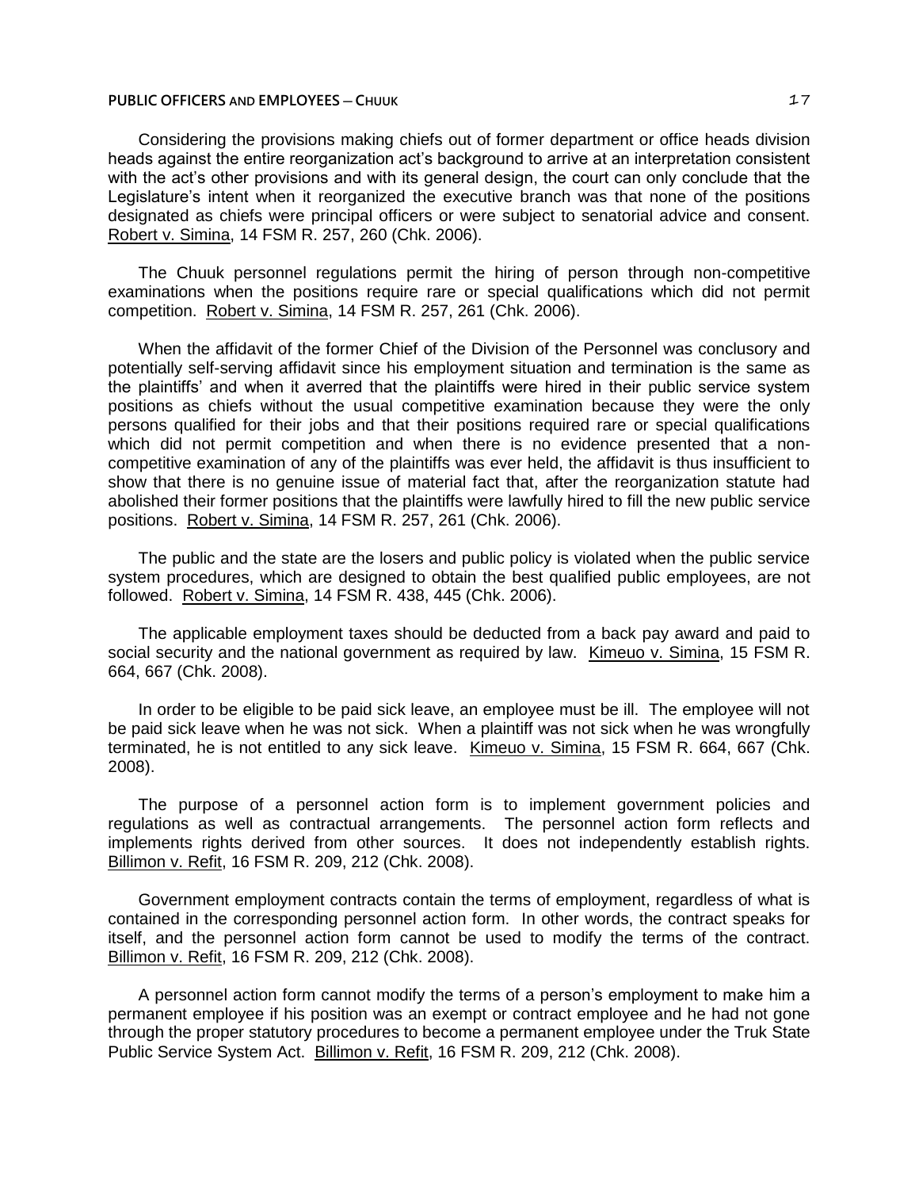Considering the provisions making chiefs out of former department or office heads division heads against the entire reorganization act's background to arrive at an interpretation consistent with the act's other provisions and with its general design, the court can only conclude that the Legislature's intent when it reorganized the executive branch was that none of the positions designated as chiefs were principal officers or were subject to senatorial advice and consent. Robert v. Simina, 14 FSM R. 257, 260 (Chk. 2006).

The Chuuk personnel regulations permit the hiring of person through non-competitive examinations when the positions require rare or special qualifications which did not permit competition. Robert v. Simina, 14 FSM R. 257, 261 (Chk. 2006).

When the affidavit of the former Chief of the Division of the Personnel was conclusory and potentially self-serving affidavit since his employment situation and termination is the same as the plaintiffs' and when it averred that the plaintiffs were hired in their public service system positions as chiefs without the usual competitive examination because they were the only persons qualified for their jobs and that their positions required rare or special qualifications which did not permit competition and when there is no evidence presented that a non-competitive examination of any of the plaintiffs was ever held, the affidavit is thus insufficient to show that there is no genuine issue of material fact that, after the reorganization statute had abolished their former positions that the plaintiffs were lawfully hired to fill the new public service positions. Robert v. Simina, 14 FSM R. 257, 261 (Chk. 2006).

The public and the state are the losers and public policy is violated when the public service system procedures, which are designed to obtain the best qualified public employees, are not followed. Robert v. Simina, 14 FSM R. 438, 445 (Chk. 2006).

The applicable employment taxes should be deducted from a back pay award and paid to social security and the national government as required by law. Kimeuo v. Simina, 15 FSM R. 664, 667 (Chk. 2008).

In order to be eligible to be paid sick leave, an employee must be ill. The employee will not be paid sick leave when he was not sick. When a plaintiff was not sick when he was wrongfully terminated, he is not entitled to any sick leave. Kimeuo v. Simina, 15 FSM R. 664, 667 (Chk. 2008).

The purpose of a personnel action form is to implement government policies and regulations as well as contractual arrangements. The personnel action form reflects and implements rights derived from other sources. It does not independently establish rights. Billimon v. Refit, 16 FSM R. 209, 212 (Chk. 2008).

Government employment contracts contain the terms of employment, regardless of what is contained in the corresponding personnel action form. In other words, the contract speaks for itself, and the personnel action form cannot be used to modify the terms of the contract. Billimon v. Refit, 16 FSM R. 209, 212 (Chk. 2008).

A personnel action form cannot modify the terms of a person's employment to make him a permanent employee if his position was an exempt or contract employee and he had not gone through the proper statutory procedures to become a permanent employee under the Truk State Public Service System Act. Billimon v. Refit, 16 FSM R. 209, 212 (Chk. 2008).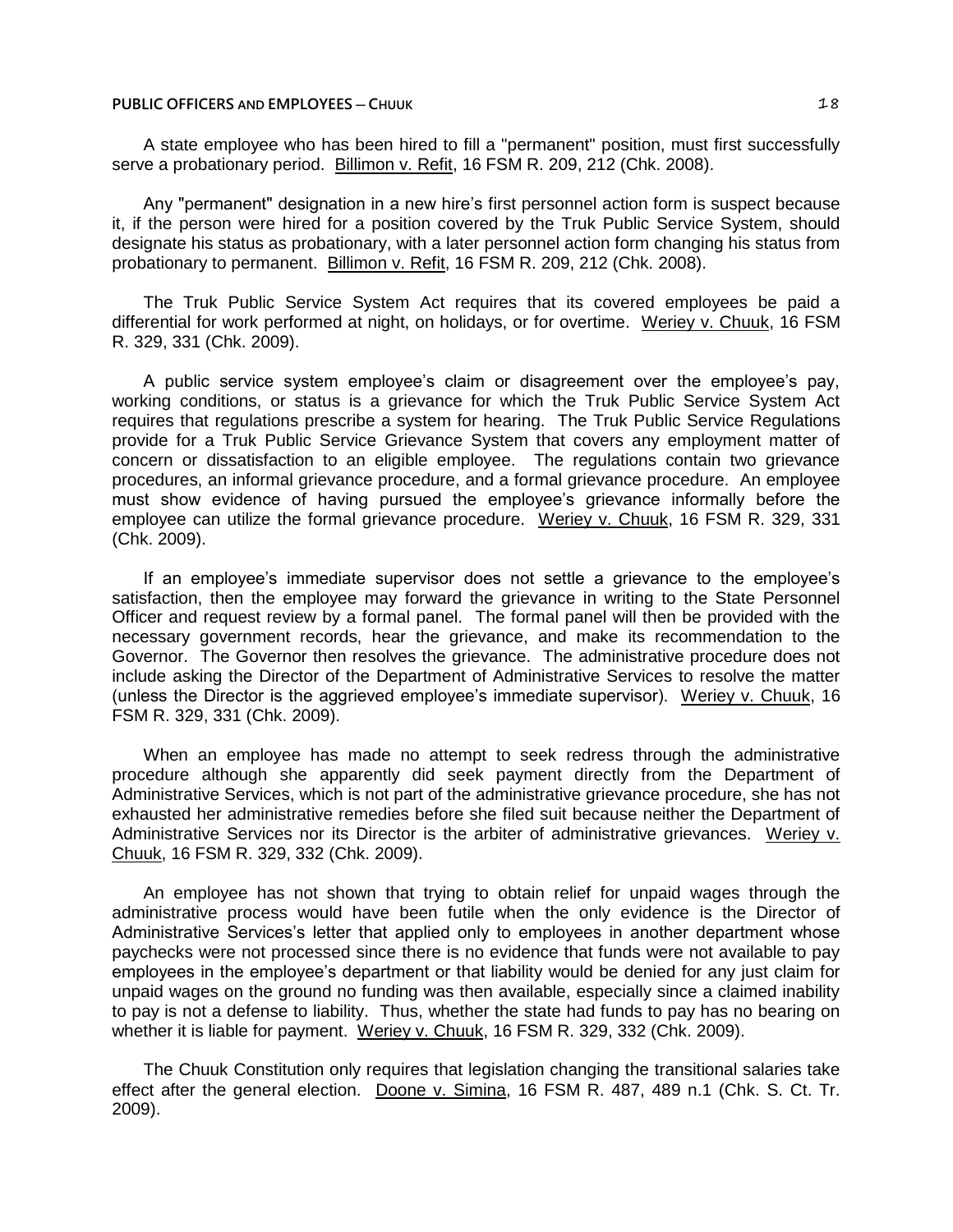A state employee who has been hired to fill a "permanent" position, must first successfully serve a probationary period. Billimon v. Refit, 16 FSM R. 209, 212 (Chk. 2008).

Any "permanent" designation in a new hire's first personnel action form is suspect because it, if the person were hired for a position covered by the Truk Public Service System, should designate his status as probationary, with a later personnel action form changing his status from probationary to permanent. Billimon v. Refit, 16 FSM R. 209, 212 (Chk. 2008).

The Truk Public Service System Act requires that its covered employees be paid a differential for work performed at night, on holidays, or for overtime. Weriey v. Chuuk, 16 FSM R. 329, 331 (Chk. 2009).

A public service system employee's claim or disagreement over the employee's pay, working conditions, or status is a grievance for which the Truk Public Service System Act requires that regulations prescribe a system for hearing. The Truk Public Service Regulations provide for a Truk Public Service Grievance System that covers any employment matter of concern or dissatisfaction to an eligible employee. The regulations contain two grievance procedures, an informal grievance procedure, and a formal grievance procedure. An employee must show evidence of having pursued the employee's grievance informally before the employee can utilize the formal grievance procedure. Weriey v. Chuuk, 16 FSM R. 329, 331 (Chk. 2009).

If an employee's immediate supervisor does not settle a grievance to the employee's satisfaction, then the employee may forward the grievance in writing to the State Personnel Officer and request review by a formal panel. The formal panel will then be provided with the necessary government records, hear the grievance, and make its recommendation to the Governor. The Governor then resolves the grievance. The administrative procedure does not include asking the Director of the Department of Administrative Services to resolve the matter (unless the Director is the aggrieved employee's immediate supervisor). Weriey v. Chuuk, 16 FSM R. 329, 331 (Chk. 2009).

When an employee has made no attempt to seek redress through the administrative procedure although she apparently did seek payment directly from the Department of Administrative Services, which is not part of the administrative grievance procedure, she has not exhausted her administrative remedies before she filed suit because neither the Department of Administrative Services nor its Director is the arbiter of administrative grievances. Weriey v. Chuuk, 16 FSM R. 329, 332 (Chk. 2009).

An employee has not shown that trying to obtain relief for unpaid wages through the administrative process would have been futile when the only evidence is the Director of Administrative Services's letter that applied only to employees in another department whose paychecks were not processed since there is no evidence that funds were not available to pay employees in the employee's department or that liability would be denied for any just claim for unpaid wages on the ground no funding was then available, especially since a claimed inability to pay is not a defense to liability. Thus, whether the state had funds to pay has no bearing on whether it is liable for payment. Weriey v. Chuuk, 16 FSM R. 329, 332 (Chk. 2009).

The Chuuk Constitution only requires that legislation changing the transitional salaries take effect after the general election. Doone v. Simina, 16 FSM R. 487, 489 n.1 (Chk. S. Ct. Tr. 2009).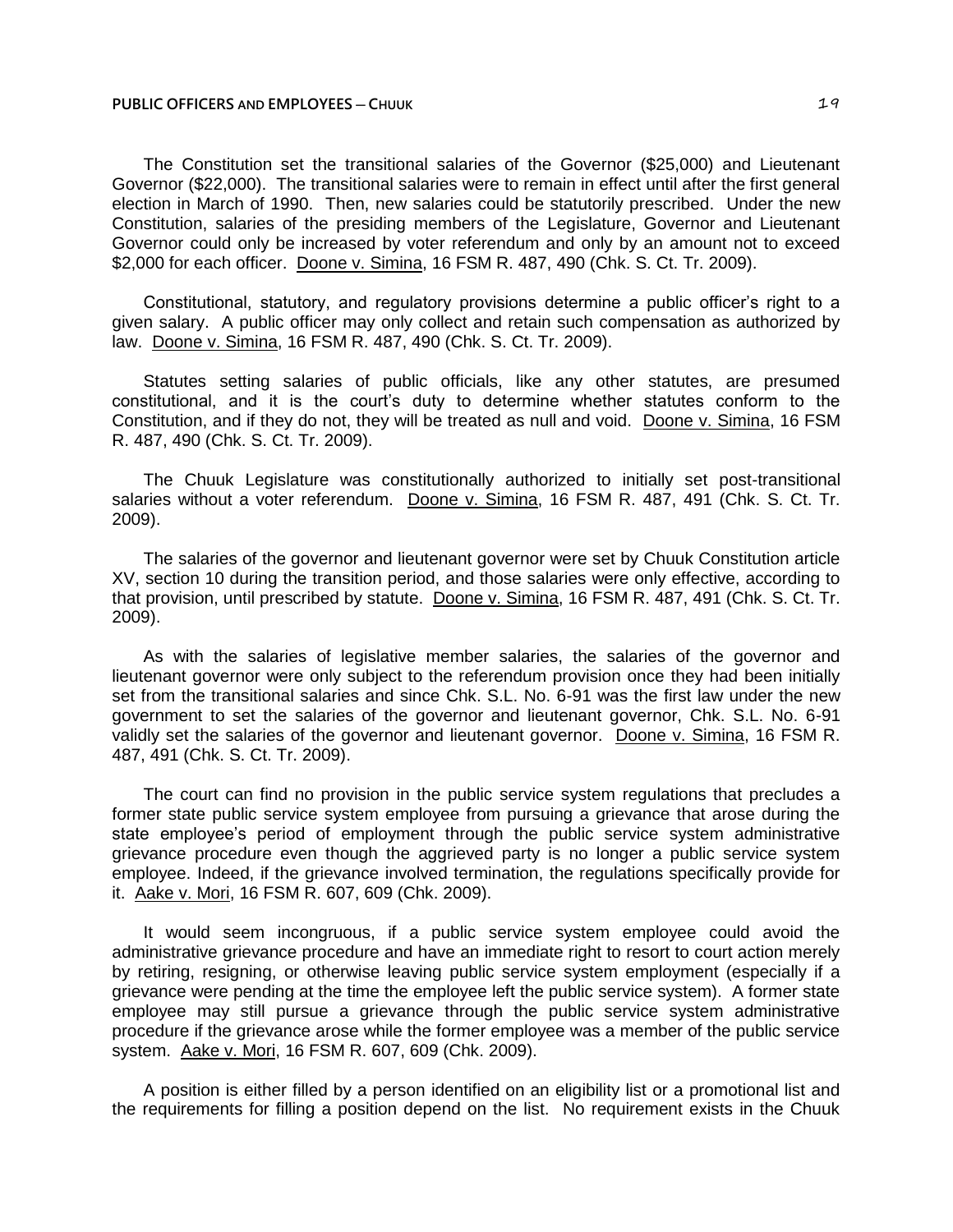The Constitution set the transitional salaries of the Governor ($25,000) and Lieutenant Governor ($22,000). The transitional salaries were to remain in effect until after the first general election in March of 1990. Then, new salaries could be statutorily prescribed. Under the new Constitution, salaries of the presiding members of the Legislature, Governor and Lieutenant Governor could only be increased by voter referendum and only by an amount not to exceed $2,000 for each officer. Doone v. Simina, 16 FSM R. 487, 490 (Chk. S. Ct. Tr. 2009).

Constitutional, statutory, and regulatory provisions determine a public officer's right to a given salary. A public officer may only collect and retain such compensation as authorized by law. Doone v. Simina, 16 FSM R. 487, 490 (Chk. S. Ct. Tr. 2009).

Statutes setting salaries of public officials, like any other statutes, are presumed constitutional, and it is the court's duty to determine whether statutes conform to the Constitution, and if they do not, they will be treated as null and void. Doone v. Simina, 16 FSM R. 487, 490 (Chk. S. Ct. Tr. 2009).

The Chuuk Legislature was constitutionally authorized to initially set post-transitional salaries without a voter referendum. Doone v. Simina, 16 FSM R. 487, 491 (Chk. S. Ct. Tr. 2009).

The salaries of the governor and lieutenant governor were set by Chuuk Constitution article XV, section 10 during the transition period, and those salaries were only effective, according to that provision, until prescribed by statute. Doone v. Simina, 16 FSM R. 487, 491 (Chk. S. Ct. Tr. 2009).

As with the salaries of legislative member salaries, the salaries of the governor and lieutenant governor were only subject to the referendum provision once they had been initially set from the transitional salaries and since Chk. S.L. No. 6-91 was the first law under the new government to set the salaries of the governor and lieutenant governor, Chk. S.L. No. 6-91 validly set the salaries of the governor and lieutenant governor. Doone v. Simina, 16 FSM R. 487, 491 (Chk. S. Ct. Tr. 2009).

The court can find no provision in the public service system regulations that precludes a former state public service system employee from pursuing a grievance that arose during the state employee's period of employment through the public service system administrative grievance procedure even though the aggrieved party is no longer a public service system employee. Indeed, if the grievance involved termination, the regulations specifically provide for it. Aake v. Mori, 16 FSM R. 607, 609 (Chk. 2009).

It would seem incongruous, if a public service system employee could avoid the administrative grievance procedure and have an immediate right to resort to court action merely by retiring, resigning, or otherwise leaving public service system employment (especially if a grievance were pending at the time the employee left the public service system). A former state employee may still pursue a grievance through the public service system administrative procedure if the grievance arose while the former employee was a member of the public service system. Aake v. Mori, 16 FSM R. 607, 609 (Chk. 2009).

A position is either filled by a person identified on an eligibility list or a promotional list and the requirements for filling a position depend on the list. No requirement exists in the Chuuk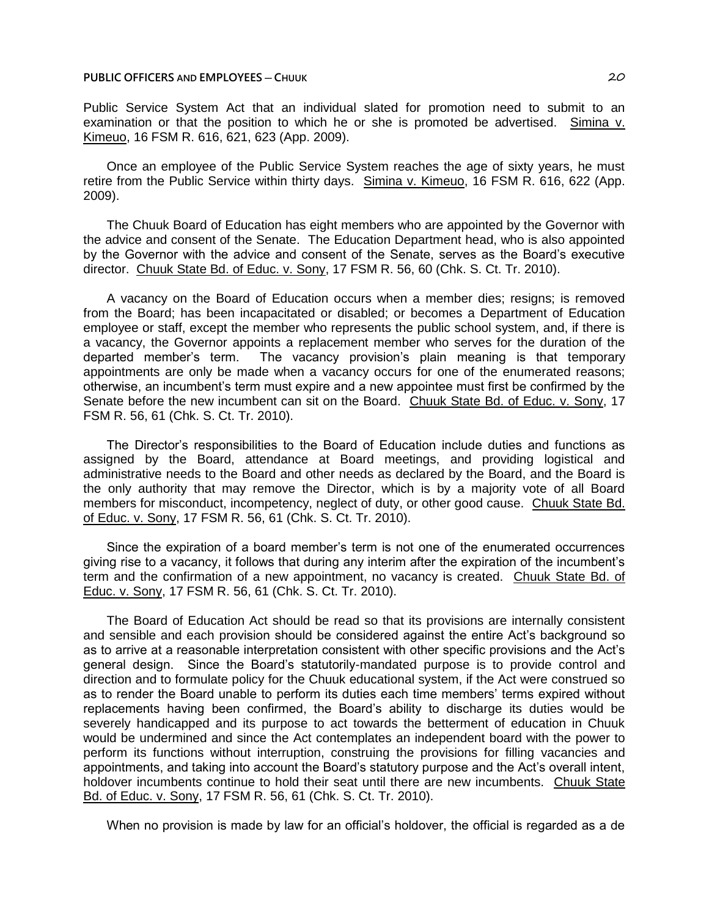Public Service System Act that an individual slated for promotion need to submit to an examination or that the position to which he or she is promoted be advertised. Simina v. Kimeuo, 16 FSM R. 616, 621, 623 (App. 2009).

Once an employee of the Public Service System reaches the age of sixty years, he must retire from the Public Service within thirty days. Simina v. Kimeuo, 16 FSM R. 616, 622 (App. 2009).

The Chuuk Board of Education has eight members who are appointed by the Governor with the advice and consent of the Senate. The Education Department head, who is also appointed by the Governor with the advice and consent of the Senate, serves as the Board's executive director. Chuuk State Bd. of Educ. v. Sony, 17 FSM R. 56, 60 (Chk. S. Ct. Tr. 2010).

A vacancy on the Board of Education occurs when a member dies; resigns; is removed from the Board; has been incapacitated or disabled; or becomes a Department of Education employee or staff, except the member who represents the public school system, and, if there is a vacancy, the Governor appoints a replacement member who serves for the duration of the departed member's term. The vacancy provision's plain meaning is that temporary appointments are only be made when a vacancy occurs for one of the enumerated reasons; otherwise, an incumbent's term must expire and a new appointee must first be confirmed by the Senate before the new incumbent can sit on the Board. Chuuk State Bd. of Educ. v. Sony, 17 FSM R. 56, 61 (Chk. S. Ct. Tr. 2010).

The Director's responsibilities to the Board of Education include duties and functions as assigned by the Board, attendance at Board meetings, and providing logistical and administrative needs to the Board and other needs as declared by the Board, and the Board is the only authority that may remove the Director, which is by a majority vote of all Board members for misconduct, incompetency, neglect of duty, or other good cause. Chuuk State Bd. of Educ. v. Sony, 17 FSM R. 56, 61 (Chk. S. Ct. Tr. 2010).

Since the expiration of a board member's term is not one of the enumerated occurrences giving rise to a vacancy, it follows that during any interim after the expiration of the incumbent's term and the confirmation of a new appointment, no vacancy is created. Chuuk State Bd. of Educ. v. Sony, 17 FSM R. 56, 61 (Chk. S. Ct. Tr. 2010).

The Board of Education Act should be read so that its provisions are internally consistent and sensible and each provision should be considered against the entire Act's background so as to arrive at a reasonable interpretation consistent with other specific provisions and the Act's general design. Since the Board's statutorily-mandated purpose is to provide control and direction and to formulate policy for the Chuuk educational system, if the Act were construed so as to render the Board unable to perform its duties each time members' terms expired without replacements having been confirmed, the Board's ability to discharge its duties would be severely handicapped and its purpose to act towards the betterment of education in Chuuk would be undermined and since the Act contemplates an independent board with the power to perform its functions without interruption, construing the provisions for filling vacancies and appointments, and taking into account the Board's statutory purpose and the Act's overall intent, holdover incumbents continue to hold their seat until there are new incumbents. Chuuk State Bd. of Educ. v. Sony, 17 FSM R. 56, 61 (Chk. S. Ct. Tr. 2010).

When no provision is made by law for an official's holdover, the official is regarded as a de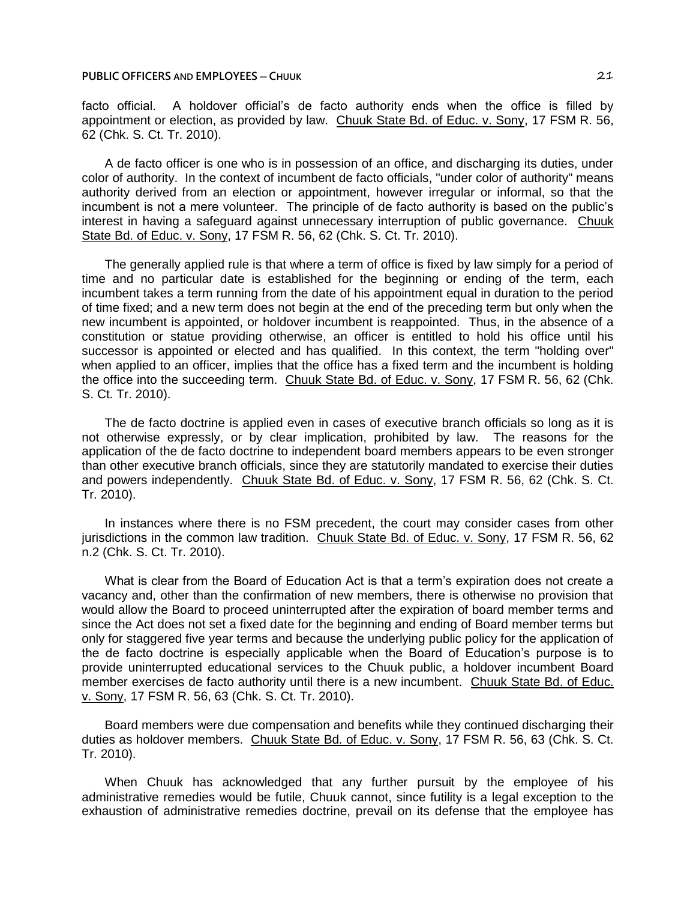facto official. A holdover official's de facto authority ends when the office is filled by appointment or election, as provided by law. Chuuk State Bd. of Educ. v. Sony, 17 FSM R. 56, 62 (Chk. S. Ct. Tr. 2010).

A de facto officer is one who is in possession of an office, and discharging its duties, under color of authority. In the context of incumbent de facto officials, "under color of authority" means authority derived from an election or appointment, however irregular or informal, so that the incumbent is not a mere volunteer. The principle of de facto authority is based on the public's interest in having a safeguard against unnecessary interruption of public governance. Chuuk State Bd. of Educ. v. Sony, 17 FSM R. 56, 62 (Chk. S. Ct. Tr. 2010).

The generally applied rule is that where a term of office is fixed by law simply for a period of time and no particular date is established for the beginning or ending of the term, each incumbent takes a term running from the date of his appointment equal in duration to the period of time fixed; and a new term does not begin at the end of the preceding term but only when the new incumbent is appointed, or holdover incumbent is reappointed. Thus, in the absence of a constitution or statue providing otherwise, an officer is entitled to hold his office until his successor is appointed or elected and has qualified. In this context, the term "holding over" when applied to an officer, implies that the office has a fixed term and the incumbent is holding the office into the succeeding term. Chuuk State Bd. of Educ. v. Sony, 17 FSM R. 56, 62 (Chk. S. Ct. Tr. 2010).

The de facto doctrine is applied even in cases of executive branch officials so long as it is not otherwise expressly, or by clear implication, prohibited by law. The reasons for the application of the de facto doctrine to independent board members appears to be even stronger than other executive branch officials, since they are statutorily mandated to exercise their duties and powers independently. Chuuk State Bd. of Educ. v. Sony, 17 FSM R. 56, 62 (Chk. S. Ct. Tr. 2010).

In instances where there is no FSM precedent, the court may consider cases from other jurisdictions in the common law tradition. Chuuk State Bd. of Educ. v. Sony, 17 FSM R. 56, 62 n.2 (Chk. S. Ct. Tr. 2010).

What is clear from the Board of Education Act is that a term's expiration does not create a vacancy and, other than the confirmation of new members, there is otherwise no provision that would allow the Board to proceed uninterrupted after the expiration of board member terms and since the Act does not set a fixed date for the beginning and ending of Board member terms but only for staggered five year terms and because the underlying public policy for the application of the de facto doctrine is especially applicable when the Board of Education's purpose is to provide uninterrupted educational services to the Chuuk public, a holdover incumbent Board member exercises de facto authority until there is a new incumbent. Chuuk State Bd. of Educ. v. Sony, 17 FSM R. 56, 63 (Chk. S. Ct. Tr. 2010).

Board members were due compensation and benefits while they continued discharging their duties as holdover members. Chuuk State Bd. of Educ. v. Sony, 17 FSM R. 56, 63 (Chk. S. Ct. Tr. 2010).

When Chuuk has acknowledged that any further pursuit by the employee of his administrative remedies would be futile, Chuuk cannot, since futility is a legal exception to the exhaustion of administrative remedies doctrine, prevail on its defense that the employee has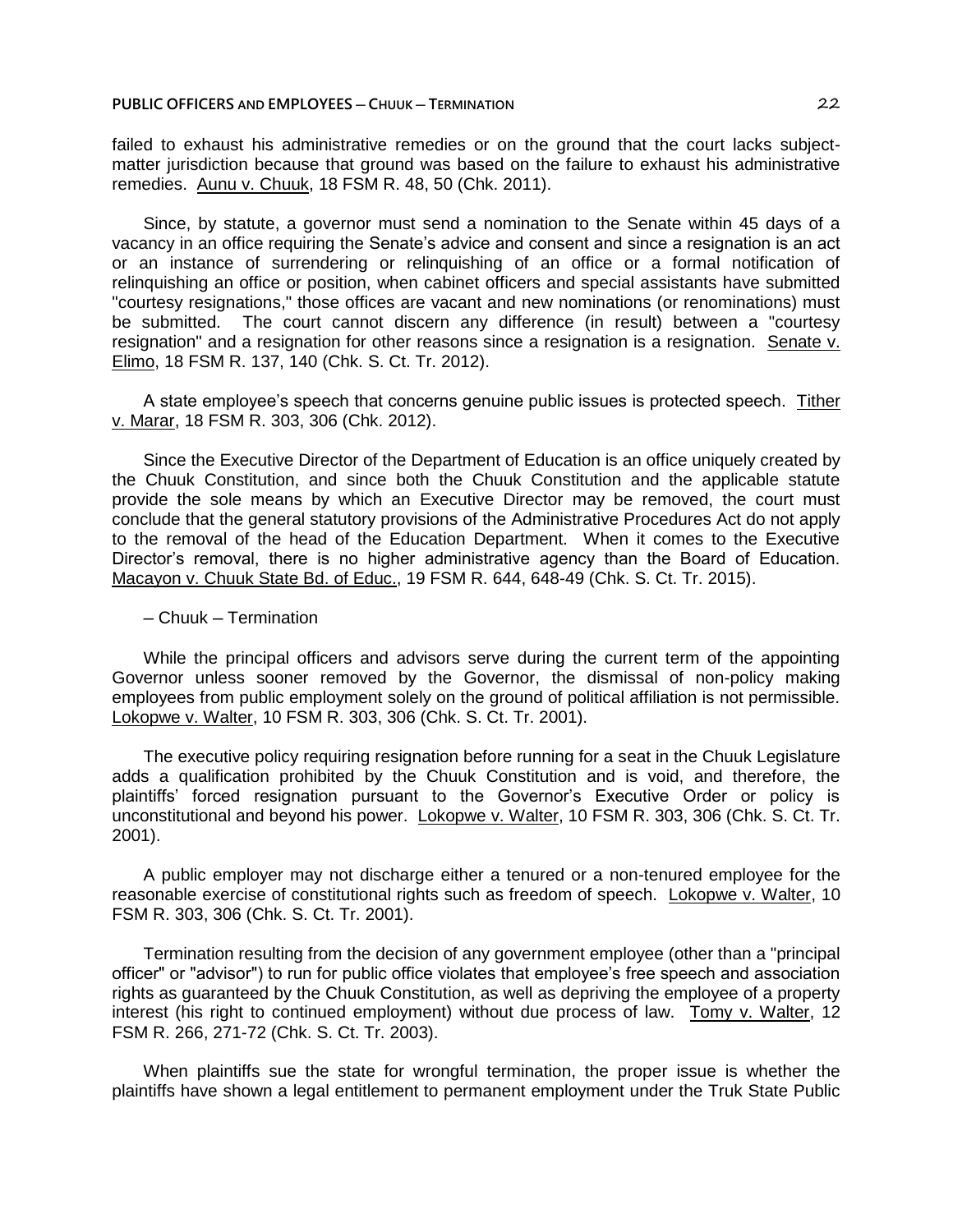failed to exhaust his administrative remedies or on the ground that the court lacks subject-matter jurisdiction because that ground was based on the failure to exhaust his administrative remedies. Aunu v. Chuuk, 18 FSM R. 48, 50 (Chk. 2011).

Since, by statute, a governor must send a nomination to the Senate within 45 days of a vacancy in an office requiring the Senate's advice and consent and since a resignation is an act or an instance of surrendering or relinquishing of an office or a formal notification of relinquishing an office or position, when cabinet officers and special assistants have submitted "courtesy resignations," those offices are vacant and new nominations (or renominations) must be submitted. The court cannot discern any difference (in result) between a "courtesy resignation" and a resignation for other reasons since a resignation is a resignation. Senate v. Elimo, 18 FSM R. 137, 140 (Chk. S. Ct. Tr. 2012).

A state employee's speech that concerns genuine public issues is protected speech. Tither v. Marar, 18 FSM R. 303, 306 (Chk. 2012).

Since the Executive Director of the Department of Education is an office uniquely created by the Chuuk Constitution, and since both the Chuuk Constitution and the applicable statute provide the sole means by which an Executive Director may be removed, the court must conclude that the general statutory provisions of the Administrative Procedures Act do not apply to the removal of the head of the Education Department. When it comes to the Executive Director's removal, there is no higher administrative agency than the Board of Education. Macayon v. Chuuk State Bd. of Educ., 19 FSM R. 644, 648-49 (Chk. S. Ct. Tr. 2015).

– Chuuk – Termination

While the principal officers and advisors serve during the current term of the appointing Governor unless sooner removed by the Governor, the dismissal of non-policy making employees from public employment solely on the ground of political affiliation is not permissible. Lokopwe v. Walter, 10 FSM R. 303, 306 (Chk. S. Ct. Tr. 2001).

The executive policy requiring resignation before running for a seat in the Chuuk Legislature adds a qualification prohibited by the Chuuk Constitution and is void, and therefore, the plaintiffs' forced resignation pursuant to the Governor's Executive Order or policy is unconstitutional and beyond his power. Lokopwe v. Walter, 10 FSM R. 303, 306 (Chk. S. Ct. Tr. 2001).

A public employer may not discharge either a tenured or a non-tenured employee for the reasonable exercise of constitutional rights such as freedom of speech. Lokopwe v. Walter, 10 FSM R. 303, 306 (Chk. S. Ct. Tr. 2001).

Termination resulting from the decision of any government employee (other than a "principal officer" or "advisor") to run for public office violates that employee's free speech and association rights as guaranteed by the Chuuk Constitution, as well as depriving the employee of a property interest (his right to continued employment) without due process of law. Tomy v. Walter, 12 FSM R. 266, 271-72 (Chk. S. Ct. Tr. 2003).

When plaintiffs sue the state for wrongful termination, the proper issue is whether the plaintiffs have shown a legal entitlement to permanent employment under the Truk State Public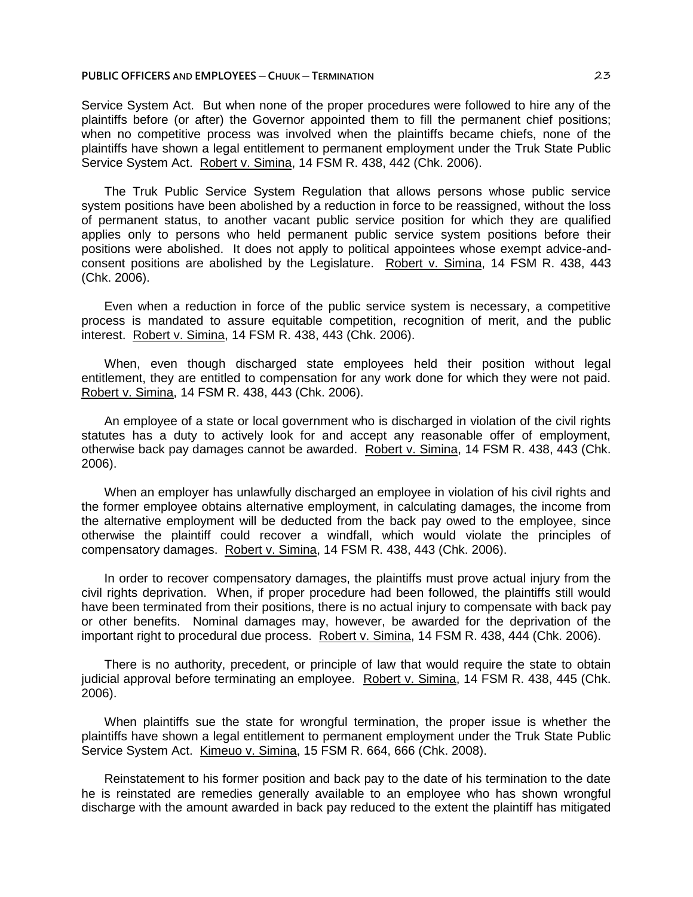Service System Act. But when none of the proper procedures were followed to hire any of the plaintiffs before (or after) the Governor appointed them to fill the permanent chief positions; when no competitive process was involved when the plaintiffs became chiefs, none of the plaintiffs have shown a legal entitlement to permanent employment under the Truk State Public Service System Act. Robert v. Simina, 14 FSM R. 438, 442 (Chk. 2006).

The Truk Public Service System Regulation that allows persons whose public service system positions have been abolished by a reduction in force to be reassigned, without the loss of permanent status, to another vacant public service position for which they are qualified applies only to persons who held permanent public service system positions before their positions were abolished. It does not apply to political appointees whose exempt advice-and-consent positions are abolished by the Legislature. Robert v. Simina, 14 FSM R. 438, 443 (Chk. 2006).

Even when a reduction in force of the public service system is necessary, a competitive process is mandated to assure equitable competition, recognition of merit, and the public interest. Robert v. Simina, 14 FSM R. 438, 443 (Chk. 2006).

When, even though discharged state employees held their position without legal entitlement, they are entitled to compensation for any work done for which they were not paid. Robert v. Simina, 14 FSM R. 438, 443 (Chk. 2006).

An employee of a state or local government who is discharged in violation of the civil rights statutes has a duty to actively look for and accept any reasonable offer of employment, otherwise back pay damages cannot be awarded. Robert v. Simina, 14 FSM R. 438, 443 (Chk. 2006).

When an employer has unlawfully discharged an employee in violation of his civil rights and the former employee obtains alternative employment, in calculating damages, the income from the alternative employment will be deducted from the back pay owed to the employee, since otherwise the plaintiff could recover a windfall, which would violate the principles of compensatory damages. Robert v. Simina, 14 FSM R. 438, 443 (Chk. 2006).

In order to recover compensatory damages, the plaintiffs must prove actual injury from the civil rights deprivation. When, if proper procedure had been followed, the plaintiffs still would have been terminated from their positions, there is no actual injury to compensate with back pay or other benefits. Nominal damages may, however, be awarded for the deprivation of the important right to procedural due process. Robert v. Simina, 14 FSM R. 438, 444 (Chk. 2006).

There is no authority, precedent, or principle of law that would require the state to obtain judicial approval before terminating an employee. Robert v. Simina, 14 FSM R. 438, 445 (Chk. 2006).

When plaintiffs sue the state for wrongful termination, the proper issue is whether the plaintiffs have shown a legal entitlement to permanent employment under the Truk State Public Service System Act. Kimeuo v. Simina, 15 FSM R. 664, 666 (Chk. 2008).

Reinstatement to his former position and back pay to the date of his termination to the date he is reinstated are remedies generally available to an employee who has shown wrongful discharge with the amount awarded in back pay reduced to the extent the plaintiff has mitigated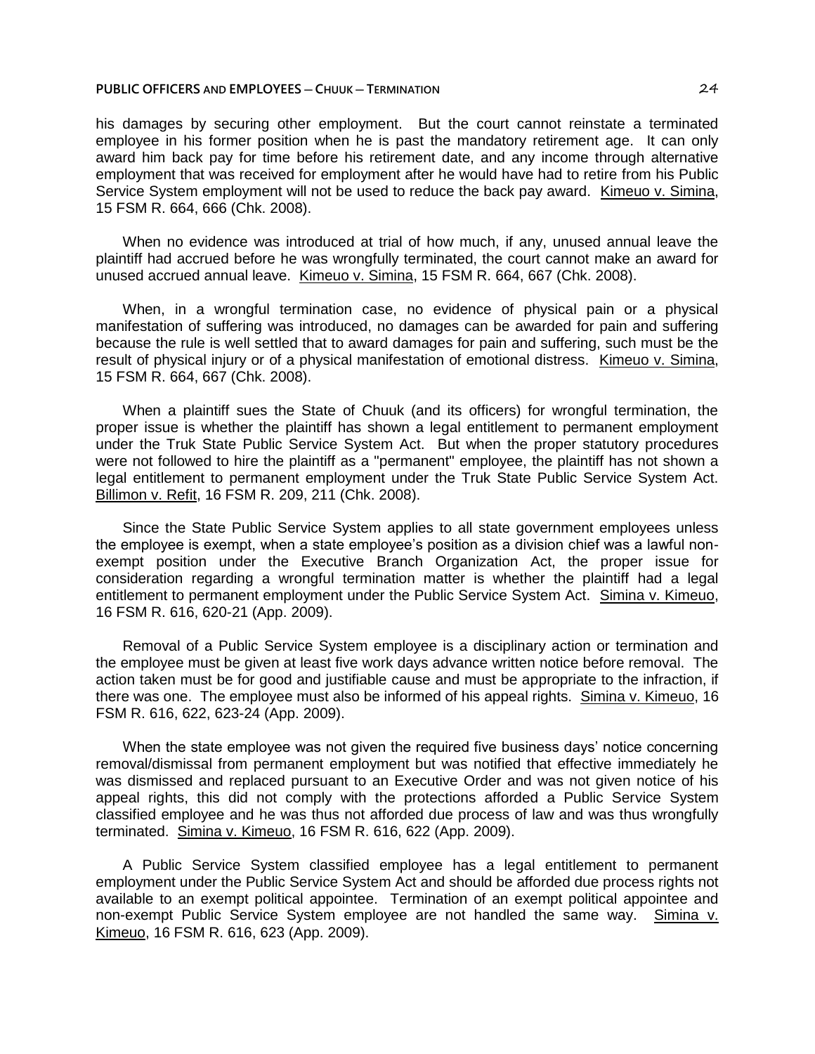his damages by securing other employment. But the court cannot reinstate a terminated employee in his former position when he is past the mandatory retirement age. It can only award him back pay for time before his retirement date, and any income through alternative employment that was received for employment after he would have had to retire from his Public Service System employment will not be used to reduce the back pay award. Kimeuo v. Simina, 15 FSM R. 664, 666 (Chk. 2008).

When no evidence was introduced at trial of how much, if any, unused annual leave the plaintiff had accrued before he was wrongfully terminated, the court cannot make an award for unused accrued annual leave. Kimeuo v. Simina, 15 FSM R. 664, 667 (Chk. 2008).

When, in a wrongful termination case, no evidence of physical pain or a physical manifestation of suffering was introduced, no damages can be awarded for pain and suffering because the rule is well settled that to award damages for pain and suffering, such must be the result of physical injury or of a physical manifestation of emotional distress. Kimeuo v. Simina, 15 FSM R. 664, 667 (Chk. 2008).

When a plaintiff sues the State of Chuuk (and its officers) for wrongful termination, the proper issue is whether the plaintiff has shown a legal entitlement to permanent employment under the Truk State Public Service System Act. But when the proper statutory procedures were not followed to hire the plaintiff as a "permanent" employee, the plaintiff has not shown a legal entitlement to permanent employment under the Truk State Public Service System Act. Billimon v. Refit, 16 FSM R. 209, 211 (Chk. 2008).

Since the State Public Service System applies to all state government employees unless the employee is exempt, when a state employee's position as a division chief was a lawful non-exempt position under the Executive Branch Organization Act, the proper issue for consideration regarding a wrongful termination matter is whether the plaintiff had a legal entitlement to permanent employment under the Public Service System Act. Simina v. Kimeuo, 16 FSM R. 616, 620-21 (App. 2009).

Removal of a Public Service System employee is a disciplinary action or termination and the employee must be given at least five work days advance written notice before removal. The action taken must be for good and justifiable cause and must be appropriate to the infraction, if there was one. The employee must also be informed of his appeal rights. Simina v. Kimeuo, 16 FSM R. 616, 622, 623-24 (App. 2009).

When the state employee was not given the required five business days' notice concerning removal/dismissal from permanent employment but was notified that effective immediately he was dismissed and replaced pursuant to an Executive Order and was not given notice of his appeal rights, this did not comply with the protections afforded a Public Service System classified employee and he was thus not afforded due process of law and was thus wrongfully terminated. Simina v. Kimeuo, 16 FSM R. 616, 622 (App. 2009).

A Public Service System classified employee has a legal entitlement to permanent employment under the Public Service System Act and should be afforded due process rights not available to an exempt political appointee. Termination of an exempt political appointee and non-exempt Public Service System employee are not handled the same way. Simina v. Kimeuo, 16 FSM R. 616, 623 (App. 2009).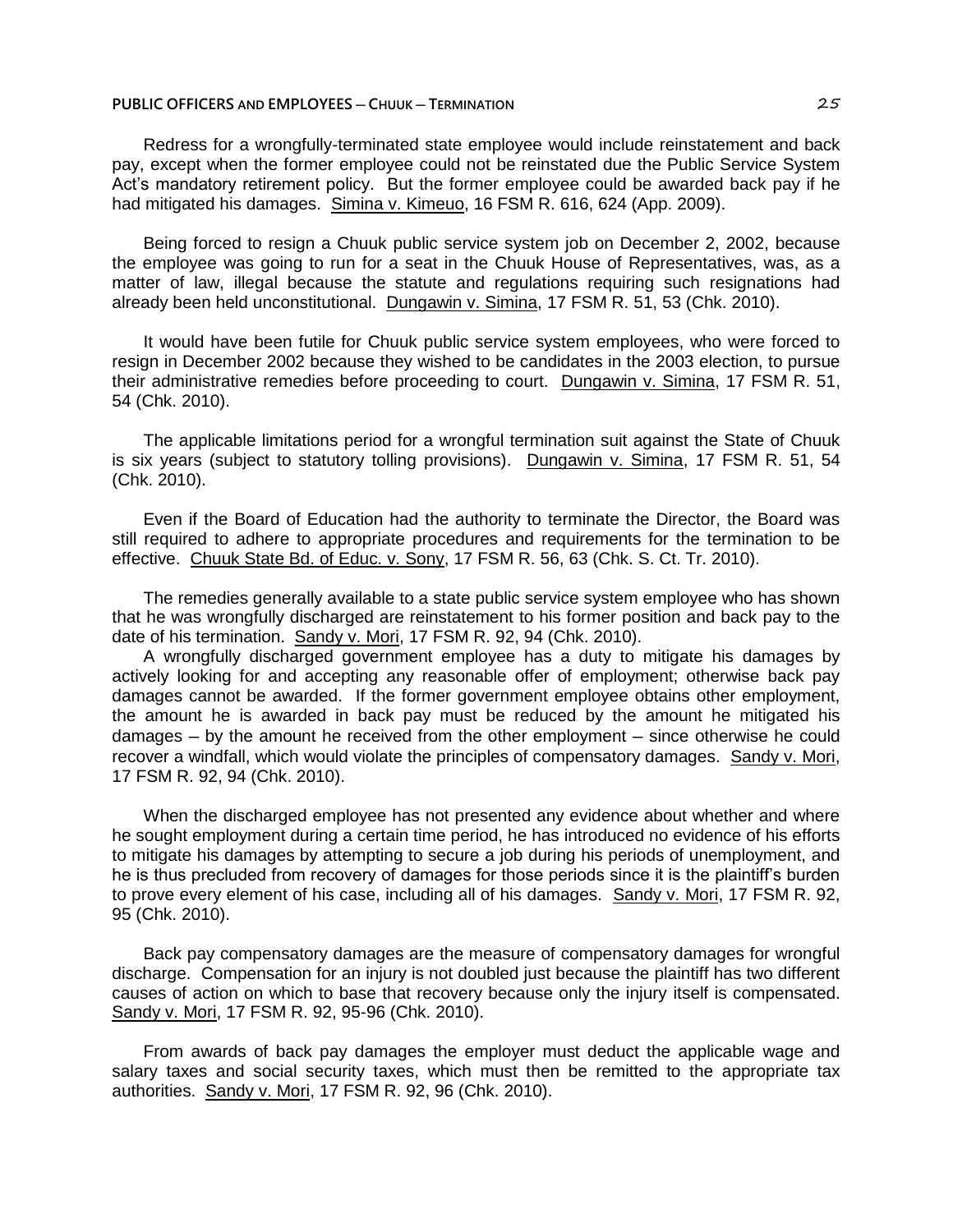Redress for a wrongfully-terminated state employee would include reinstatement and back pay, except when the former employee could not be reinstated due the Public Service System Act's mandatory retirement policy. But the former employee could be awarded back pay if he had mitigated his damages. Simina v. Kimeuo, 16 FSM R. 616, 624 (App. 2009).

Being forced to resign a Chuuk public service system job on December 2, 2002, because the employee was going to run for a seat in the Chuuk House of Representatives, was, as a matter of law, illegal because the statute and regulations requiring such resignations had already been held unconstitutional. Dungawin v. Simina, 17 FSM R. 51, 53 (Chk. 2010).

It would have been futile for Chuuk public service system employees, who were forced to resign in December 2002 because they wished to be candidates in the 2003 election, to pursue their administrative remedies before proceeding to court. Dungawin v. Simina, 17 FSM R. 51, 54 (Chk. 2010).

The applicable limitations period for a wrongful termination suit against the State of Chuuk is six years (subject to statutory tolling provisions). Dungawin v. Simina, 17 FSM R. 51, 54 (Chk. 2010).

Even if the Board of Education had the authority to terminate the Director, the Board was still required to adhere to appropriate procedures and requirements for the termination to be effective. Chuuk State Bd. of Educ. v. Sony, 17 FSM R. 56, 63 (Chk. S. Ct. Tr. 2010).

The remedies generally available to a state public service system employee who has shown that he was wrongfully discharged are reinstatement to his former position and back pay to the date of his termination. Sandy v. Mori, 17 FSM R. 92, 94 (Chk. 2010).

A wrongfully discharged government employee has a duty to mitigate his damages by actively looking for and accepting any reasonable offer of employment; otherwise back pay damages cannot be awarded. If the former government employee obtains other employment, the amount he is awarded in back pay must be reduced by the amount he mitigated his damages – by the amount he received from the other employment – since otherwise he could recover a windfall, which would violate the principles of compensatory damages. Sandy v. Mori, 17 FSM R. 92, 94 (Chk. 2010).

When the discharged employee has not presented any evidence about whether and where he sought employment during a certain time period, he has introduced no evidence of his efforts to mitigate his damages by attempting to secure a job during his periods of unemployment, and he is thus precluded from recovery of damages for those periods since it is the plaintiff's burden to prove every element of his case, including all of his damages. Sandy v. Mori, 17 FSM R. 92, 95 (Chk. 2010).

Back pay compensatory damages are the measure of compensatory damages for wrongful discharge. Compensation for an injury is not doubled just because the plaintiff has two different causes of action on which to base that recovery because only the injury itself is compensated. Sandy v. Mori, 17 FSM R. 92, 95-96 (Chk. 2010).

From awards of back pay damages the employer must deduct the applicable wage and salary taxes and social security taxes, which must then be remitted to the appropriate tax authorities. Sandy v. Mori, 17 FSM R. 92, 96 (Chk. 2010).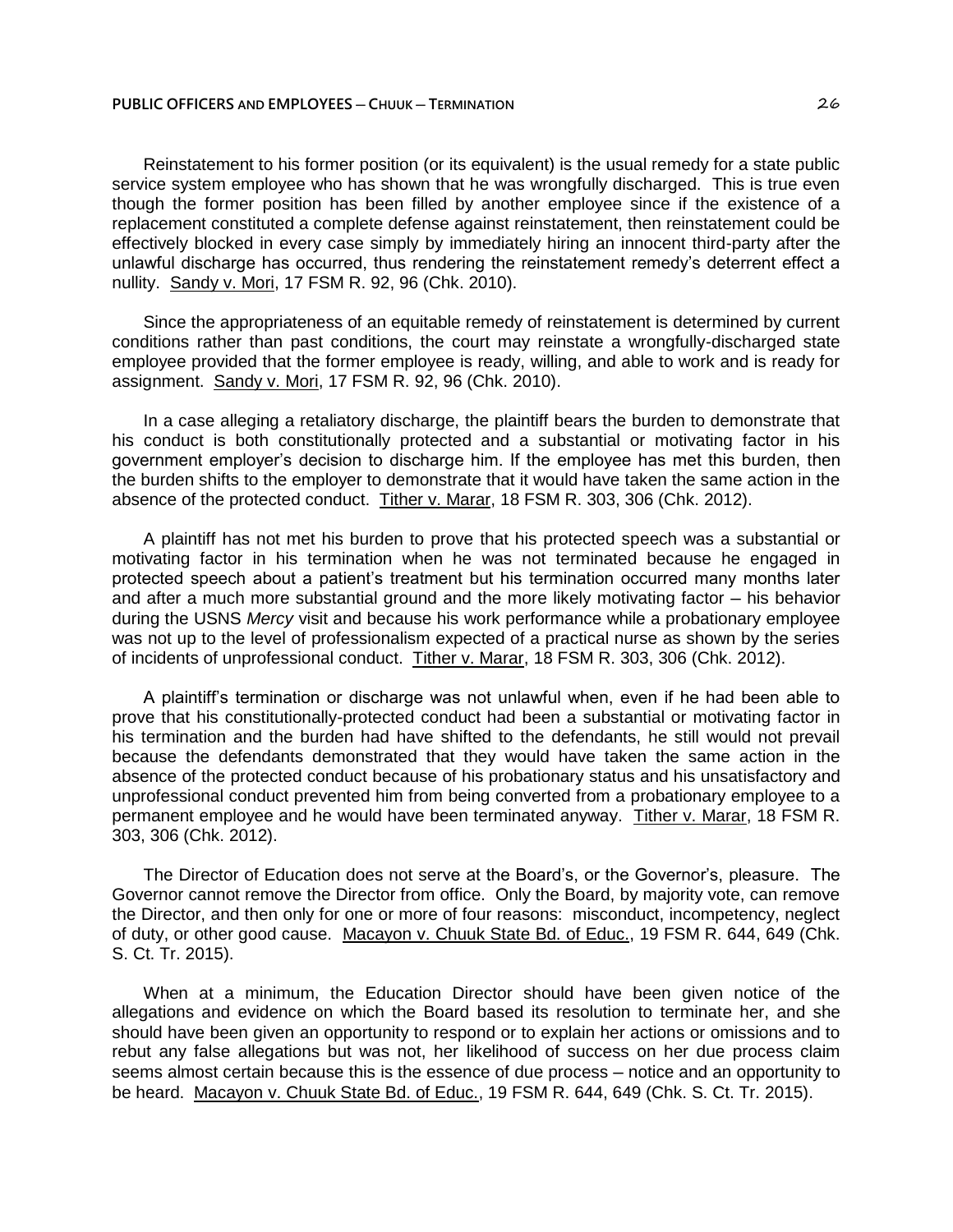Reinstatement to his former position (or its equivalent) is the usual remedy for a state public service system employee who has shown that he was wrongfully discharged. This is true even though the former position has been filled by another employee since if the existence of a replacement constituted a complete defense against reinstatement, then reinstatement could be effectively blocked in every case simply by immediately hiring an innocent third-party after the unlawful discharge has occurred, thus rendering the reinstatement remedy's deterrent effect a nullity. Sandy v. Mori, 17 FSM R. 92, 96 (Chk. 2010).

Since the appropriateness of an equitable remedy of reinstatement is determined by current conditions rather than past conditions, the court may reinstate a wrongfully-discharged state employee provided that the former employee is ready, willing, and able to work and is ready for assignment. Sandy v. Mori, 17 FSM R. 92, 96 (Chk. 2010).

In a case alleging a retaliatory discharge, the plaintiff bears the burden to demonstrate that his conduct is both constitutionally protected and a substantial or motivating factor in his government employer's decision to discharge him. If the employee has met this burden, then the burden shifts to the employer to demonstrate that it would have taken the same action in the absence of the protected conduct. Tither v. Marar, 18 FSM R. 303, 306 (Chk. 2012).

A plaintiff has not met his burden to prove that his protected speech was a substantial or motivating factor in his termination when he was not terminated because he engaged in protected speech about a patient's treatment but his termination occurred many months later and after a much more substantial ground and the more likely motivating factor – his behavior during the USNS *Mercy* visit and because his work performance while a probationary employee was not up to the level of professionalism expected of a practical nurse as shown by the series of incidents of unprofessional conduct. Tither v. Marar, 18 FSM R. 303, 306 (Chk. 2012).

A plaintiff's termination or discharge was not unlawful when, even if he had been able to prove that his constitutionally-protected conduct had been a substantial or motivating factor in his termination and the burden had have shifted to the defendants, he still would not prevail because the defendants demonstrated that they would have taken the same action in the absence of the protected conduct because of his probationary status and his unsatisfactory and unprofessional conduct prevented him from being converted from a probationary employee to a permanent employee and he would have been terminated anyway. Tither v. Marar, 18 FSM R. 303, 306 (Chk. 2012).

The Director of Education does not serve at the Board's, or the Governor's, pleasure. The Governor cannot remove the Director from office. Only the Board, by majority vote, can remove the Director, and then only for one or more of four reasons: misconduct, incompetency, neglect of duty, or other good cause. Macayon v. Chuuk State Bd. of Educ., 19 FSM R. 644, 649 (Chk. S. Ct. Tr. 2015).

When at a minimum, the Education Director should have been given notice of the allegations and evidence on which the Board based its resolution to terminate her, and she should have been given an opportunity to respond or to explain her actions or omissions and to rebut any false allegations but was not, her likelihood of success on her due process claim seems almost certain because this is the essence of due process – notice and an opportunity to be heard. Macayon v. Chuuk State Bd. of Educ., 19 FSM R. 644, 649 (Chk. S. Ct. Tr. 2015).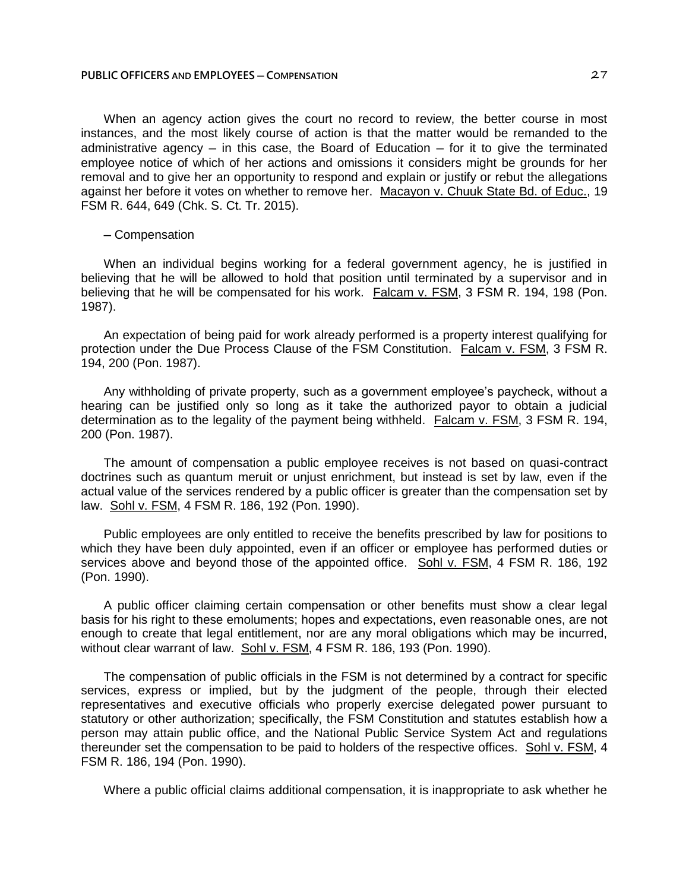When an agency action gives the court no record to review, the better course in most instances, and the most likely course of action is that the matter would be remanded to the administrative agency – in this case, the Board of Education – for it to give the terminated employee notice of which of her actions and omissions it considers might be grounds for her removal and to give her an opportunity to respond and explain or justify or rebut the allegations against her before it votes on whether to remove her. Macayon v. Chuuk State Bd. of Educ., 19 FSM R. 644, 649 (Chk. S. Ct. Tr. 2015).

– Compensation

When an individual begins working for a federal government agency, he is justified in believing that he will be allowed to hold that position until terminated by a supervisor and in believing that he will be compensated for his work. Falcam v. FSM, 3 FSM R. 194, 198 (Pon. 1987).

An expectation of being paid for work already performed is a property interest qualifying for protection under the Due Process Clause of the FSM Constitution. Falcam v. FSM, 3 FSM R. 194, 200 (Pon. 1987).

Any withholding of private property, such as a government employee's paycheck, without a hearing can be justified only so long as it take the authorized payor to obtain a judicial determination as to the legality of the payment being withheld. Falcam v. FSM, 3 FSM R. 194, 200 (Pon. 1987).

The amount of compensation a public employee receives is not based on quasi-contract doctrines such as quantum meruit or unjust enrichment, but instead is set by law, even if the actual value of the services rendered by a public officer is greater than the compensation set by law. Sohl v. FSM, 4 FSM R. 186, 192 (Pon. 1990).

Public employees are only entitled to receive the benefits prescribed by law for positions to which they have been duly appointed, even if an officer or employee has performed duties or services above and beyond those of the appointed office. Sohl v. FSM, 4 FSM R. 186, 192 (Pon. 1990).

A public officer claiming certain compensation or other benefits must show a clear legal basis for his right to these emoluments; hopes and expectations, even reasonable ones, are not enough to create that legal entitlement, nor are any moral obligations which may be incurred, without clear warrant of law. Sohl v. FSM, 4 FSM R. 186, 193 (Pon. 1990).

The compensation of public officials in the FSM is not determined by a contract for specific services, express or implied, but by the judgment of the people, through their elected representatives and executive officials who properly exercise delegated power pursuant to statutory or other authorization; specifically, the FSM Constitution and statutes establish how a person may attain public office, and the National Public Service System Act and regulations thereunder set the compensation to be paid to holders of the respective offices. Sohl v. FSM, 4 FSM R. 186, 194 (Pon. 1990).

Where a public official claims additional compensation, it is inappropriate to ask whether he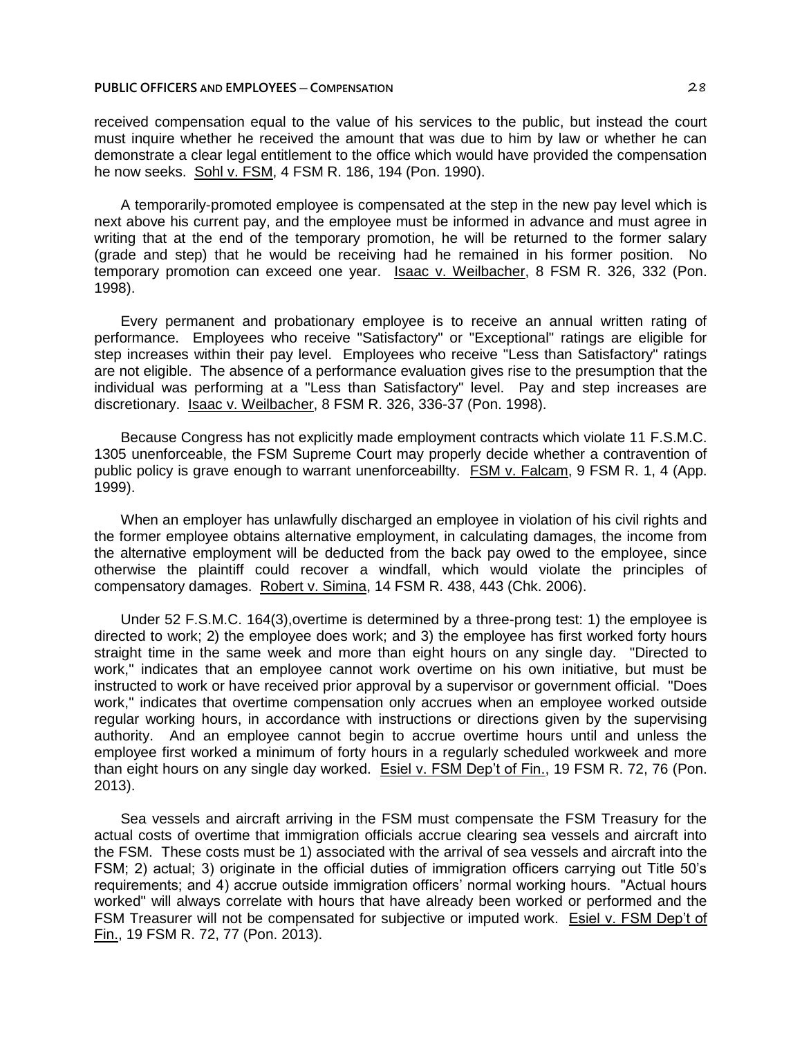received compensation equal to the value of his services to the public, but instead the court must inquire whether he received the amount that was due to him by law or whether he can demonstrate a clear legal entitlement to the office which would have provided the compensation he now seeks. Sohl v. FSM, 4 FSM R. 186, 194 (Pon. 1990).

A temporarily-promoted employee is compensated at the step in the new pay level which is next above his current pay, and the employee must be informed in advance and must agree in writing that at the end of the temporary promotion, he will be returned to the former salary (grade and step) that he would be receiving had he remained in his former position. No temporary promotion can exceed one year. Isaac v. Weilbacher, 8 FSM R. 326, 332 (Pon. 1998).

Every permanent and probationary employee is to receive an annual written rating of performance. Employees who receive "Satisfactory" or "Exceptional" ratings are eligible for step increases within their pay level. Employees who receive "Less than Satisfactory" ratings are not eligible. The absence of a performance evaluation gives rise to the presumption that the individual was performing at a "Less than Satisfactory" level. Pay and step increases are discretionary. Isaac v. Weilbacher, 8 FSM R. 326, 336-37 (Pon. 1998).

Because Congress has not explicitly made employment contracts which violate 11 F.S.M.C. 1305 unenforceable, the FSM Supreme Court may properly decide whether a contravention of public policy is grave enough to warrant unenforceabillty. FSM v. Falcam, 9 FSM R. 1, 4 (App. 1999).

When an employer has unlawfully discharged an employee in violation of his civil rights and the former employee obtains alternative employment, in calculating damages, the income from the alternative employment will be deducted from the back pay owed to the employee, since otherwise the plaintiff could recover a windfall, which would violate the principles of compensatory damages. Robert v. Simina, 14 FSM R. 438, 443 (Chk. 2006).

Under 52 F.S.M.C. 164(3),overtime is determined by a three-prong test: 1) the employee is directed to work; 2) the employee does work; and 3) the employee has first worked forty hours straight time in the same week and more than eight hours on any single day. "Directed to work," indicates that an employee cannot work overtime on his own initiative, but must be instructed to work or have received prior approval by a supervisor or government official. "Does work," indicates that overtime compensation only accrues when an employee worked outside regular working hours, in accordance with instructions or directions given by the supervising authority. And an employee cannot begin to accrue overtime hours until and unless the employee first worked a minimum of forty hours in a regularly scheduled workweek and more than eight hours on any single day worked. Esiel v. FSM Dep't of Fin., 19 FSM R. 72, 76 (Pon. 2013).

Sea vessels and aircraft arriving in the FSM must compensate the FSM Treasury for the actual costs of overtime that immigration officials accrue clearing sea vessels and aircraft into the FSM. These costs must be 1) associated with the arrival of sea vessels and aircraft into the FSM; 2) actual; 3) originate in the official duties of immigration officers carrying out Title 50's requirements; and 4) accrue outside immigration officers' normal working hours. "Actual hours worked" will always correlate with hours that have already been worked or performed and the FSM Treasurer will not be compensated for subjective or imputed work. Esiel v. FSM Dep't of Fin., 19 FSM R. 72, 77 (Pon. 2013).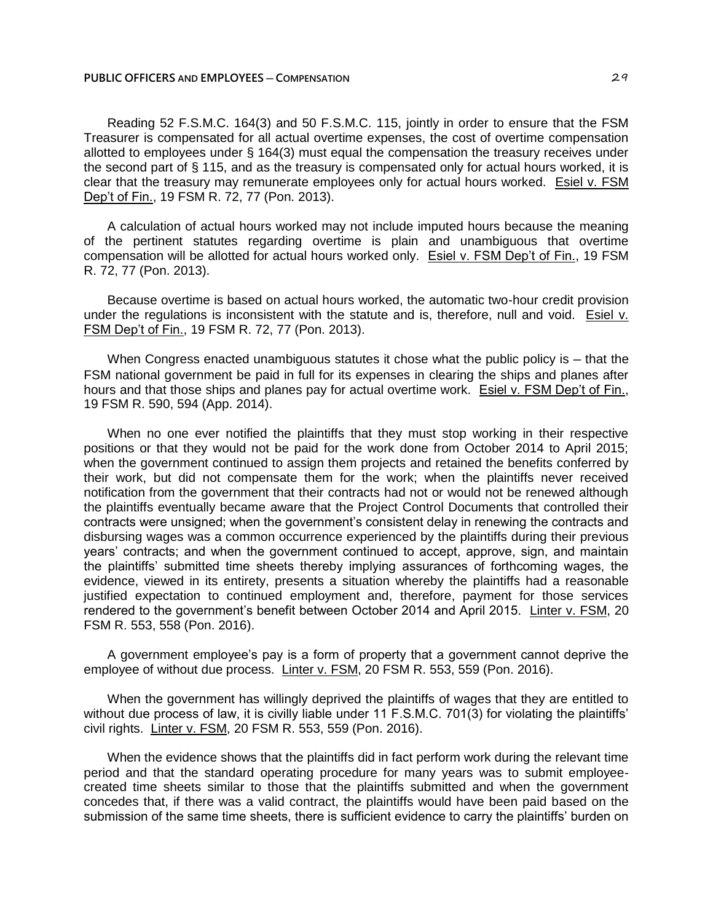Reading 52 F.S.M.C. 164(3) and 50 F.S.M.C. 115, jointly in order to ensure that the FSM Treasurer is compensated for all actual overtime expenses, the cost of overtime compensation allotted to employees under § 164(3) must equal the compensation the treasury receives under the second part of § 115, and as the treasury is compensated only for actual hours worked, it is clear that the treasury may remunerate employees only for actual hours worked. Esiel v. FSM Dep't of Fin., 19 FSM R. 72, 77 (Pon. 2013).

A calculation of actual hours worked may not include imputed hours because the meaning of the pertinent statutes regarding overtime is plain and unambiguous that overtime compensation will be allotted for actual hours worked only. Esiel v. FSM Dep't of Fin., 19 FSM R. 72, 77 (Pon. 2013).

Because overtime is based on actual hours worked, the automatic two-hour credit provision under the regulations is inconsistent with the statute and is, therefore, null and void. Esiel v. FSM Dep't of Fin., 19 FSM R. 72, 77 (Pon. 2013).

When Congress enacted unambiguous statutes it chose what the public policy is – that the FSM national government be paid in full for its expenses in clearing the ships and planes after hours and that those ships and planes pay for actual overtime work. Esiel v. FSM Dep't of Fin., 19 FSM R. 590, 594 (App. 2014).

When no one ever notified the plaintiffs that they must stop working in their respective positions or that they would not be paid for the work done from October 2014 to April 2015; when the government continued to assign them projects and retained the benefits conferred by their work, but did not compensate them for the work; when the plaintiffs never received notification from the government that their contracts had not or would not be renewed although the plaintiffs eventually became aware that the Project Control Documents that controlled their contracts were unsigned; when the government's consistent delay in renewing the contracts and disbursing wages was a common occurrence experienced by the plaintiffs during their previous years' contracts; and when the government continued to accept, approve, sign, and maintain the plaintiffs' submitted time sheets thereby implying assurances of forthcoming wages, the evidence, viewed in its entirety, presents a situation whereby the plaintiffs had a reasonable justified expectation to continued employment and, therefore, payment for those services rendered to the government's benefit between October 2014 and April 2015. Linter v. FSM, 20 FSM R. 553, 558 (Pon. 2016).

A government employee's pay is a form of property that a government cannot deprive the employee of without due process. Linter v. FSM, 20 FSM R. 553, 559 (Pon. 2016).

When the government has willingly deprived the plaintiffs of wages that they are entitled to without due process of law, it is civilly liable under 11 F.S.M.C. 701(3) for violating the plaintiffs' civil rights. Linter v. FSM, 20 FSM R. 553, 559 (Pon. 2016).

When the evidence shows that the plaintiffs did in fact perform work during the relevant time period and that the standard operating procedure for many years was to submit employee-created time sheets similar to those that the plaintiffs submitted and when the government concedes that, if there was a valid contract, the plaintiffs would have been paid based on the submission of the same time sheets, there is sufficient evidence to carry the plaintiffs' burden on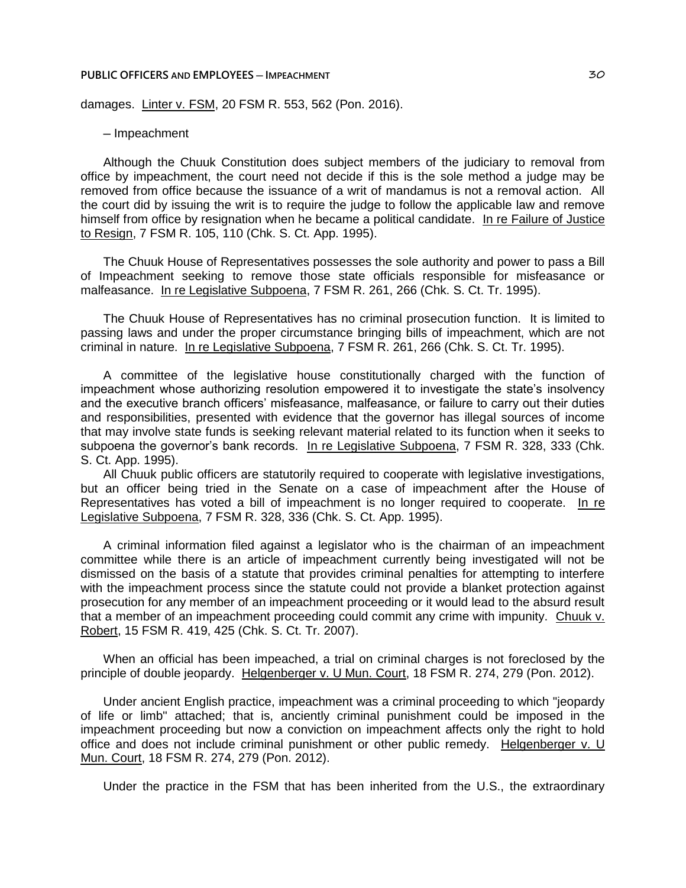damages. Linter v. FSM, 20 FSM R. 553, 562 (Pon. 2016).

– Impeachment

Although the Chuuk Constitution does subject members of the judiciary to removal from office by impeachment, the court need not decide if this is the sole method a judge may be removed from office because the issuance of a writ of mandamus is not a removal action. All the court did by issuing the writ is to require the judge to follow the applicable law and remove himself from office by resignation when he became a political candidate. In re Failure of Justice to Resign, 7 FSM R. 105, 110 (Chk. S. Ct. App. 1995).

The Chuuk House of Representatives possesses the sole authority and power to pass a Bill of Impeachment seeking to remove those state officials responsible for misfeasance or malfeasance. In re Legislative Subpoena, 7 FSM R. 261, 266 (Chk. S. Ct. Tr. 1995).

The Chuuk House of Representatives has no criminal prosecution function. It is limited to passing laws and under the proper circumstance bringing bills of impeachment, which are not criminal in nature. In re Legislative Subpoena, 7 FSM R. 261, 266 (Chk. S. Ct. Tr. 1995).

A committee of the legislative house constitutionally charged with the function of impeachment whose authorizing resolution empowered it to investigate the state's insolvency and the executive branch officers' misfeasance, malfeasance, or failure to carry out their duties and responsibilities, presented with evidence that the governor has illegal sources of income that may involve state funds is seeking relevant material related to its function when it seeks to subpoena the governor's bank records. In re Legislative Subpoena, 7 FSM R. 328, 333 (Chk. S. Ct. App. 1995).

All Chuuk public officers are statutorily required to cooperate with legislative investigations, but an officer being tried in the Senate on a case of impeachment after the House of Representatives has voted a bill of impeachment is no longer required to cooperate. In re Legislative Subpoena, 7 FSM R. 328, 336 (Chk. S. Ct. App. 1995).

A criminal information filed against a legislator who is the chairman of an impeachment committee while there is an article of impeachment currently being investigated will not be dismissed on the basis of a statute that provides criminal penalties for attempting to interfere with the impeachment process since the statute could not provide a blanket protection against prosecution for any member of an impeachment proceeding or it would lead to the absurd result that a member of an impeachment proceeding could commit any crime with impunity. Chuuk v. Robert, 15 FSM R. 419, 425 (Chk. S. Ct. Tr. 2007).

When an official has been impeached, a trial on criminal charges is not foreclosed by the principle of double jeopardy. Helgenberger v. U Mun. Court, 18 FSM R. 274, 279 (Pon. 2012).

Under ancient English practice, impeachment was a criminal proceeding to which "jeopardy of life or limb" attached; that is, anciently criminal punishment could be imposed in the impeachment proceeding but now a conviction on impeachment affects only the right to hold office and does not include criminal punishment or other public remedy. Helgenberger v. U Mun. Court, 18 FSM R. 274, 279 (Pon. 2012).

Under the practice in the FSM that has been inherited from the U.S., the extraordinary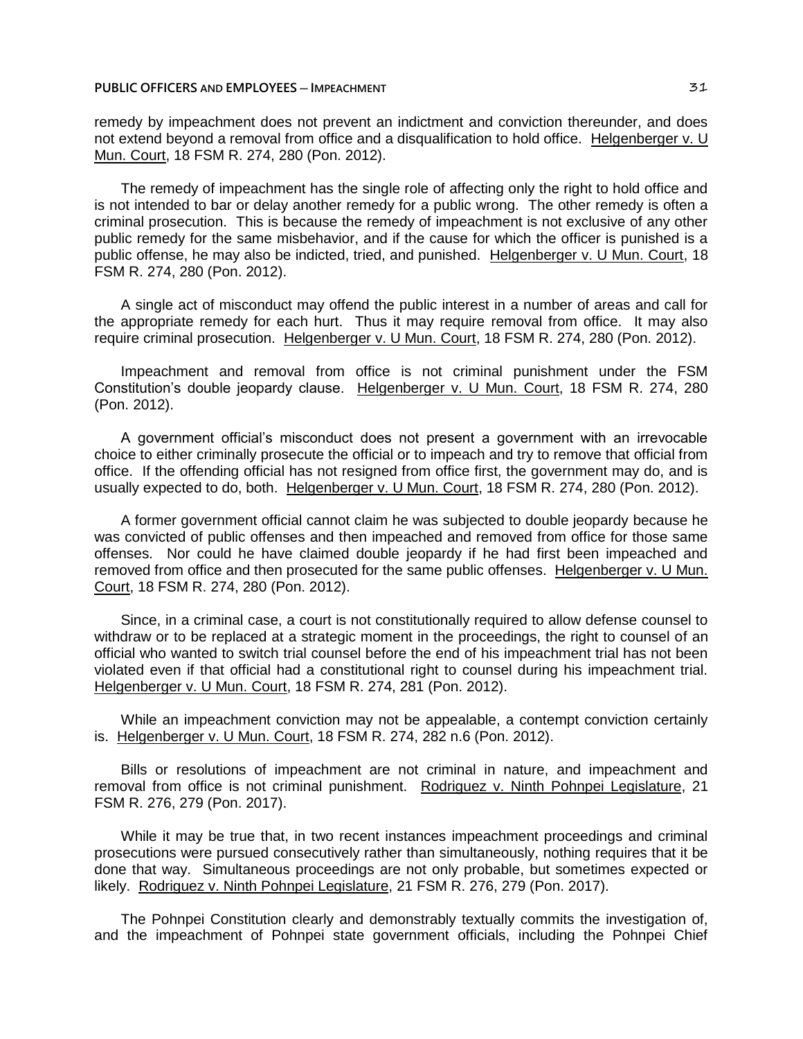remedy by impeachment does not prevent an indictment and conviction thereunder, and does not extend beyond a removal from office and a disqualification to hold office. Helgenberger v. U Mun. Court, 18 FSM R. 274, 280 (Pon. 2012).

The remedy of impeachment has the single role of affecting only the right to hold office and is not intended to bar or delay another remedy for a public wrong. The other remedy is often a criminal prosecution. This is because the remedy of impeachment is not exclusive of any other public remedy for the same misbehavior, and if the cause for which the officer is punished is a public offense, he may also be indicted, tried, and punished. Helgenberger v. U Mun. Court, 18 FSM R. 274, 280 (Pon. 2012).

A single act of misconduct may offend the public interest in a number of areas and call for the appropriate remedy for each hurt. Thus it may require removal from office. It may also require criminal prosecution. Helgenberger v. U Mun. Court, 18 FSM R. 274, 280 (Pon. 2012).

Impeachment and removal from office is not criminal punishment under the FSM Constitution's double jeopardy clause. Helgenberger v. U Mun. Court, 18 FSM R. 274, 280 (Pon. 2012).

A government official's misconduct does not present a government with an irrevocable choice to either criminally prosecute the official or to impeach and try to remove that official from office. If the offending official has not resigned from office first, the government may do, and is usually expected to do, both. Helgenberger v. U Mun. Court, 18 FSM R. 274, 280 (Pon. 2012).

A former government official cannot claim he was subjected to double jeopardy because he was convicted of public offenses and then impeached and removed from office for those same offenses. Nor could he have claimed double jeopardy if he had first been impeached and removed from office and then prosecuted for the same public offenses. Helgenberger v. U Mun. Court, 18 FSM R. 274, 280 (Pon. 2012).

Since, in a criminal case, a court is not constitutionally required to allow defense counsel to withdraw or to be replaced at a strategic moment in the proceedings, the right to counsel of an official who wanted to switch trial counsel before the end of his impeachment trial has not been violated even if that official had a constitutional right to counsel during his impeachment trial. Helgenberger v. U Mun. Court, 18 FSM R. 274, 281 (Pon. 2012).

While an impeachment conviction may not be appealable, a contempt conviction certainly is. Helgenberger v. U Mun. Court, 18 FSM R. 274, 282 n.6 (Pon. 2012).

Bills or resolutions of impeachment are not criminal in nature, and impeachment and removal from office is not criminal punishment. Rodriguez v. Ninth Pohnpei Legislature, 21 FSM R. 276, 279 (Pon. 2017).

While it may be true that, in two recent instances impeachment proceedings and criminal prosecutions were pursued consecutively rather than simultaneously, nothing requires that it be done that way. Simultaneous proceedings are not only probable, but sometimes expected or likely. Rodriguez v. Ninth Pohnpei Legislature, 21 FSM R. 276, 279 (Pon. 2017).

The Pohnpei Constitution clearly and demonstrably textually commits the investigation of, and the impeachment of Pohnpei state government officials, including the Pohnpei Chief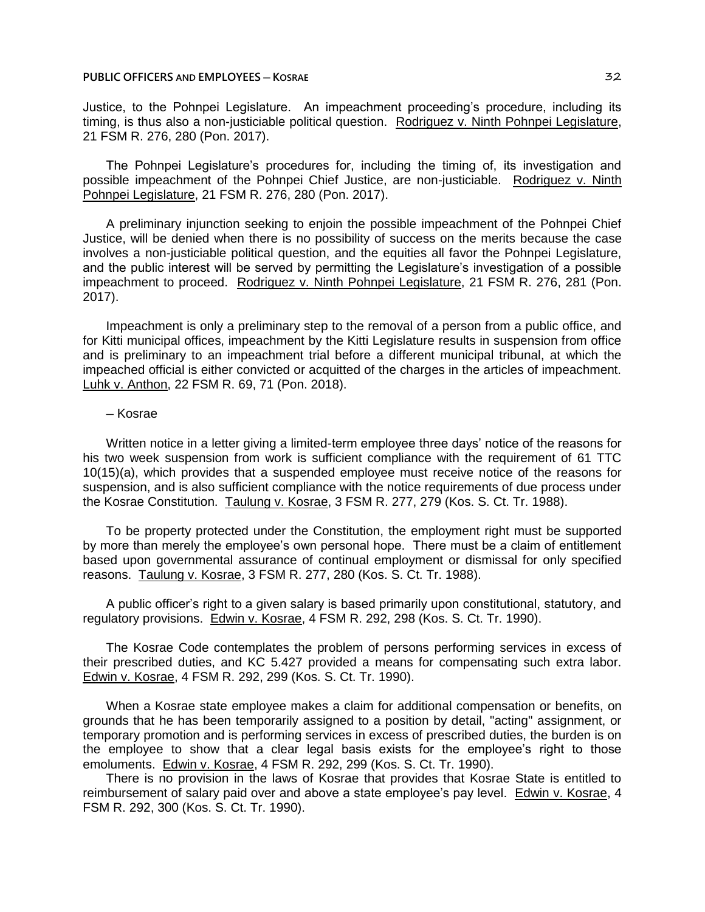Justice, to the Pohnpei Legislature. An impeachment proceeding's procedure, including its timing, is thus also a non-justiciable political question. Rodriguez v. Ninth Pohnpei Legislature, 21 FSM R. 276, 280 (Pon. 2017).

The Pohnpei Legislature's procedures for, including the timing of, its investigation and possible impeachment of the Pohnpei Chief Justice, are non-justiciable. Rodriguez v. Ninth Pohnpei Legislature, 21 FSM R. 276, 280 (Pon. 2017).

A preliminary injunction seeking to enjoin the possible impeachment of the Pohnpei Chief Justice, will be denied when there is no possibility of success on the merits because the case involves a non-justiciable political question, and the equities all favor the Pohnpei Legislature, and the public interest will be served by permitting the Legislature's investigation of a possible impeachment to proceed. Rodriguez v. Ninth Pohnpei Legislature, 21 FSM R. 276, 281 (Pon. 2017).

Impeachment is only a preliminary step to the removal of a person from a public office, and for Kitti municipal offices, impeachment by the Kitti Legislature results in suspension from office and is preliminary to an impeachment trial before a different municipal tribunal, at which the impeached official is either convicted or acquitted of the charges in the articles of impeachment. Luhk v. Anthon, 22 FSM R. 69, 71 (Pon. 2018).

### – Kosrae

Written notice in a letter giving a limited-term employee three days' notice of the reasons for his two week suspension from work is sufficient compliance with the requirement of 61 TTC 10(15)(a), which provides that a suspended employee must receive notice of the reasons for suspension, and is also sufficient compliance with the notice requirements of due process under the Kosrae Constitution. Taulung v. Kosrae, 3 FSM R. 277, 279 (Kos. S. Ct. Tr. 1988).

To be property protected under the Constitution, the employment right must be supported by more than merely the employee's own personal hope. There must be a claim of entitlement based upon governmental assurance of continual employment or dismissal for only specified reasons. Taulung v. Kosrae, 3 FSM R. 277, 280 (Kos. S. Ct. Tr. 1988).

A public officer's right to a given salary is based primarily upon constitutional, statutory, and regulatory provisions. Edwin v. Kosrae, 4 FSM R. 292, 298 (Kos. S. Ct. Tr. 1990).

The Kosrae Code contemplates the problem of persons performing services in excess of their prescribed duties, and KC 5.427 provided a means for compensating such extra labor. Edwin v. Kosrae, 4 FSM R. 292, 299 (Kos. S. Ct. Tr. 1990).

When a Kosrae state employee makes a claim for additional compensation or benefits, on grounds that he has been temporarily assigned to a position by detail, "acting" assignment, or temporary promotion and is performing services in excess of prescribed duties, the burden is on the employee to show that a clear legal basis exists for the employee's right to those emoluments. Edwin v. Kosrae, 4 FSM R. 292, 299 (Kos. S. Ct. Tr. 1990).

There is no provision in the laws of Kosrae that provides that Kosrae State is entitled to reimbursement of salary paid over and above a state employee's pay level. Edwin v. Kosrae, 4 FSM R. 292, 300 (Kos. S. Ct. Tr. 1990).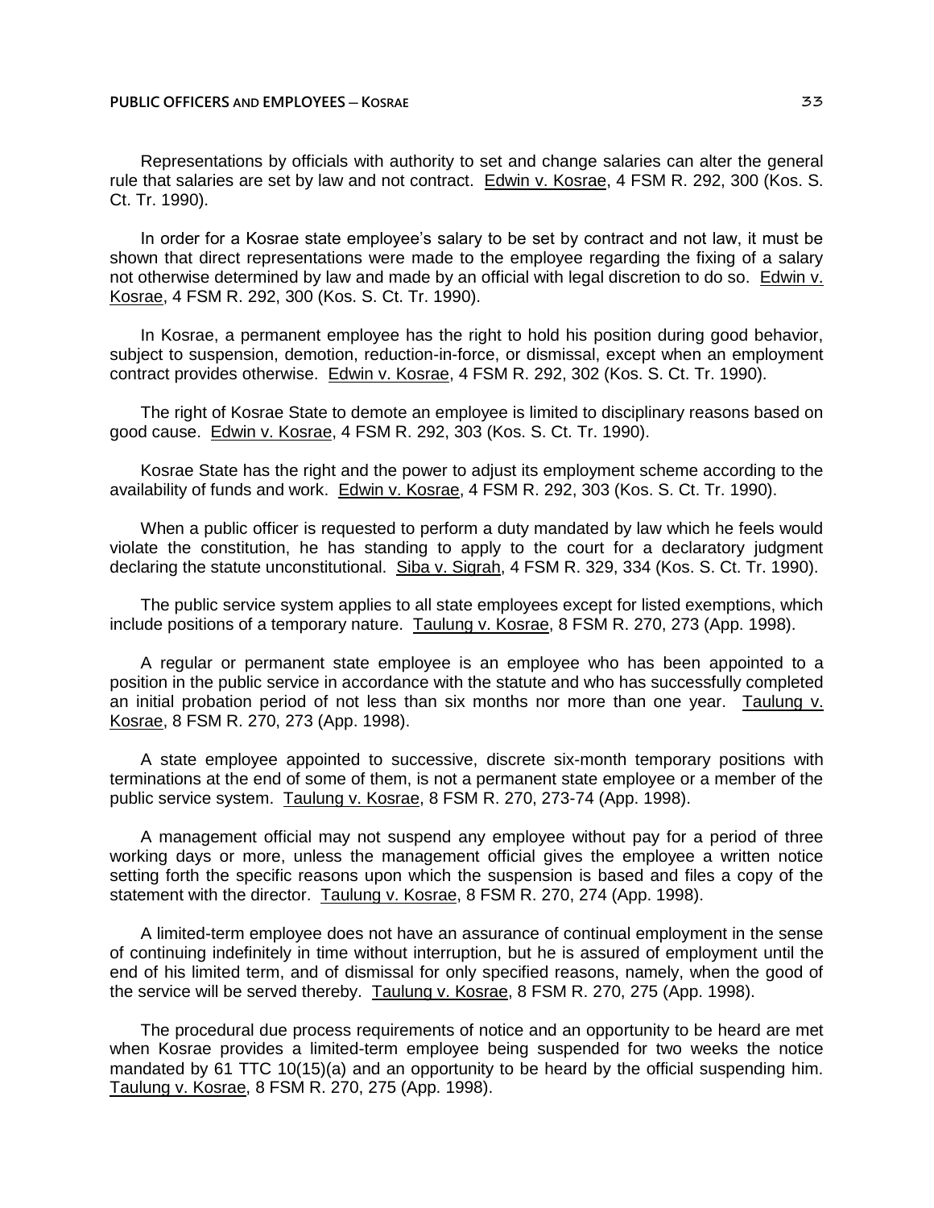Representations by officials with authority to set and change salaries can alter the general rule that salaries are set by law and not contract. Edwin v. Kosrae, 4 FSM R. 292, 300 (Kos. S. Ct. Tr. 1990).

In order for a Kosrae state employee's salary to be set by contract and not law, it must be shown that direct representations were made to the employee regarding the fixing of a salary not otherwise determined by law and made by an official with legal discretion to do so. Edwin v. Kosrae, 4 FSM R. 292, 300 (Kos. S. Ct. Tr. 1990).

In Kosrae, a permanent employee has the right to hold his position during good behavior, subject to suspension, demotion, reduction-in-force, or dismissal, except when an employment contract provides otherwise. Edwin v. Kosrae, 4 FSM R. 292, 302 (Kos. S. Ct. Tr. 1990).

The right of Kosrae State to demote an employee is limited to disciplinary reasons based on good cause. Edwin v. Kosrae, 4 FSM R. 292, 303 (Kos. S. Ct. Tr. 1990).

Kosrae State has the right and the power to adjust its employment scheme according to the availability of funds and work. Edwin v. Kosrae, 4 FSM R. 292, 303 (Kos. S. Ct. Tr. 1990).

When a public officer is requested to perform a duty mandated by law which he feels would violate the constitution, he has standing to apply to the court for a declaratory judgment declaring the statute unconstitutional. Siba v. Sigrah, 4 FSM R. 329, 334 (Kos. S. Ct. Tr. 1990).

The public service system applies to all state employees except for listed exemptions, which include positions of a temporary nature. Taulung v. Kosrae, 8 FSM R. 270, 273 (App. 1998).

A regular or permanent state employee is an employee who has been appointed to a position in the public service in accordance with the statute and who has successfully completed an initial probation period of not less than six months nor more than one year. Taulung v. Kosrae, 8 FSM R. 270, 273 (App. 1998).

A state employee appointed to successive, discrete six-month temporary positions with terminations at the end of some of them, is not a permanent state employee or a member of the public service system. Taulung v. Kosrae, 8 FSM R. 270, 273-74 (App. 1998).

A management official may not suspend any employee without pay for a period of three working days or more, unless the management official gives the employee a written notice setting forth the specific reasons upon which the suspension is based and files a copy of the statement with the director. Taulung v. Kosrae, 8 FSM R. 270, 274 (App. 1998).

A limited-term employee does not have an assurance of continual employment in the sense of continuing indefinitely in time without interruption, but he is assured of employment until the end of his limited term, and of dismissal for only specified reasons, namely, when the good of the service will be served thereby. Taulung v. Kosrae, 8 FSM R. 270, 275 (App. 1998).

The procedural due process requirements of notice and an opportunity to be heard are met when Kosrae provides a limited-term employee being suspended for two weeks the notice mandated by 61 TTC 10(15)(a) and an opportunity to be heard by the official suspending him. Taulung v. Kosrae, 8 FSM R. 270, 275 (App. 1998).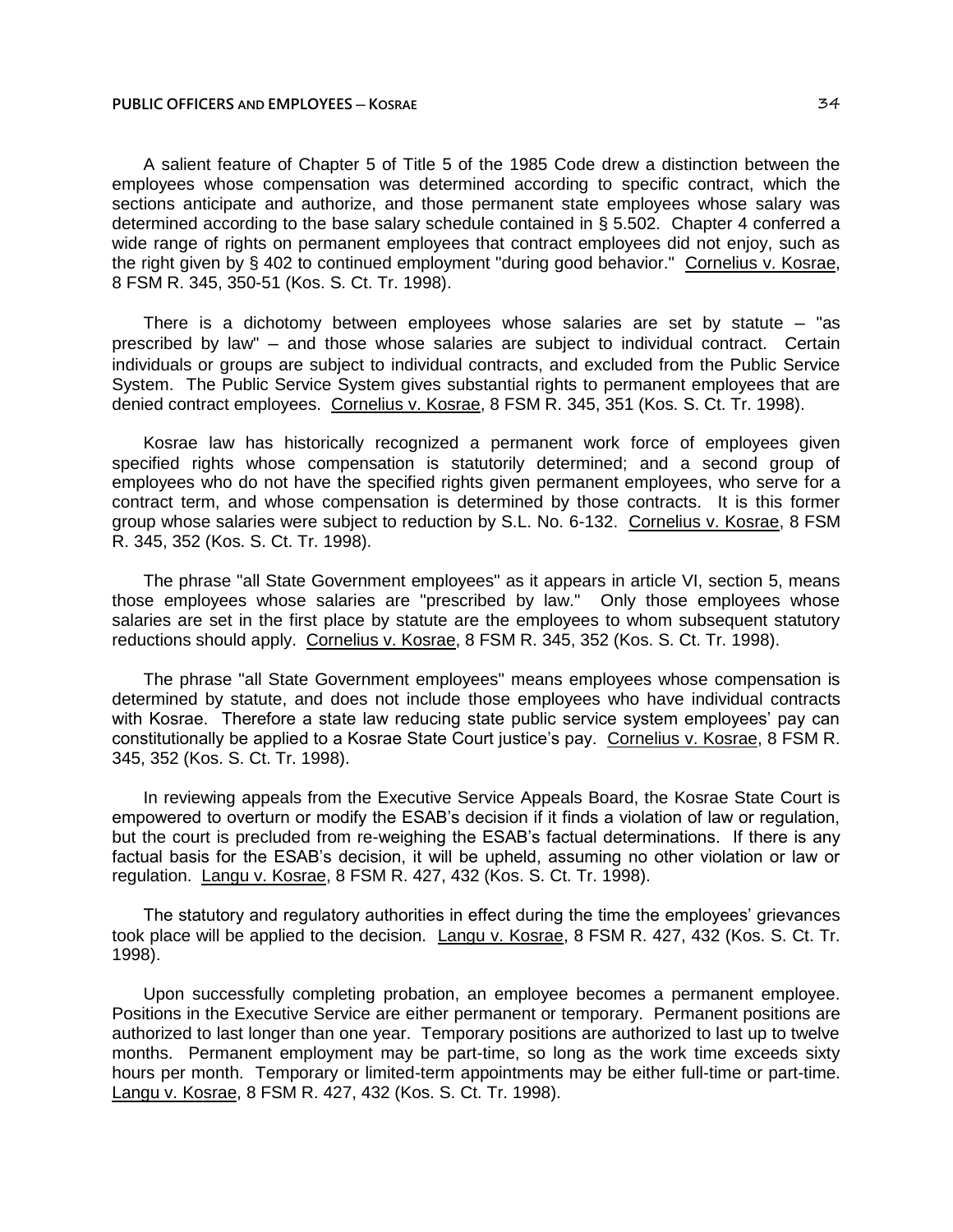A salient feature of Chapter 5 of Title 5 of the 1985 Code drew a distinction between the employees whose compensation was determined according to specific contract, which the sections anticipate and authorize, and those permanent state employees whose salary was determined according to the base salary schedule contained in § 5.502. Chapter 4 conferred a wide range of rights on permanent employees that contract employees did not enjoy, such as the right given by § 402 to continued employment "during good behavior." Cornelius v. Kosrae, 8 FSM R. 345, 350-51 (Kos. S. Ct. Tr. 1998).

There is a dichotomy between employees whose salaries are set by statute – "as prescribed by law" – and those whose salaries are subject to individual contract. Certain individuals or groups are subject to individual contracts, and excluded from the Public Service System. The Public Service System gives substantial rights to permanent employees that are denied contract employees. Cornelius v. Kosrae, 8 FSM R. 345, 351 (Kos. S. Ct. Tr. 1998).

Kosrae law has historically recognized a permanent work force of employees given specified rights whose compensation is statutorily determined; and a second group of employees who do not have the specified rights given permanent employees, who serve for a contract term, and whose compensation is determined by those contracts. It is this former group whose salaries were subject to reduction by S.L. No. 6-132. Cornelius v. Kosrae, 8 FSM R. 345, 352 (Kos. S. Ct. Tr. 1998).

The phrase "all State Government employees" as it appears in article VI, section 5, means those employees whose salaries are "prescribed by law." Only those employees whose salaries are set in the first place by statute are the employees to whom subsequent statutory reductions should apply. Cornelius v. Kosrae, 8 FSM R. 345, 352 (Kos. S. Ct. Tr. 1998).

The phrase "all State Government employees" means employees whose compensation is determined by statute, and does not include those employees who have individual contracts with Kosrae. Therefore a state law reducing state public service system employees' pay can constitutionally be applied to a Kosrae State Court justice's pay. Cornelius v. Kosrae, 8 FSM R. 345, 352 (Kos. S. Ct. Tr. 1998).

In reviewing appeals from the Executive Service Appeals Board, the Kosrae State Court is empowered to overturn or modify the ESAB's decision if it finds a violation of law or regulation, but the court is precluded from re-weighing the ESAB's factual determinations. If there is any factual basis for the ESAB's decision, it will be upheld, assuming no other violation or law or regulation. Langu v. Kosrae, 8 FSM R. 427, 432 (Kos. S. Ct. Tr. 1998).

The statutory and regulatory authorities in effect during the time the employees' grievances took place will be applied to the decision. Langu v. Kosrae, 8 FSM R. 427, 432 (Kos. S. Ct. Tr. 1998).

Upon successfully completing probation, an employee becomes a permanent employee. Positions in the Executive Service are either permanent or temporary. Permanent positions are authorized to last longer than one year. Temporary positions are authorized to last up to twelve months. Permanent employment may be part-time, so long as the work time exceeds sixty hours per month. Temporary or limited-term appointments may be either full-time or part-time. Langu v. Kosrae, 8 FSM R. 427, 432 (Kos. S. Ct. Tr. 1998).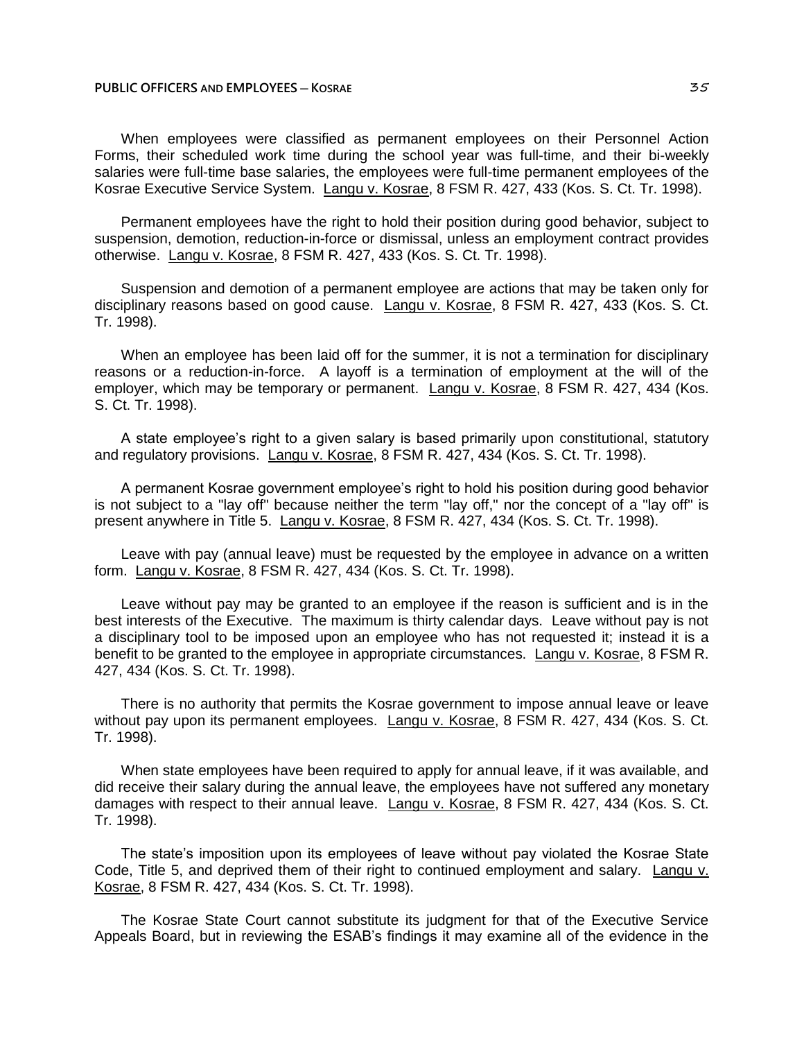When employees were classified as permanent employees on their Personnel Action Forms, their scheduled work time during the school year was full-time, and their bi-weekly salaries were full-time base salaries, the employees were full-time permanent employees of the Kosrae Executive Service System. Langu v. Kosrae, 8 FSM R. 427, 433 (Kos. S. Ct. Tr. 1998).

Permanent employees have the right to hold their position during good behavior, subject to suspension, demotion, reduction-in-force or dismissal, unless an employment contract provides otherwise. Langu v. Kosrae, 8 FSM R. 427, 433 (Kos. S. Ct. Tr. 1998).

Suspension and demotion of a permanent employee are actions that may be taken only for disciplinary reasons based on good cause. Langu v. Kosrae, 8 FSM R. 427, 433 (Kos. S. Ct. Tr. 1998).

When an employee has been laid off for the summer, it is not a termination for disciplinary reasons or a reduction-in-force. A layoff is a termination of employment at the will of the employer, which may be temporary or permanent. Langu v. Kosrae, 8 FSM R. 427, 434 (Kos. S. Ct. Tr. 1998).

A state employee's right to a given salary is based primarily upon constitutional, statutory and regulatory provisions. Langu v. Kosrae, 8 FSM R. 427, 434 (Kos. S. Ct. Tr. 1998).

A permanent Kosrae government employee's right to hold his position during good behavior is not subject to a "lay off" because neither the term "lay off," nor the concept of a "lay off" is present anywhere in Title 5. Langu v. Kosrae, 8 FSM R. 427, 434 (Kos. S. Ct. Tr. 1998).

Leave with pay (annual leave) must be requested by the employee in advance on a written form. Langu v. Kosrae, 8 FSM R. 427, 434 (Kos. S. Ct. Tr. 1998).

Leave without pay may be granted to an employee if the reason is sufficient and is in the best interests of the Executive. The maximum is thirty calendar days. Leave without pay is not a disciplinary tool to be imposed upon an employee who has not requested it; instead it is a benefit to be granted to the employee in appropriate circumstances. Langu v. Kosrae, 8 FSM R. 427, 434 (Kos. S. Ct. Tr. 1998).

There is no authority that permits the Kosrae government to impose annual leave or leave without pay upon its permanent employees. Langu v. Kosrae, 8 FSM R. 427, 434 (Kos. S. Ct. Tr. 1998).

When state employees have been required to apply for annual leave, if it was available, and did receive their salary during the annual leave, the employees have not suffered any monetary damages with respect to their annual leave. Langu v. Kosrae, 8 FSM R. 427, 434 (Kos. S. Ct. Tr. 1998).

The state's imposition upon its employees of leave without pay violated the Kosrae State Code, Title 5, and deprived them of their right to continued employment and salary. Langu v. Kosrae, 8 FSM R. 427, 434 (Kos. S. Ct. Tr. 1998).

The Kosrae State Court cannot substitute its judgment for that of the Executive Service Appeals Board, but in reviewing the ESAB's findings it may examine all of the evidence in the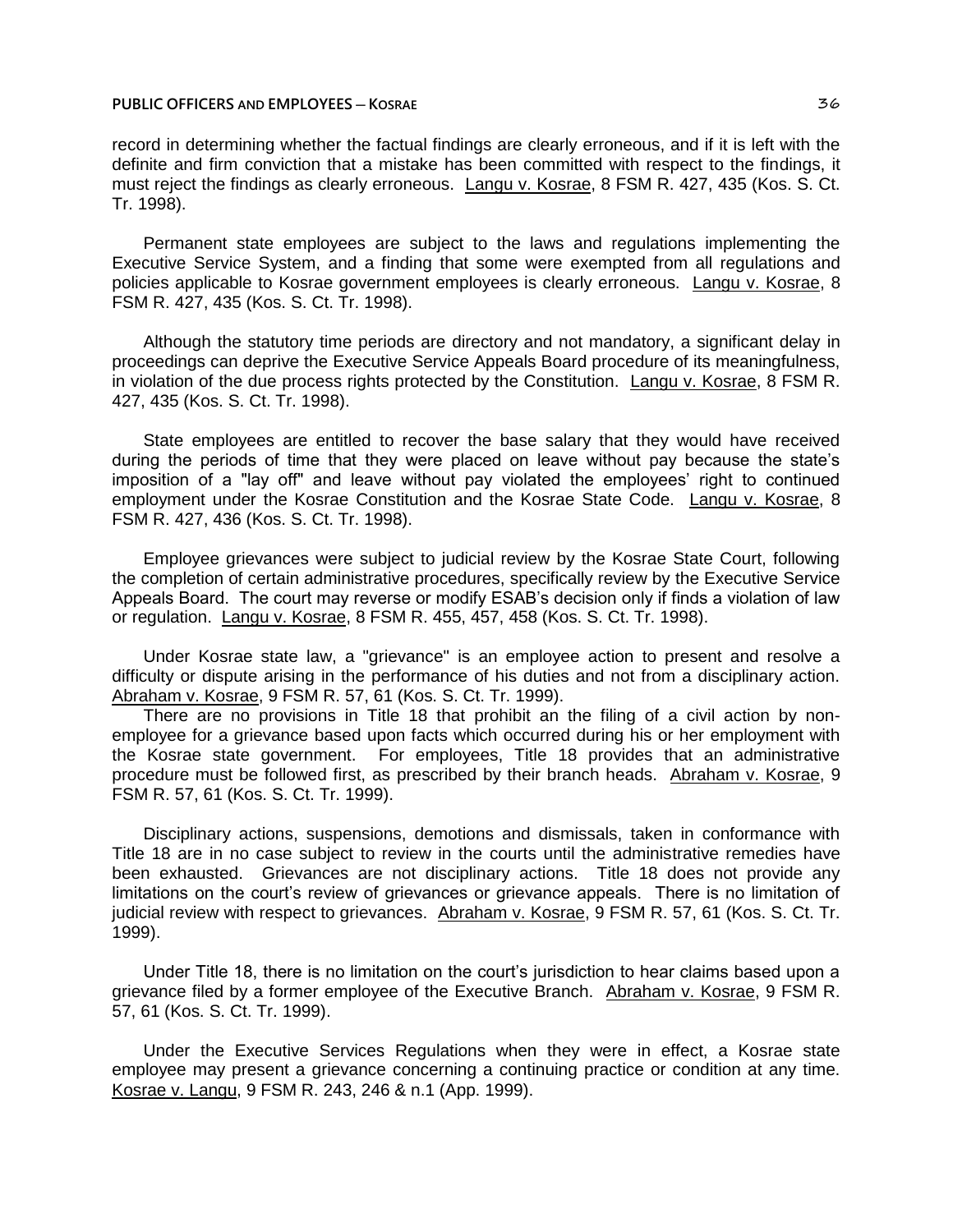record in determining whether the factual findings are clearly erroneous, and if it is left with the definite and firm conviction that a mistake has been committed with respect to the findings, it must reject the findings as clearly erroneous. Langu v. Kosrae, 8 FSM R. 427, 435 (Kos. S. Ct. Tr. 1998).

Permanent state employees are subject to the laws and regulations implementing the Executive Service System, and a finding that some were exempted from all regulations and policies applicable to Kosrae government employees is clearly erroneous. Langu v. Kosrae, 8 FSM R. 427, 435 (Kos. S. Ct. Tr. 1998).

Although the statutory time periods are directory and not mandatory, a significant delay in proceedings can deprive the Executive Service Appeals Board procedure of its meaningfulness, in violation of the due process rights protected by the Constitution. Langu v. Kosrae, 8 FSM R. 427, 435 (Kos. S. Ct. Tr. 1998).

State employees are entitled to recover the base salary that they would have received during the periods of time that they were placed on leave without pay because the state's imposition of a "lay off" and leave without pay violated the employees' right to continued employment under the Kosrae Constitution and the Kosrae State Code. Langu v. Kosrae, 8 FSM R. 427, 436 (Kos. S. Ct. Tr. 1998).

Employee grievances were subject to judicial review by the Kosrae State Court, following the completion of certain administrative procedures, specifically review by the Executive Service Appeals Board. The court may reverse or modify ESAB's decision only if finds a violation of law or regulation. Langu v. Kosrae, 8 FSM R. 455, 457, 458 (Kos. S. Ct. Tr. 1998).

Under Kosrae state law, a "grievance" is an employee action to present and resolve a difficulty or dispute arising in the performance of his duties and not from a disciplinary action. Abraham v. Kosrae, 9 FSM R. 57, 61 (Kos. S. Ct. Tr. 1999).

There are no provisions in Title 18 that prohibit an the filing of a civil action by non-employee for a grievance based upon facts which occurred during his or her employment with the Kosrae state government. For employees, Title 18 provides that an administrative procedure must be followed first, as prescribed by their branch heads. Abraham v. Kosrae, 9 FSM R. 57, 61 (Kos. S. Ct. Tr. 1999).

Disciplinary actions, suspensions, demotions and dismissals, taken in conformance with Title 18 are in no case subject to review in the courts until the administrative remedies have been exhausted. Grievances are not disciplinary actions. Title 18 does not provide any limitations on the court's review of grievances or grievance appeals. There is no limitation of judicial review with respect to grievances. Abraham v. Kosrae, 9 FSM R. 57, 61 (Kos. S. Ct. Tr. 1999).

Under Title 18, there is no limitation on the court's jurisdiction to hear claims based upon a grievance filed by a former employee of the Executive Branch. Abraham v. Kosrae, 9 FSM R. 57, 61 (Kos. S. Ct. Tr. 1999).

Under the Executive Services Regulations when they were in effect, a Kosrae state employee may present a grievance concerning a continuing practice or condition at any time. Kosrae v. Langu, 9 FSM R. 243, 246 & n.1 (App. 1999).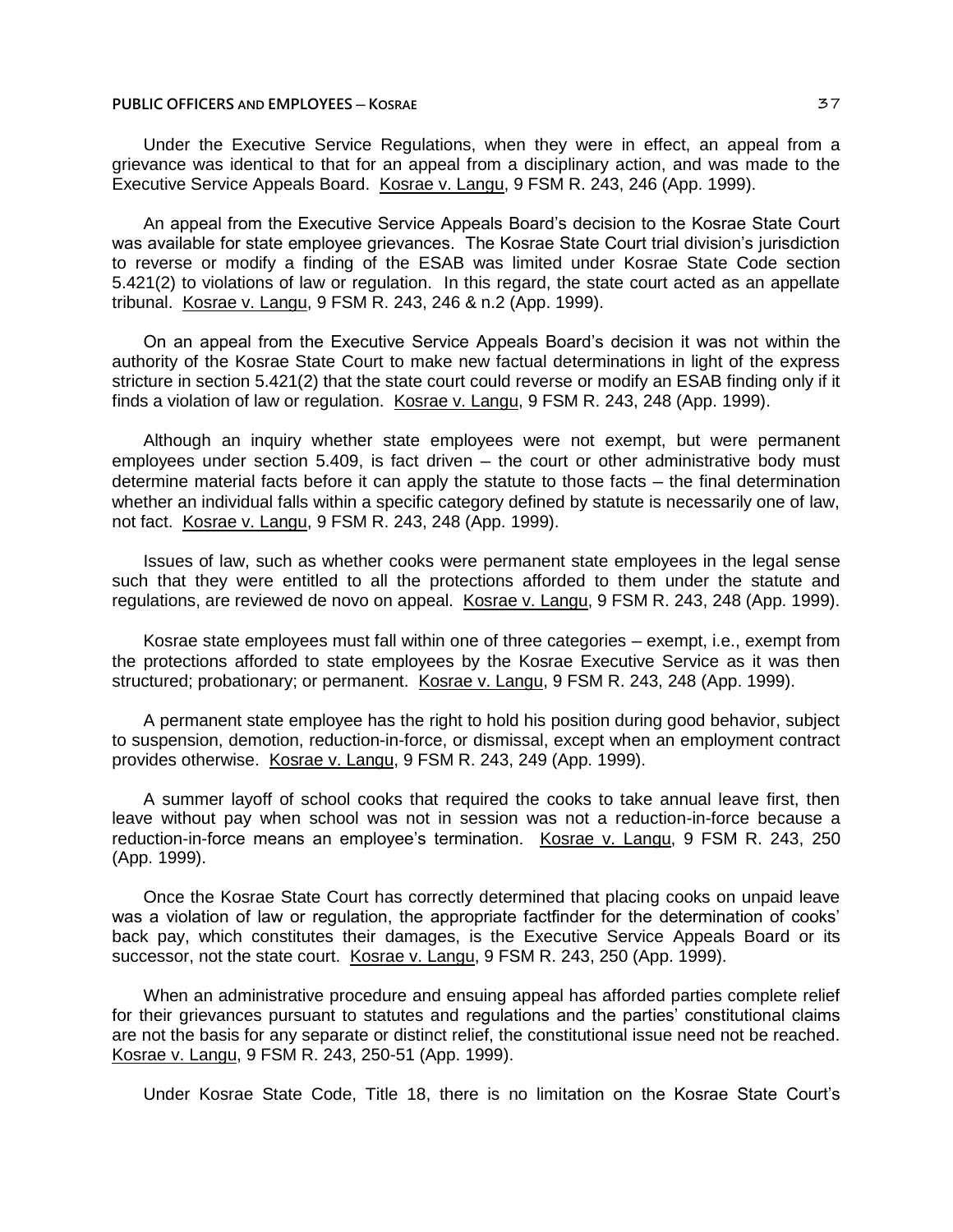Under the Executive Service Regulations, when they were in effect, an appeal from a grievance was identical to that for an appeal from a disciplinary action, and was made to the Executive Service Appeals Board. Kosrae v. Langu, 9 FSM R. 243, 246 (App. 1999).

An appeal from the Executive Service Appeals Board's decision to the Kosrae State Court was available for state employee grievances. The Kosrae State Court trial division's jurisdiction to reverse or modify a finding of the ESAB was limited under Kosrae State Code section 5.421(2) to violations of law or regulation. In this regard, the state court acted as an appellate tribunal. Kosrae v. Langu, 9 FSM R. 243, 246 & n.2 (App. 1999).

On an appeal from the Executive Service Appeals Board's decision it was not within the authority of the Kosrae State Court to make new factual determinations in light of the express stricture in section 5.421(2) that the state court could reverse or modify an ESAB finding only if it finds a violation of law or regulation. Kosrae v. Langu, 9 FSM R. 243, 248 (App. 1999).

Although an inquiry whether state employees were not exempt, but were permanent employees under section 5.409, is fact driven – the court or other administrative body must determine material facts before it can apply the statute to those facts – the final determination whether an individual falls within a specific category defined by statute is necessarily one of law, not fact. Kosrae v. Langu, 9 FSM R. 243, 248 (App. 1999).

Issues of law, such as whether cooks were permanent state employees in the legal sense such that they were entitled to all the protections afforded to them under the statute and regulations, are reviewed de novo on appeal. Kosrae v. Langu, 9 FSM R. 243, 248 (App. 1999).

Kosrae state employees must fall within one of three categories – exempt, i.e., exempt from the protections afforded to state employees by the Kosrae Executive Service as it was then structured; probationary; or permanent. Kosrae v. Langu, 9 FSM R. 243, 248 (App. 1999).

A permanent state employee has the right to hold his position during good behavior, subject to suspension, demotion, reduction-in-force, or dismissal, except when an employment contract provides otherwise. Kosrae v. Langu, 9 FSM R. 243, 249 (App. 1999).

A summer layoff of school cooks that required the cooks to take annual leave first, then leave without pay when school was not in session was not a reduction-in-force because a reduction-in-force means an employee's termination. Kosrae v. Langu, 9 FSM R. 243, 250 (App. 1999).

Once the Kosrae State Court has correctly determined that placing cooks on unpaid leave was a violation of law or regulation, the appropriate factfinder for the determination of cooks' back pay, which constitutes their damages, is the Executive Service Appeals Board or its successor, not the state court. Kosrae v. Langu, 9 FSM R. 243, 250 (App. 1999).

When an administrative procedure and ensuing appeal has afforded parties complete relief for their grievances pursuant to statutes and regulations and the parties' constitutional claims are not the basis for any separate or distinct relief, the constitutional issue need not be reached. Kosrae v. Langu, 9 FSM R. 243, 250-51 (App. 1999).

Under Kosrae State Code, Title 18, there is no limitation on the Kosrae State Court's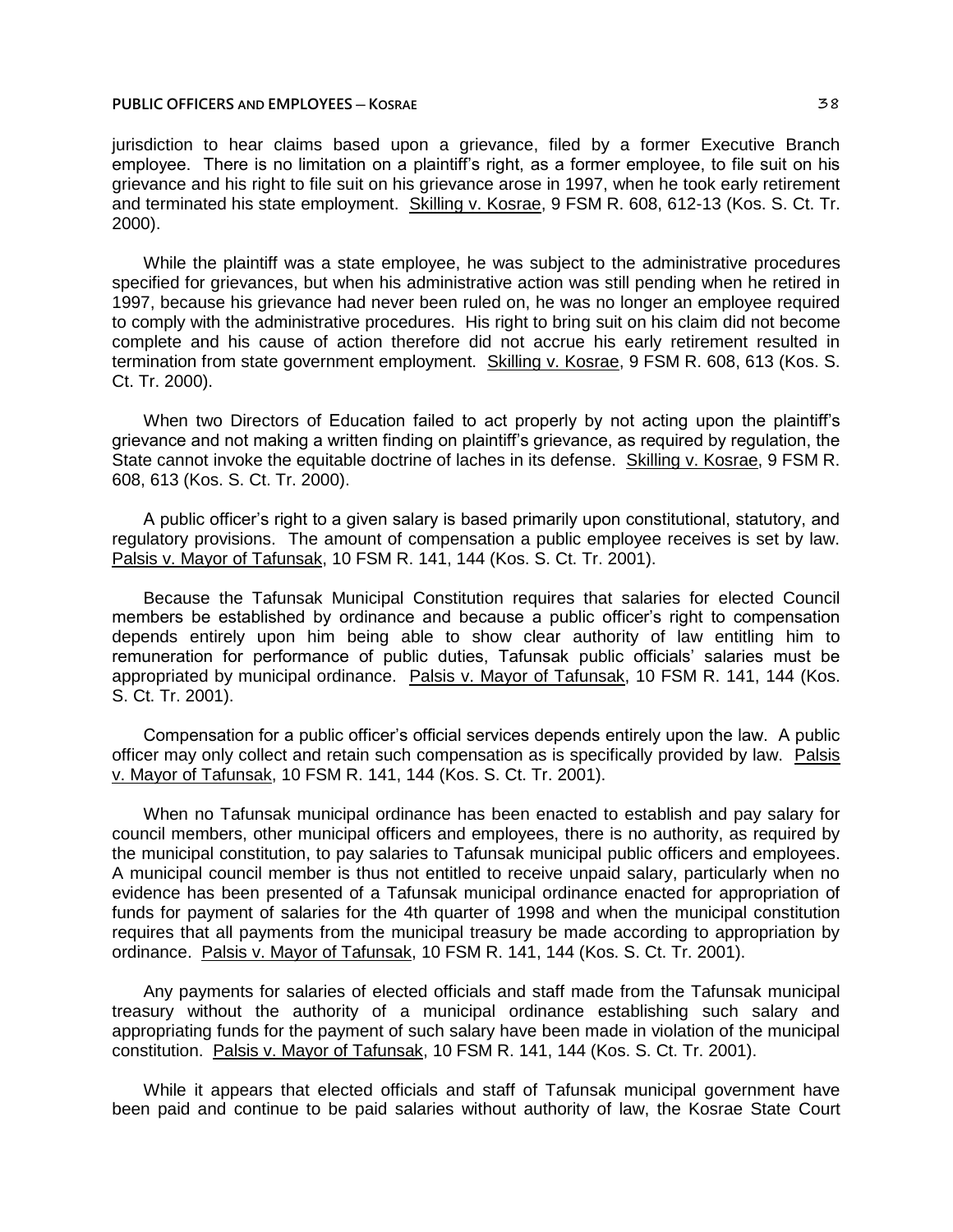jurisdiction to hear claims based upon a grievance, filed by a former Executive Branch employee. There is no limitation on a plaintiff's right, as a former employee, to file suit on his grievance and his right to file suit on his grievance arose in 1997, when he took early retirement and terminated his state employment. Skilling v. Kosrae, 9 FSM R. 608, 612-13 (Kos. S. Ct. Tr. 2000).

While the plaintiff was a state employee, he was subject to the administrative procedures specified for grievances, but when his administrative action was still pending when he retired in 1997, because his grievance had never been ruled on, he was no longer an employee required to comply with the administrative procedures. His right to bring suit on his claim did not become complete and his cause of action therefore did not accrue his early retirement resulted in termination from state government employment. Skilling v. Kosrae, 9 FSM R. 608, 613 (Kos. S. Ct. Tr. 2000).

When two Directors of Education failed to act properly by not acting upon the plaintiff's grievance and not making a written finding on plaintiff's grievance, as required by regulation, the State cannot invoke the equitable doctrine of laches in its defense. Skilling v. Kosrae, 9 FSM R. 608, 613 (Kos. S. Ct. Tr. 2000).

A public officer's right to a given salary is based primarily upon constitutional, statutory, and regulatory provisions. The amount of compensation a public employee receives is set by law. Palsis v. Mayor of Tafunsak, 10 FSM R. 141, 144 (Kos. S. Ct. Tr. 2001).

Because the Tafunsak Municipal Constitution requires that salaries for elected Council members be established by ordinance and because a public officer's right to compensation depends entirely upon him being able to show clear authority of law entitling him to remuneration for performance of public duties, Tafunsak public officials' salaries must be appropriated by municipal ordinance. Palsis v. Mayor of Tafunsak, 10 FSM R. 141, 144 (Kos. S. Ct. Tr. 2001).

Compensation for a public officer's official services depends entirely upon the law. A public officer may only collect and retain such compensation as is specifically provided by law. Palsis v. Mayor of Tafunsak, 10 FSM R. 141, 144 (Kos. S. Ct. Tr. 2001).

When no Tafunsak municipal ordinance has been enacted to establish and pay salary for council members, other municipal officers and employees, there is no authority, as required by the municipal constitution, to pay salaries to Tafunsak municipal public officers and employees. A municipal council member is thus not entitled to receive unpaid salary, particularly when no evidence has been presented of a Tafunsak municipal ordinance enacted for appropriation of funds for payment of salaries for the 4th quarter of 1998 and when the municipal constitution requires that all payments from the municipal treasury be made according to appropriation by ordinance. Palsis v. Mayor of Tafunsak, 10 FSM R. 141, 144 (Kos. S. Ct. Tr. 2001).

Any payments for salaries of elected officials and staff made from the Tafunsak municipal treasury without the authority of a municipal ordinance establishing such salary and appropriating funds for the payment of such salary have been made in violation of the municipal constitution. Palsis v. Mayor of Tafunsak, 10 FSM R. 141, 144 (Kos. S. Ct. Tr. 2001).

While it appears that elected officials and staff of Tafunsak municipal government have been paid and continue to be paid salaries without authority of law, the Kosrae State Court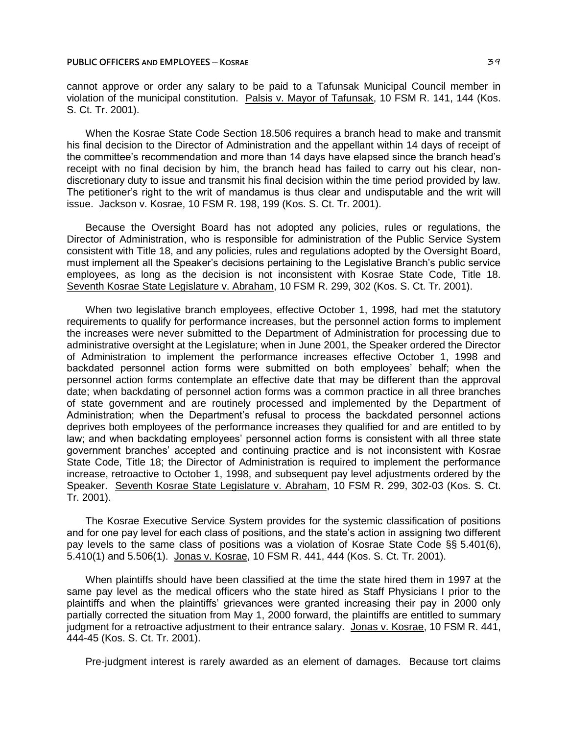cannot approve or order any salary to be paid to a Tafunsak Municipal Council member in violation of the municipal constitution. Palsis v. Mayor of Tafunsak, 10 FSM R. 141, 144 (Kos. S. Ct. Tr. 2001).

When the Kosrae State Code Section 18.506 requires a branch head to make and transmit his final decision to the Director of Administration and the appellant within 14 days of receipt of the committee's recommendation and more than 14 days have elapsed since the branch head's receipt with no final decision by him, the branch head has failed to carry out his clear, non-discretionary duty to issue and transmit his final decision within the time period provided by law. The petitioner's right to the writ of mandamus is thus clear and undisputable and the writ will issue. Jackson v. Kosrae, 10 FSM R. 198, 199 (Kos. S. Ct. Tr. 2001).

Because the Oversight Board has not adopted any policies, rules or regulations, the Director of Administration, who is responsible for administration of the Public Service System consistent with Title 18, and any policies, rules and regulations adopted by the Oversight Board, must implement all the Speaker's decisions pertaining to the Legislative Branch's public service employees, as long as the decision is not inconsistent with Kosrae State Code, Title 18. Seventh Kosrae State Legislature v. Abraham, 10 FSM R. 299, 302 (Kos. S. Ct. Tr. 2001).

When two legislative branch employees, effective October 1, 1998, had met the statutory requirements to qualify for performance increases, but the personnel action forms to implement the increases were never submitted to the Department of Administration for processing due to administrative oversight at the Legislature; when in June 2001, the Speaker ordered the Director of Administration to implement the performance increases effective October 1, 1998 and backdated personnel action forms were submitted on both employees' behalf; when the personnel action forms contemplate an effective date that may be different than the approval date; when backdating of personnel action forms was a common practice in all three branches of state government and are routinely processed and implemented by the Department of Administration; when the Department's refusal to process the backdated personnel actions deprives both employees of the performance increases they qualified for and are entitled to by law; and when backdating employees' personnel action forms is consistent with all three state government branches' accepted and continuing practice and is not inconsistent with Kosrae State Code, Title 18; the Director of Administration is required to implement the performance increase, retroactive to October 1, 1998, and subsequent pay level adjustments ordered by the Speaker. Seventh Kosrae State Legislature v. Abraham, 10 FSM R. 299, 302-03 (Kos. S. Ct. Tr. 2001).

The Kosrae Executive Service System provides for the systemic classification of positions and for one pay level for each class of positions, and the state's action in assigning two different pay levels to the same class of positions was a violation of Kosrae State Code §§ 5.401(6), 5.410(1) and 5.506(1). Jonas v. Kosrae, 10 FSM R. 441, 444 (Kos. S. Ct. Tr. 2001).

When plaintiffs should have been classified at the time the state hired them in 1997 at the same pay level as the medical officers who the state hired as Staff Physicians I prior to the plaintiffs and when the plaintiffs' grievances were granted increasing their pay in 2000 only partially corrected the situation from May 1, 2000 forward, the plaintiffs are entitled to summary judgment for a retroactive adjustment to their entrance salary. Jonas v. Kosrae, 10 FSM R. 441, 444-45 (Kos. S. Ct. Tr. 2001).

Pre-judgment interest is rarely awarded as an element of damages. Because tort claims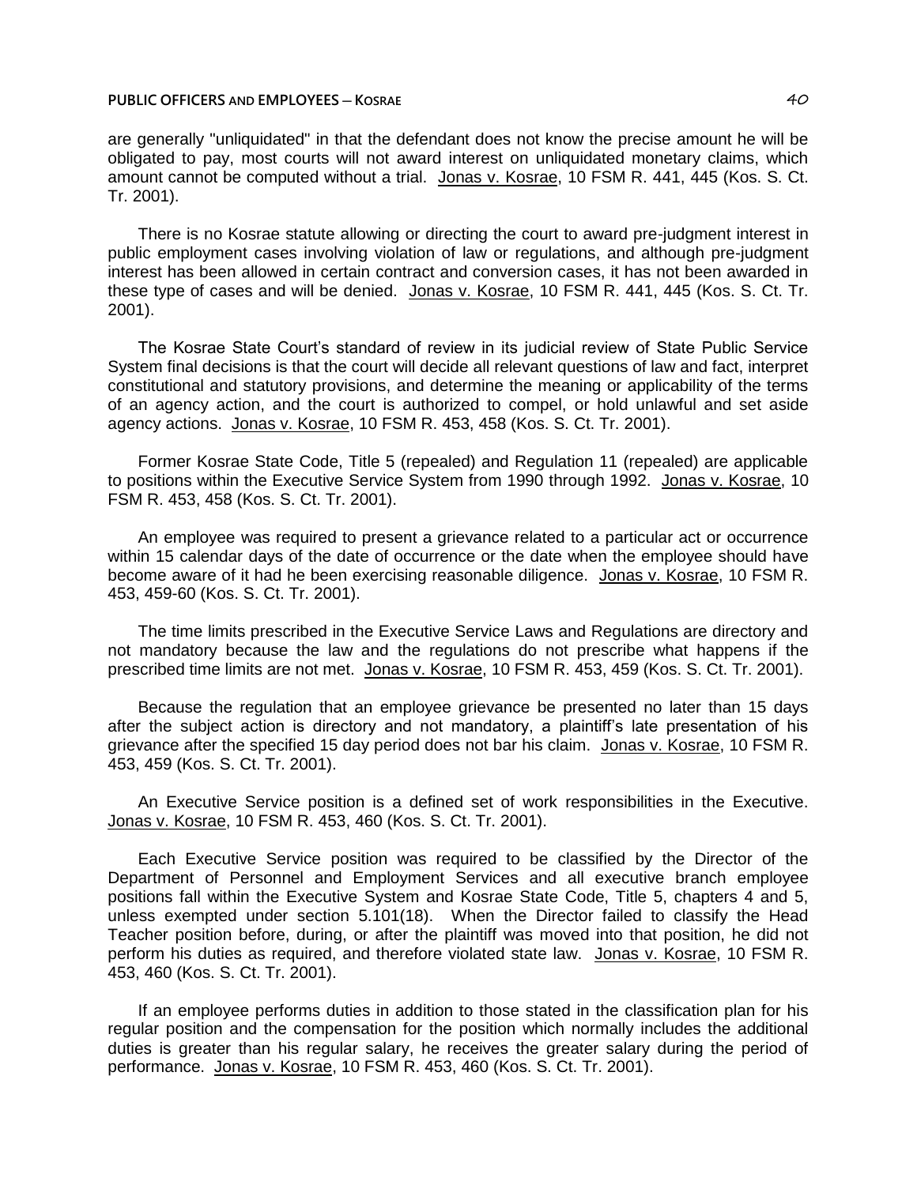are generally "unliquidated" in that the defendant does not know the precise amount he will be obligated to pay, most courts will not award interest on unliquidated monetary claims, which amount cannot be computed without a trial. Jonas v. Kosrae, 10 FSM R. 441, 445 (Kos. S. Ct. Tr. 2001).

There is no Kosrae statute allowing or directing the court to award pre-judgment interest in public employment cases involving violation of law or regulations, and although pre-judgment interest has been allowed in certain contract and conversion cases, it has not been awarded in these type of cases and will be denied. Jonas v. Kosrae, 10 FSM R. 441, 445 (Kos. S. Ct. Tr. 2001).

The Kosrae State Court's standard of review in its judicial review of State Public Service System final decisions is that the court will decide all relevant questions of law and fact, interpret constitutional and statutory provisions, and determine the meaning or applicability of the terms of an agency action, and the court is authorized to compel, or hold unlawful and set aside agency actions. Jonas v. Kosrae, 10 FSM R. 453, 458 (Kos. S. Ct. Tr. 2001).

Former Kosrae State Code, Title 5 (repealed) and Regulation 11 (repealed) are applicable to positions within the Executive Service System from 1990 through 1992. Jonas v. Kosrae, 10 FSM R. 453, 458 (Kos. S. Ct. Tr. 2001).

An employee was required to present a grievance related to a particular act or occurrence within 15 calendar days of the date of occurrence or the date when the employee should have become aware of it had he been exercising reasonable diligence. Jonas v. Kosrae, 10 FSM R. 453, 459-60 (Kos. S. Ct. Tr. 2001).

The time limits prescribed in the Executive Service Laws and Regulations are directory and not mandatory because the law and the regulations do not prescribe what happens if the prescribed time limits are not met. Jonas v. Kosrae, 10 FSM R. 453, 459 (Kos. S. Ct. Tr. 2001).

Because the regulation that an employee grievance be presented no later than 15 days after the subject action is directory and not mandatory, a plaintiff's late presentation of his grievance after the specified 15 day period does not bar his claim. Jonas v. Kosrae, 10 FSM R. 453, 459 (Kos. S. Ct. Tr. 2001).

An Executive Service position is a defined set of work responsibilities in the Executive. Jonas v. Kosrae, 10 FSM R. 453, 460 (Kos. S. Ct. Tr. 2001).

Each Executive Service position was required to be classified by the Director of the Department of Personnel and Employment Services and all executive branch employee positions fall within the Executive System and Kosrae State Code, Title 5, chapters 4 and 5, unless exempted under section 5.101(18). When the Director failed to classify the Head Teacher position before, during, or after the plaintiff was moved into that position, he did not perform his duties as required, and therefore violated state law. Jonas v. Kosrae, 10 FSM R. 453, 460 (Kos. S. Ct. Tr. 2001).

If an employee performs duties in addition to those stated in the classification plan for his regular position and the compensation for the position which normally includes the additional duties is greater than his regular salary, he receives the greater salary during the period of performance. Jonas v. Kosrae, 10 FSM R. 453, 460 (Kos. S. Ct. Tr. 2001).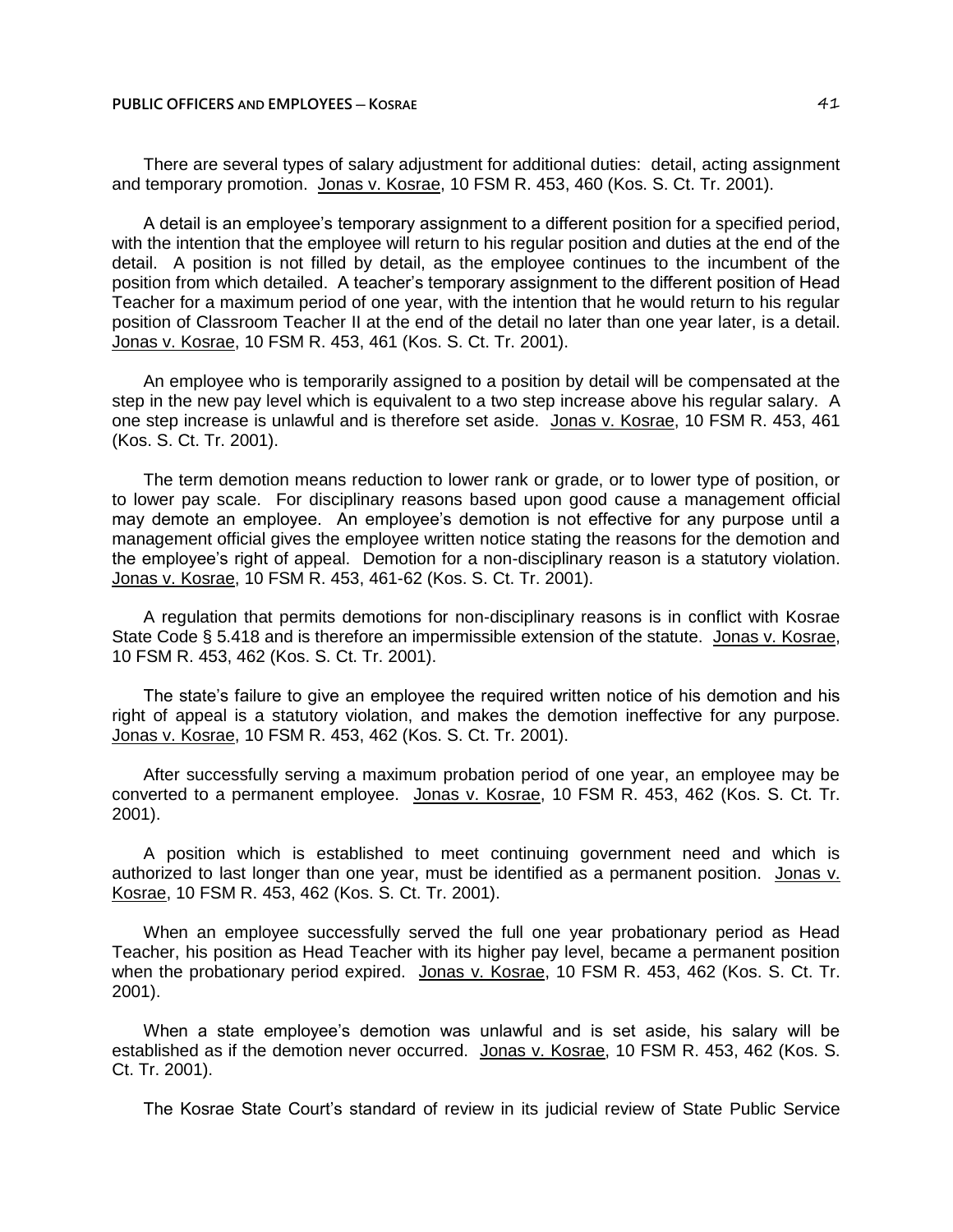There are several types of salary adjustment for additional duties: detail, acting assignment and temporary promotion. Jonas v. Kosrae, 10 FSM R. 453, 460 (Kos. S. Ct. Tr. 2001).

A detail is an employee's temporary assignment to a different position for a specified period, with the intention that the employee will return to his regular position and duties at the end of the detail. A position is not filled by detail, as the employee continues to the incumbent of the position from which detailed. A teacher's temporary assignment to the different position of Head Teacher for a maximum period of one year, with the intention that he would return to his regular position of Classroom Teacher II at the end of the detail no later than one year later, is a detail. Jonas v. Kosrae, 10 FSM R. 453, 461 (Kos. S. Ct. Tr. 2001).

An employee who is temporarily assigned to a position by detail will be compensated at the step in the new pay level which is equivalent to a two step increase above his regular salary. A one step increase is unlawful and is therefore set aside. Jonas v. Kosrae, 10 FSM R. 453, 461 (Kos. S. Ct. Tr. 2001).

The term demotion means reduction to lower rank or grade, or to lower type of position, or to lower pay scale. For disciplinary reasons based upon good cause a management official may demote an employee. An employee's demotion is not effective for any purpose until a management official gives the employee written notice stating the reasons for the demotion and the employee's right of appeal. Demotion for a non-disciplinary reason is a statutory violation. Jonas v. Kosrae, 10 FSM R. 453, 461-62 (Kos. S. Ct. Tr. 2001).

A regulation that permits demotions for non-disciplinary reasons is in conflict with Kosrae State Code § 5.418 and is therefore an impermissible extension of the statute. Jonas v. Kosrae, 10 FSM R. 453, 462 (Kos. S. Ct. Tr. 2001).

The state's failure to give an employee the required written notice of his demotion and his right of appeal is a statutory violation, and makes the demotion ineffective for any purpose. Jonas v. Kosrae, 10 FSM R. 453, 462 (Kos. S. Ct. Tr. 2001).

After successfully serving a maximum probation period of one year, an employee may be converted to a permanent employee. Jonas v. Kosrae, 10 FSM R. 453, 462 (Kos. S. Ct. Tr. 2001).

A position which is established to meet continuing government need and which is authorized to last longer than one year, must be identified as a permanent position. Jonas v. Kosrae, 10 FSM R. 453, 462 (Kos. S. Ct. Tr. 2001).

When an employee successfully served the full one year probationary period as Head Teacher, his position as Head Teacher with its higher pay level, became a permanent position when the probationary period expired. Jonas v. Kosrae, 10 FSM R. 453, 462 (Kos. S. Ct. Tr. 2001).

When a state employee's demotion was unlawful and is set aside, his salary will be established as if the demotion never occurred. Jonas v. Kosrae, 10 FSM R. 453, 462 (Kos. S. Ct. Tr. 2001).

The Kosrae State Court's standard of review in its judicial review of State Public Service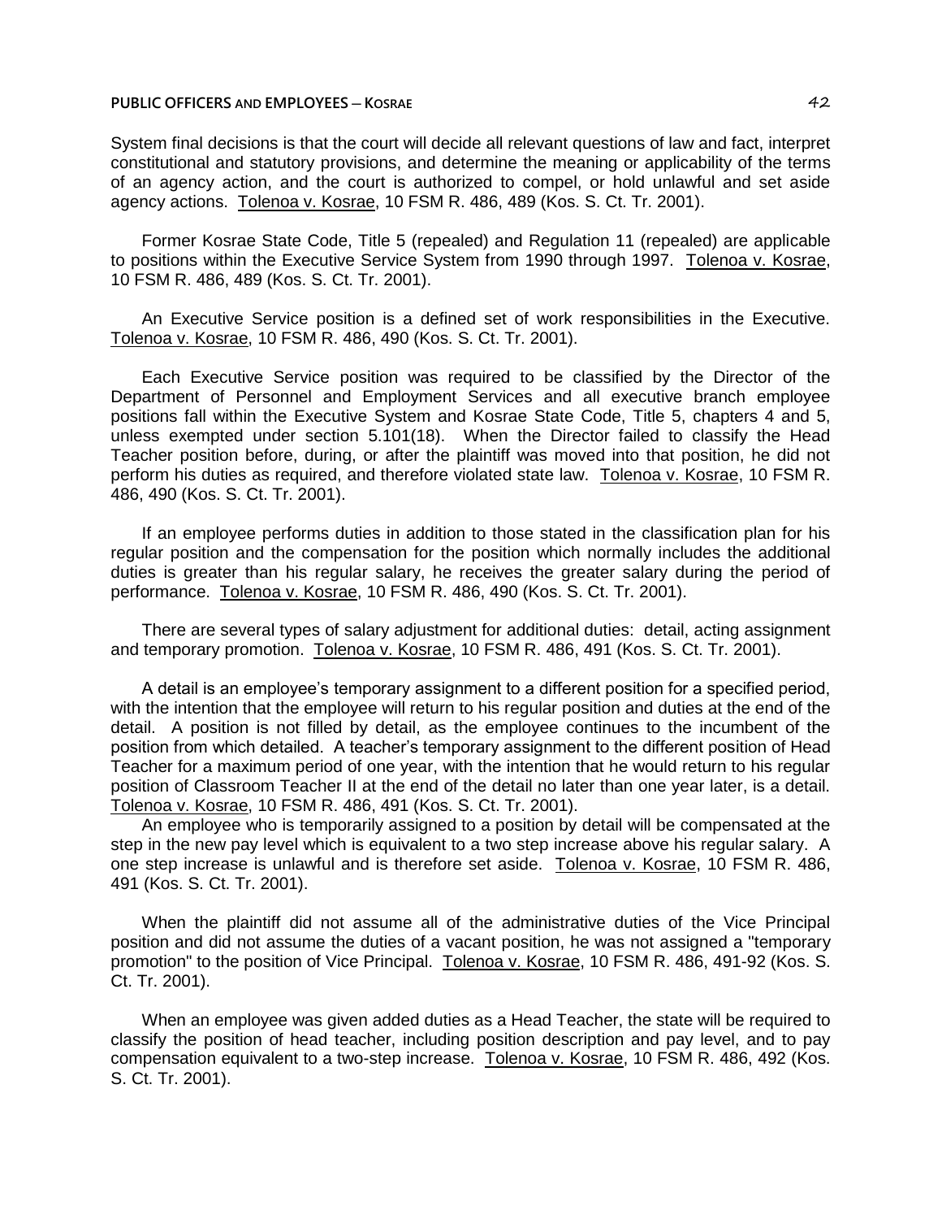System final decisions is that the court will decide all relevant questions of law and fact, interpret constitutional and statutory provisions, and determine the meaning or applicability of the terms of an agency action, and the court is authorized to compel, or hold unlawful and set aside agency actions. Tolenoa v. Kosrae, 10 FSM R. 486, 489 (Kos. S. Ct. Tr. 2001).

Former Kosrae State Code, Title 5 (repealed) and Regulation 11 (repealed) are applicable to positions within the Executive Service System from 1990 through 1997. Tolenoa v. Kosrae, 10 FSM R. 486, 489 (Kos. S. Ct. Tr. 2001).

An Executive Service position is a defined set of work responsibilities in the Executive. Tolenoa v. Kosrae, 10 FSM R. 486, 490 (Kos. S. Ct. Tr. 2001).

Each Executive Service position was required to be classified by the Director of the Department of Personnel and Employment Services and all executive branch employee positions fall within the Executive System and Kosrae State Code, Title 5, chapters 4 and 5, unless exempted under section 5.101(18). When the Director failed to classify the Head Teacher position before, during, or after the plaintiff was moved into that position, he did not perform his duties as required, and therefore violated state law. Tolenoa v. Kosrae, 10 FSM R. 486, 490 (Kos. S. Ct. Tr. 2001).

If an employee performs duties in addition to those stated in the classification plan for his regular position and the compensation for the position which normally includes the additional duties is greater than his regular salary, he receives the greater salary during the period of performance. Tolenoa v. Kosrae, 10 FSM R. 486, 490 (Kos. S. Ct. Tr. 2001).

There are several types of salary adjustment for additional duties: detail, acting assignment and temporary promotion. Tolenoa v. Kosrae, 10 FSM R. 486, 491 (Kos. S. Ct. Tr. 2001).

A detail is an employee's temporary assignment to a different position for a specified period, with the intention that the employee will return to his regular position and duties at the end of the detail. A position is not filled by detail, as the employee continues to the incumbent of the position from which detailed. A teacher's temporary assignment to the different position of Head Teacher for a maximum period of one year, with the intention that he would return to his regular position of Classroom Teacher II at the end of the detail no later than one year later, is a detail. Tolenoa v. Kosrae, 10 FSM R. 486, 491 (Kos. S. Ct. Tr. 2001).

An employee who is temporarily assigned to a position by detail will be compensated at the step in the new pay level which is equivalent to a two step increase above his regular salary. A one step increase is unlawful and is therefore set aside. Tolenoa v. Kosrae, 10 FSM R. 486, 491 (Kos. S. Ct. Tr. 2001).

When the plaintiff did not assume all of the administrative duties of the Vice Principal position and did not assume the duties of a vacant position, he was not assigned a "temporary promotion" to the position of Vice Principal. Tolenoa v. Kosrae, 10 FSM R. 486, 491-92 (Kos. S. Ct. Tr. 2001).

When an employee was given added duties as a Head Teacher, the state will be required to classify the position of head teacher, including position description and pay level, and to pay compensation equivalent to a two-step increase. Tolenoa v. Kosrae, 10 FSM R. 486, 492 (Kos. S. Ct. Tr. 2001).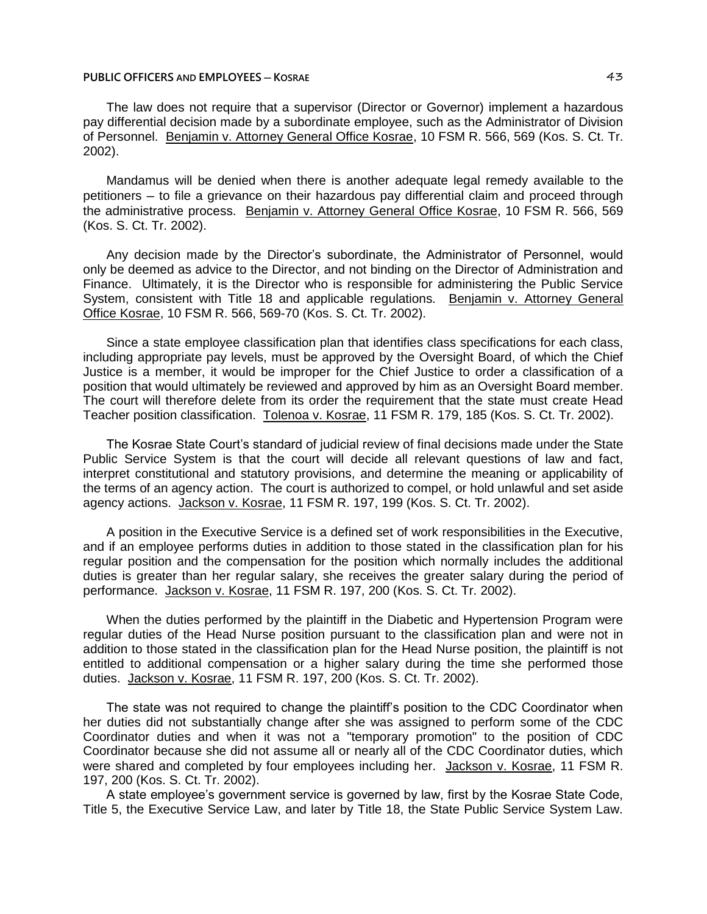The law does not require that a supervisor (Director or Governor) implement a hazardous pay differential decision made by a subordinate employee, such as the Administrator of Division of Personnel. Benjamin v. Attorney General Office Kosrae, 10 FSM R. 566, 569 (Kos. S. Ct. Tr. 2002).

Mandamus will be denied when there is another adequate legal remedy available to the petitioners – to file a grievance on their hazardous pay differential claim and proceed through the administrative process. Benjamin v. Attorney General Office Kosrae, 10 FSM R. 566, 569 (Kos. S. Ct. Tr. 2002).

Any decision made by the Director's subordinate, the Administrator of Personnel, would only be deemed as advice to the Director, and not binding on the Director of Administration and Finance. Ultimately, it is the Director who is responsible for administering the Public Service System, consistent with Title 18 and applicable regulations. Benjamin v. Attorney General Office Kosrae, 10 FSM R. 566, 569-70 (Kos. S. Ct. Tr. 2002).

Since a state employee classification plan that identifies class specifications for each class, including appropriate pay levels, must be approved by the Oversight Board, of which the Chief Justice is a member, it would be improper for the Chief Justice to order a classification of a position that would ultimately be reviewed and approved by him as an Oversight Board member. The court will therefore delete from its order the requirement that the state must create Head Teacher position classification. Tolenoa v. Kosrae, 11 FSM R. 179, 185 (Kos. S. Ct. Tr. 2002).

The Kosrae State Court's standard of judicial review of final decisions made under the State Public Service System is that the court will decide all relevant questions of law and fact, interpret constitutional and statutory provisions, and determine the meaning or applicability of the terms of an agency action. The court is authorized to compel, or hold unlawful and set aside agency actions. Jackson v. Kosrae, 11 FSM R. 197, 199 (Kos. S. Ct. Tr. 2002).

A position in the Executive Service is a defined set of work responsibilities in the Executive, and if an employee performs duties in addition to those stated in the classification plan for his regular position and the compensation for the position which normally includes the additional duties is greater than her regular salary, she receives the greater salary during the period of performance. Jackson v. Kosrae, 11 FSM R. 197, 200 (Kos. S. Ct. Tr. 2002).

When the duties performed by the plaintiff in the Diabetic and Hypertension Program were regular duties of the Head Nurse position pursuant to the classification plan and were not in addition to those stated in the classification plan for the Head Nurse position, the plaintiff is not entitled to additional compensation or a higher salary during the time she performed those duties. Jackson v. Kosrae, 11 FSM R. 197, 200 (Kos. S. Ct. Tr. 2002).

The state was not required to change the plaintiff's position to the CDC Coordinator when her duties did not substantially change after she was assigned to perform some of the CDC Coordinator duties and when it was not a "temporary promotion" to the position of CDC Coordinator because she did not assume all or nearly all of the CDC Coordinator duties, which were shared and completed by four employees including her. Jackson v. Kosrae, 11 FSM R. 197, 200 (Kos. S. Ct. Tr. 2002).

A state employee's government service is governed by law, first by the Kosrae State Code, Title 5, the Executive Service Law, and later by Title 18, the State Public Service System Law.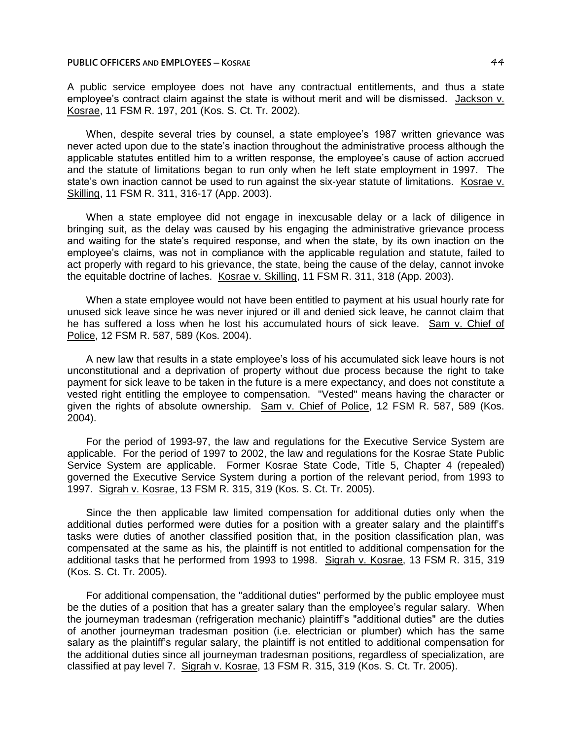A public service employee does not have any contractual entitlements, and thus a state employee's contract claim against the state is without merit and will be dismissed. Jackson v. Kosrae, 11 FSM R. 197, 201 (Kos. S. Ct. Tr. 2002).

When, despite several tries by counsel, a state employee's 1987 written grievance was never acted upon due to the state's inaction throughout the administrative process although the applicable statutes entitled him to a written response, the employee's cause of action accrued and the statute of limitations began to run only when he left state employment in 1997. The state's own inaction cannot be used to run against the six-year statute of limitations. Kosrae v. Skilling, 11 FSM R. 311, 316-17 (App. 2003).

When a state employee did not engage in inexcusable delay or a lack of diligence in bringing suit, as the delay was caused by his engaging the administrative grievance process and waiting for the state's required response, and when the state, by its own inaction on the employee's claims, was not in compliance with the applicable regulation and statute, failed to act properly with regard to his grievance, the state, being the cause of the delay, cannot invoke the equitable doctrine of laches. Kosrae v. Skilling, 11 FSM R. 311, 318 (App. 2003).

When a state employee would not have been entitled to payment at his usual hourly rate for unused sick leave since he was never injured or ill and denied sick leave, he cannot claim that he has suffered a loss when he lost his accumulated hours of sick leave. Sam v. Chief of Police, 12 FSM R. 587, 589 (Kos. 2004).

A new law that results in a state employee's loss of his accumulated sick leave hours is not unconstitutional and a deprivation of property without due process because the right to take payment for sick leave to be taken in the future is a mere expectancy, and does not constitute a vested right entitling the employee to compensation. "Vested" means having the character or given the rights of absolute ownership. Sam v. Chief of Police, 12 FSM R. 587, 589 (Kos. 2004).

For the period of 1993-97, the law and regulations for the Executive Service System are applicable. For the period of 1997 to 2002, the law and regulations for the Kosrae State Public Service System are applicable. Former Kosrae State Code, Title 5, Chapter 4 (repealed) governed the Executive Service System during a portion of the relevant period, from 1993 to 1997. Sigrah v. Kosrae, 13 FSM R. 315, 319 (Kos. S. Ct. Tr. 2005).

Since the then applicable law limited compensation for additional duties only when the additional duties performed were duties for a position with a greater salary and the plaintiff's tasks were duties of another classified position that, in the position classification plan, was compensated at the same as his, the plaintiff is not entitled to additional compensation for the additional tasks that he performed from 1993 to 1998. Sigrah v. Kosrae, 13 FSM R. 315, 319 (Kos. S. Ct. Tr. 2005).

For additional compensation, the "additional duties" performed by the public employee must be the duties of a position that has a greater salary than the employee's regular salary. When the journeyman tradesman (refrigeration mechanic) plaintiff's "additional duties" are the duties of another journeyman tradesman position (i.e. electrician or plumber) which has the same salary as the plaintiff's regular salary, the plaintiff is not entitled to additional compensation for the additional duties since all journeyman tradesman positions, regardless of specialization, are classified at pay level 7. Sigrah v. Kosrae, 13 FSM R. 315, 319 (Kos. S. Ct. Tr. 2005).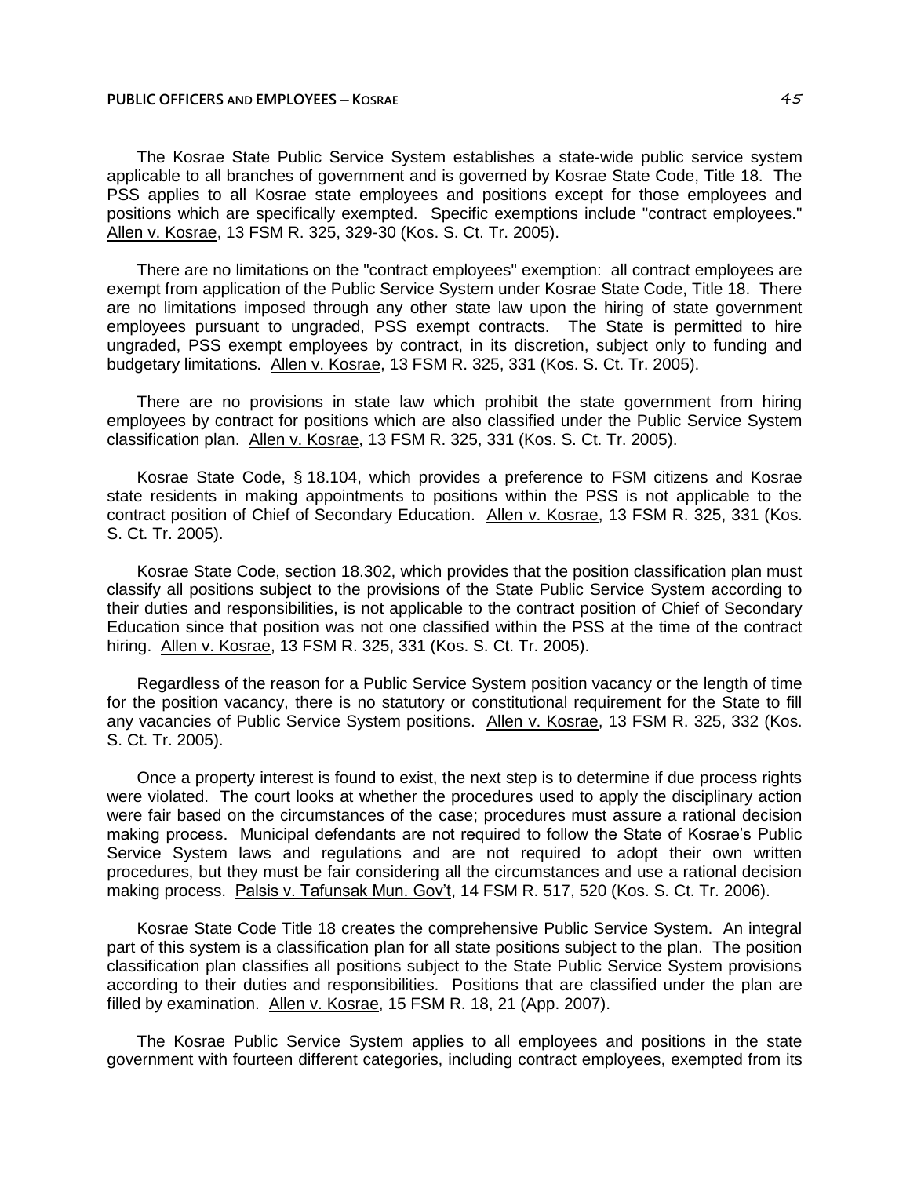The Kosrae State Public Service System establishes a state-wide public service system applicable to all branches of government and is governed by Kosrae State Code, Title 18. The PSS applies to all Kosrae state employees and positions except for those employees and positions which are specifically exempted. Specific exemptions include "contract employees." Allen v. Kosrae, 13 FSM R. 325, 329-30 (Kos. S. Ct. Tr. 2005).

There are no limitations on the "contract employees" exemption: all contract employees are exempt from application of the Public Service System under Kosrae State Code, Title 18. There are no limitations imposed through any other state law upon the hiring of state government employees pursuant to ungraded, PSS exempt contracts. The State is permitted to hire ungraded, PSS exempt employees by contract, in its discretion, subject only to funding and budgetary limitations. Allen v. Kosrae, 13 FSM R. 325, 331 (Kos. S. Ct. Tr. 2005).

There are no provisions in state law which prohibit the state government from hiring employees by contract for positions which are also classified under the Public Service System classification plan. Allen v. Kosrae, 13 FSM R. 325, 331 (Kos. S. Ct. Tr. 2005).

Kosrae State Code, § 18.104, which provides a preference to FSM citizens and Kosrae state residents in making appointments to positions within the PSS is not applicable to the contract position of Chief of Secondary Education. Allen v. Kosrae, 13 FSM R. 325, 331 (Kos. S. Ct. Tr. 2005).

Kosrae State Code, section 18.302, which provides that the position classification plan must classify all positions subject to the provisions of the State Public Service System according to their duties and responsibilities, is not applicable to the contract position of Chief of Secondary Education since that position was not one classified within the PSS at the time of the contract hiring. Allen v. Kosrae, 13 FSM R. 325, 331 (Kos. S. Ct. Tr. 2005).

Regardless of the reason for a Public Service System position vacancy or the length of time for the position vacancy, there is no statutory or constitutional requirement for the State to fill any vacancies of Public Service System positions. Allen v. Kosrae, 13 FSM R. 325, 332 (Kos. S. Ct. Tr. 2005).

Once a property interest is found to exist, the next step is to determine if due process rights were violated. The court looks at whether the procedures used to apply the disciplinary action were fair based on the circumstances of the case; procedures must assure a rational decision making process. Municipal defendants are not required to follow the State of Kosrae's Public Service System laws and regulations and are not required to adopt their own written procedures, but they must be fair considering all the circumstances and use a rational decision making process. Palsis v. Tafunsak Mun. Gov't, 14 FSM R. 517, 520 (Kos. S. Ct. Tr. 2006).

Kosrae State Code Title 18 creates the comprehensive Public Service System. An integral part of this system is a classification plan for all state positions subject to the plan. The position classification plan classifies all positions subject to the State Public Service System provisions according to their duties and responsibilities. Positions that are classified under the plan are filled by examination. Allen v. Kosrae, 15 FSM R. 18, 21 (App. 2007).

The Kosrae Public Service System applies to all employees and positions in the state government with fourteen different categories, including contract employees, exempted from its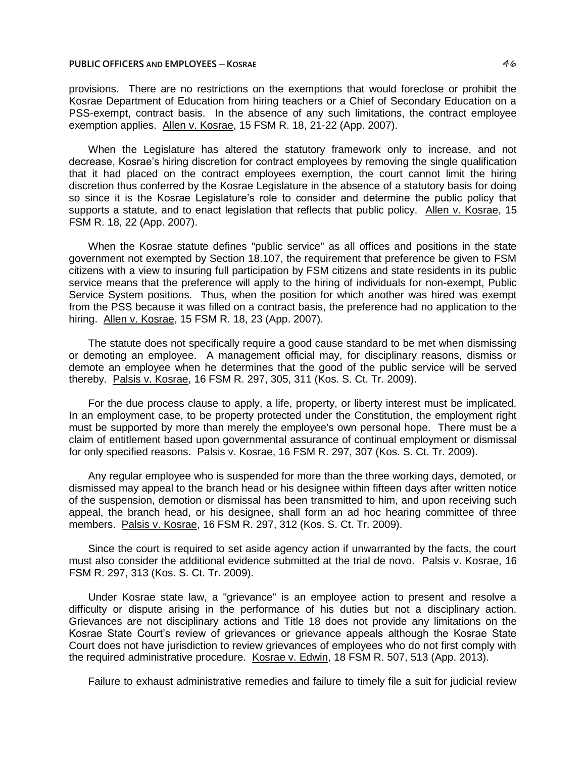provisions. There are no restrictions on the exemptions that would foreclose or prohibit the Kosrae Department of Education from hiring teachers or a Chief of Secondary Education on a PSS-exempt, contract basis. In the absence of any such limitations, the contract employee exemption applies. Allen v. Kosrae, 15 FSM R. 18, 21-22 (App. 2007).

When the Legislature has altered the statutory framework only to increase, and not decrease, Kosrae's hiring discretion for contract employees by removing the single qualification that it had placed on the contract employees exemption, the court cannot limit the hiring discretion thus conferred by the Kosrae Legislature in the absence of a statutory basis for doing so since it is the Kosrae Legislature's role to consider and determine the public policy that supports a statute, and to enact legislation that reflects that public policy. Allen v. Kosrae, 15 FSM R. 18, 22 (App. 2007).

When the Kosrae statute defines "public service" as all offices and positions in the state government not exempted by Section 18.107, the requirement that preference be given to FSM citizens with a view to insuring full participation by FSM citizens and state residents in its public service means that the preference will apply to the hiring of individuals for non-exempt, Public Service System positions. Thus, when the position for which another was hired was exempt from the PSS because it was filled on a contract basis, the preference had no application to the hiring. Allen v. Kosrae, 15 FSM R. 18, 23 (App. 2007).

The statute does not specifically require a good cause standard to be met when dismissing or demoting an employee. A management official may, for disciplinary reasons, dismiss or demote an employee when he determines that the good of the public service will be served thereby. Palsis v. Kosrae, 16 FSM R. 297, 305, 311 (Kos. S. Ct. Tr. 2009).

For the due process clause to apply, a life, property, or liberty interest must be implicated. In an employment case, to be property protected under the Constitution, the employment right must be supported by more than merely the employee's own personal hope. There must be a claim of entitlement based upon governmental assurance of continual employment or dismissal for only specified reasons. Palsis v. Kosrae, 16 FSM R. 297, 307 (Kos. S. Ct. Tr. 2009).

Any regular employee who is suspended for more than the three working days, demoted, or dismissed may appeal to the branch head or his designee within fifteen days after written notice of the suspension, demotion or dismissal has been transmitted to him, and upon receiving such appeal, the branch head, or his designee, shall form an ad hoc hearing committee of three members. Palsis v. Kosrae, 16 FSM R. 297, 312 (Kos. S. Ct. Tr. 2009).

Since the court is required to set aside agency action if unwarranted by the facts, the court must also consider the additional evidence submitted at the trial de novo. Palsis v. Kosrae, 16 FSM R. 297, 313 (Kos. S. Ct. Tr. 2009).

Under Kosrae state law, a "grievance" is an employee action to present and resolve a difficulty or dispute arising in the performance of his duties but not a disciplinary action. Grievances are not disciplinary actions and Title 18 does not provide any limitations on the Kosrae State Court's review of grievances or grievance appeals although the Kosrae State Court does not have jurisdiction to review grievances of employees who do not first comply with the required administrative procedure. Kosrae v. Edwin, 18 FSM R. 507, 513 (App. 2013).

Failure to exhaust administrative remedies and failure to timely file a suit for judicial review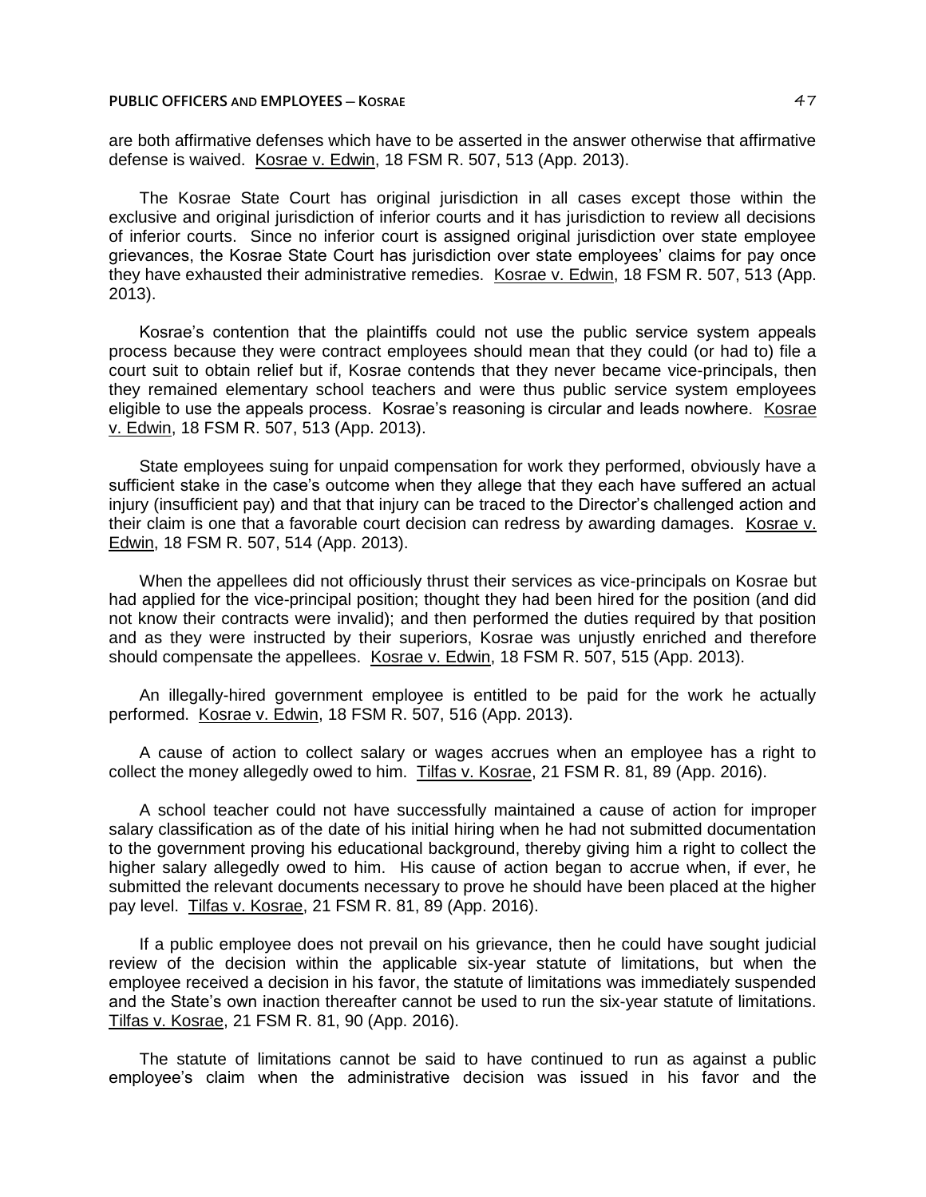are both affirmative defenses which have to be asserted in the answer otherwise that affirmative defense is waived. Kosrae v. Edwin, 18 FSM R. 507, 513 (App. 2013).

The Kosrae State Court has original jurisdiction in all cases except those within the exclusive and original jurisdiction of inferior courts and it has jurisdiction to review all decisions of inferior courts. Since no inferior court is assigned original jurisdiction over state employee grievances, the Kosrae State Court has jurisdiction over state employees' claims for pay once they have exhausted their administrative remedies. Kosrae v. Edwin, 18 FSM R. 507, 513 (App. 2013).

Kosrae's contention that the plaintiffs could not use the public service system appeals process because they were contract employees should mean that they could (or had to) file a court suit to obtain relief but if, Kosrae contends that they never became vice-principals, then they remained elementary school teachers and were thus public service system employees eligible to use the appeals process. Kosrae's reasoning is circular and leads nowhere. Kosrae v. Edwin, 18 FSM R. 507, 513 (App. 2013).

State employees suing for unpaid compensation for work they performed, obviously have a sufficient stake in the case's outcome when they allege that they each have suffered an actual injury (insufficient pay) and that that injury can be traced to the Director's challenged action and their claim is one that a favorable court decision can redress by awarding damages. Kosrae v. Edwin, 18 FSM R. 507, 514 (App. 2013).

When the appellees did not officiously thrust their services as vice-principals on Kosrae but had applied for the vice-principal position; thought they had been hired for the position (and did not know their contracts were invalid); and then performed the duties required by that position and as they were instructed by their superiors, Kosrae was unjustly enriched and therefore should compensate the appellees. Kosrae v. Edwin, 18 FSM R. 507, 515 (App. 2013).

An illegally-hired government employee is entitled to be paid for the work he actually performed. Kosrae v. Edwin, 18 FSM R. 507, 516 (App. 2013).

A cause of action to collect salary or wages accrues when an employee has a right to collect the money allegedly owed to him. Tilfas v. Kosrae, 21 FSM R. 81, 89 (App. 2016).

A school teacher could not have successfully maintained a cause of action for improper salary classification as of the date of his initial hiring when he had not submitted documentation to the government proving his educational background, thereby giving him a right to collect the higher salary allegedly owed to him. His cause of action began to accrue when, if ever, he submitted the relevant documents necessary to prove he should have been placed at the higher pay level. Tilfas v. Kosrae, 21 FSM R. 81, 89 (App. 2016).

If a public employee does not prevail on his grievance, then he could have sought judicial review of the decision within the applicable six-year statute of limitations, but when the employee received a decision in his favor, the statute of limitations was immediately suspended and the State's own inaction thereafter cannot be used to run the six-year statute of limitations. Tilfas v. Kosrae, 21 FSM R. 81, 90 (App. 2016).

The statute of limitations cannot be said to have continued to run as against a public employee's claim when the administrative decision was issued in his favor and the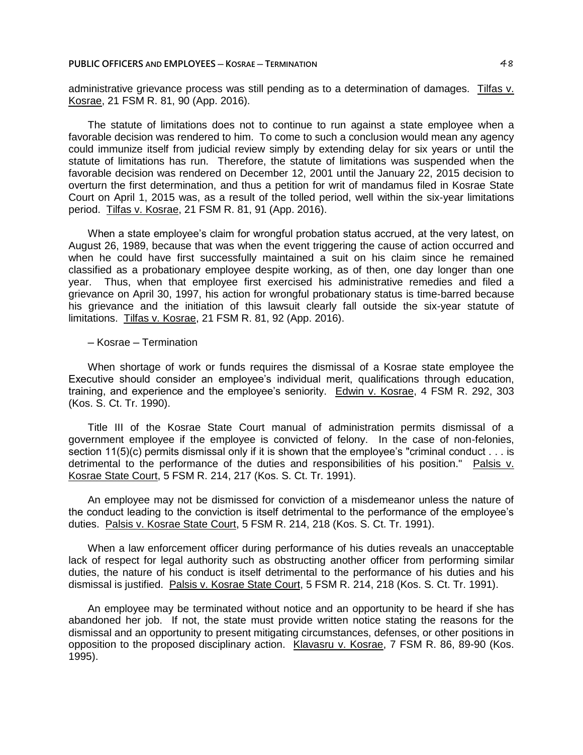administrative grievance process was still pending as to a determination of damages. Tilfas v. Kosrae, 21 FSM R. 81, 90 (App. 2016).

The statute of limitations does not to continue to run against a state employee when a favorable decision was rendered to him. To come to such a conclusion would mean any agency could immunize itself from judicial review simply by extending delay for six years or until the statute of limitations has run. Therefore, the statute of limitations was suspended when the favorable decision was rendered on December 12, 2001 until the January 22, 2015 decision to overturn the first determination, and thus a petition for writ of mandamus filed in Kosrae State Court on April 1, 2015 was, as a result of the tolled period, well within the six-year limitations period. Tilfas v. Kosrae, 21 FSM R. 81, 91 (App. 2016).

When a state employee's claim for wrongful probation status accrued, at the very latest, on August 26, 1989, because that was when the event triggering the cause of action occurred and when he could have first successfully maintained a suit on his claim since he remained classified as a probationary employee despite working, as of then, one day longer than one year. Thus, when that employee first exercised his administrative remedies and filed a grievance on April 30, 1997, his action for wrongful probationary status is time-barred because his grievance and the initiation of this lawsuit clearly fall outside the six-year statute of limitations. Tilfas v. Kosrae, 21 FSM R. 81, 92 (App. 2016).

– Kosrae – Termination

When shortage of work or funds requires the dismissal of a Kosrae state employee the Executive should consider an employee's individual merit, qualifications through education, training, and experience and the employee's seniority. Edwin v. Kosrae, 4 FSM R. 292, 303 (Kos. S. Ct. Tr. 1990).

Title III of the Kosrae State Court manual of administration permits dismissal of a government employee if the employee is convicted of felony. In the case of non-felonies, section 11(5)(c) permits dismissal only if it is shown that the employee's "criminal conduct . . . is detrimental to the performance of the duties and responsibilities of his position." Palsis v. Kosrae State Court, 5 FSM R. 214, 217 (Kos. S. Ct. Tr. 1991).

An employee may not be dismissed for conviction of a misdemeanor unless the nature of the conduct leading to the conviction is itself detrimental to the performance of the employee's duties. Palsis v. Kosrae State Court, 5 FSM R. 214, 218 (Kos. S. Ct. Tr. 1991).

When a law enforcement officer during performance of his duties reveals an unacceptable lack of respect for legal authority such as obstructing another officer from performing similar duties, the nature of his conduct is itself detrimental to the performance of his duties and his dismissal is justified. Palsis v. Kosrae State Court, 5 FSM R. 214, 218 (Kos. S. Ct. Tr. 1991).

An employee may be terminated without notice and an opportunity to be heard if she has abandoned her job. If not, the state must provide written notice stating the reasons for the dismissal and an opportunity to present mitigating circumstances, defenses, or other positions in opposition to the proposed disciplinary action. Klavasru v. Kosrae, 7 FSM R. 86, 89-90 (Kos. 1995).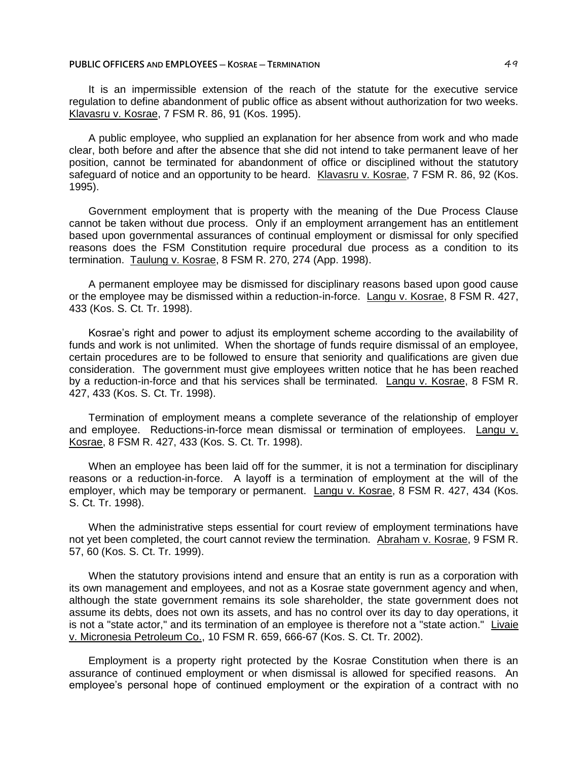It is an impermissible extension of the reach of the statute for the executive service regulation to define abandonment of public office as absent without authorization for two weeks. Klavasru v. Kosrae, 7 FSM R. 86, 91 (Kos. 1995).

A public employee, who supplied an explanation for her absence from work and who made clear, both before and after the absence that she did not intend to take permanent leave of her position, cannot be terminated for abandonment of office or disciplined without the statutory safeguard of notice and an opportunity to be heard. Klavasru v. Kosrae, 7 FSM R. 86, 92 (Kos. 1995).

Government employment that is property with the meaning of the Due Process Clause cannot be taken without due process. Only if an employment arrangement has an entitlement based upon governmental assurances of continual employment or dismissal for only specified reasons does the FSM Constitution require procedural due process as a condition to its termination. Taulung v. Kosrae, 8 FSM R. 270, 274 (App. 1998).

A permanent employee may be dismissed for disciplinary reasons based upon good cause or the employee may be dismissed within a reduction-in-force. Langu v. Kosrae, 8 FSM R. 427, 433 (Kos. S. Ct. Tr. 1998).

Kosrae's right and power to adjust its employment scheme according to the availability of funds and work is not unlimited. When the shortage of funds require dismissal of an employee, certain procedures are to be followed to ensure that seniority and qualifications are given due consideration. The government must give employees written notice that he has been reached by a reduction-in-force and that his services shall be terminated. Langu v. Kosrae, 8 FSM R. 427, 433 (Kos. S. Ct. Tr. 1998).

Termination of employment means a complete severance of the relationship of employer and employee. Reductions-in-force mean dismissal or termination of employees. Langu v. Kosrae, 8 FSM R. 427, 433 (Kos. S. Ct. Tr. 1998).

When an employee has been laid off for the summer, it is not a termination for disciplinary reasons or a reduction-in-force. A layoff is a termination of employment at the will of the employer, which may be temporary or permanent. Langu v. Kosrae, 8 FSM R. 427, 434 (Kos. S. Ct. Tr. 1998).

When the administrative steps essential for court review of employment terminations have not yet been completed, the court cannot review the termination. Abraham v. Kosrae, 9 FSM R. 57, 60 (Kos. S. Ct. Tr. 1999).

When the statutory provisions intend and ensure that an entity is run as a corporation with its own management and employees, and not as a Kosrae state government agency and when, although the state government remains its sole shareholder, the state government does not assume its debts, does not own its assets, and has no control over its day to day operations, it is not a "state actor," and its termination of an employee is therefore not a "state action." Livaie v. Micronesia Petroleum Co., 10 FSM R. 659, 666-67 (Kos. S. Ct. Tr. 2002).

Employment is a property right protected by the Kosrae Constitution when there is an assurance of continued employment or when dismissal is allowed for specified reasons. An employee's personal hope of continued employment or the expiration of a contract with no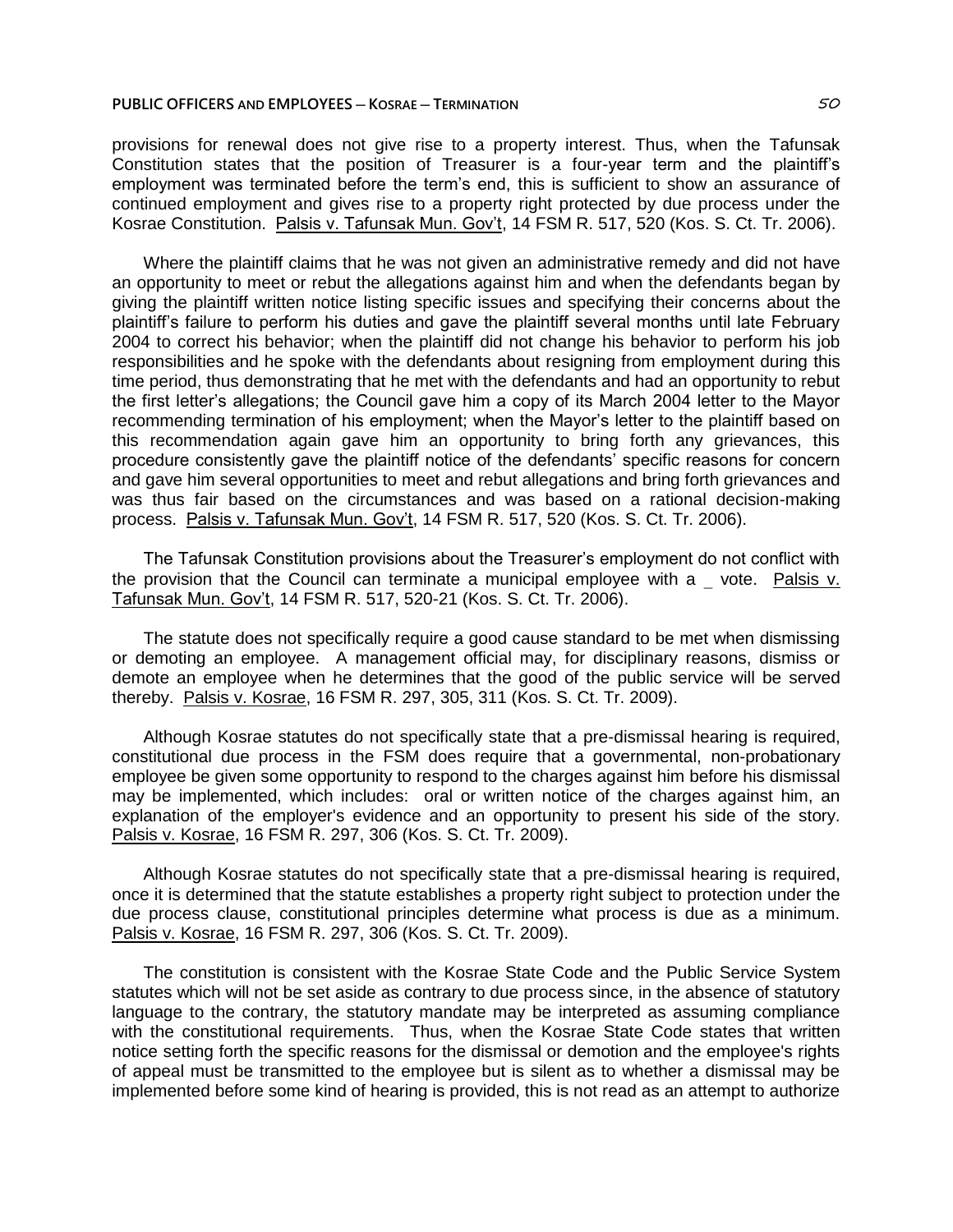provisions for renewal does not give rise to a property interest. Thus, when the Tafunsak Constitution states that the position of Treasurer is a four-year term and the plaintiff's employment was terminated before the term's end, this is sufficient to show an assurance of continued employment and gives rise to a property right protected by due process under the Kosrae Constitution. Palsis v. Tafunsak Mun. Gov't, 14 FSM R. 517, 520 (Kos. S. Ct. Tr. 2006).

Where the plaintiff claims that he was not given an administrative remedy and did not have an opportunity to meet or rebut the allegations against him and when the defendants began by giving the plaintiff written notice listing specific issues and specifying their concerns about the plaintiff's failure to perform his duties and gave the plaintiff several months until late February 2004 to correct his behavior; when the plaintiff did not change his behavior to perform his job responsibilities and he spoke with the defendants about resigning from employment during this time period, thus demonstrating that he met with the defendants and had an opportunity to rebut the first letter's allegations; the Council gave him a copy of its March 2004 letter to the Mayor recommending termination of his employment; when the Mayor's letter to the plaintiff based on this recommendation again gave him an opportunity to bring forth any grievances, this procedure consistently gave the plaintiff notice of the defendants' specific reasons for concern and gave him several opportunities to meet and rebut allegations and bring forth grievances and was thus fair based on the circumstances and was based on a rational decision-making process. Palsis v. Tafunsak Mun. Gov't, 14 FSM R. 517, 520 (Kos. S. Ct. Tr. 2006).

The Tafunsak Constitution provisions about the Treasurer's employment do not conflict with the provision that the Council can terminate a municipal employee with a _ vote. Palsis v. Tafunsak Mun. Gov't, 14 FSM R. 517, 520-21 (Kos. S. Ct. Tr. 2006).

The statute does not specifically require a good cause standard to be met when dismissing or demoting an employee. A management official may, for disciplinary reasons, dismiss or demote an employee when he determines that the good of the public service will be served thereby. Palsis v. Kosrae, 16 FSM R. 297, 305, 311 (Kos. S. Ct. Tr. 2009).

Although Kosrae statutes do not specifically state that a pre-dismissal hearing is required, constitutional due process in the FSM does require that a governmental, non-probationary employee be given some opportunity to respond to the charges against him before his dismissal may be implemented, which includes: oral or written notice of the charges against him, an explanation of the employer's evidence and an opportunity to present his side of the story. Palsis v. Kosrae, 16 FSM R. 297, 306 (Kos. S. Ct. Tr. 2009).

Although Kosrae statutes do not specifically state that a pre-dismissal hearing is required, once it is determined that the statute establishes a property right subject to protection under the due process clause, constitutional principles determine what process is due as a minimum. Palsis v. Kosrae, 16 FSM R. 297, 306 (Kos. S. Ct. Tr. 2009).

The constitution is consistent with the Kosrae State Code and the Public Service System statutes which will not be set aside as contrary to due process since, in the absence of statutory language to the contrary, the statutory mandate may be interpreted as assuming compliance with the constitutional requirements. Thus, when the Kosrae State Code states that written notice setting forth the specific reasons for the dismissal or demotion and the employee's rights of appeal must be transmitted to the employee but is silent as to whether a dismissal may be implemented before some kind of hearing is provided, this is not read as an attempt to authorize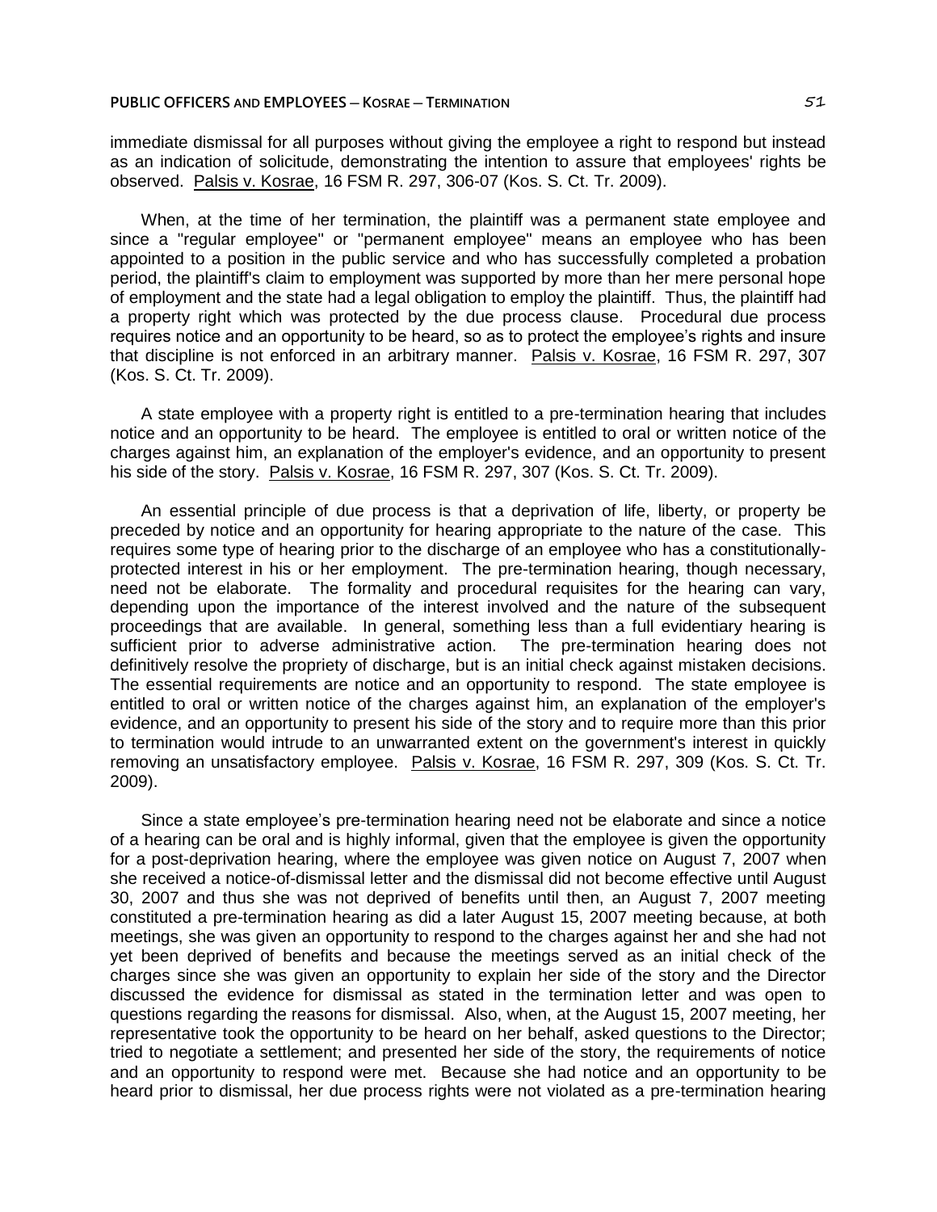immediate dismissal for all purposes without giving the employee a right to respond but instead as an indication of solicitude, demonstrating the intention to assure that employees' rights be observed. Palsis v. Kosrae, 16 FSM R. 297, 306-07 (Kos. S. Ct. Tr. 2009).

When, at the time of her termination, the plaintiff was a permanent state employee and since a "regular employee" or "permanent employee" means an employee who has been appointed to a position in the public service and who has successfully completed a probation period, the plaintiff's claim to employment was supported by more than her mere personal hope of employment and the state had a legal obligation to employ the plaintiff. Thus, the plaintiff had a property right which was protected by the due process clause. Procedural due process requires notice and an opportunity to be heard, so as to protect the employee's rights and insure that discipline is not enforced in an arbitrary manner. Palsis v. Kosrae, 16 FSM R. 297, 307 (Kos. S. Ct. Tr. 2009).

A state employee with a property right is entitled to a pre-termination hearing that includes notice and an opportunity to be heard. The employee is entitled to oral or written notice of the charges against him, an explanation of the employer's evidence, and an opportunity to present his side of the story. Palsis v. Kosrae, 16 FSM R. 297, 307 (Kos. S. Ct. Tr. 2009).

An essential principle of due process is that a deprivation of life, liberty, or property be preceded by notice and an opportunity for hearing appropriate to the nature of the case. This requires some type of hearing prior to the discharge of an employee who has a constitutionally-protected interest in his or her employment. The pre-termination hearing, though necessary, need not be elaborate. The formality and procedural requisites for the hearing can vary, depending upon the importance of the interest involved and the nature of the subsequent proceedings that are available. In general, something less than a full evidentiary hearing is sufficient prior to adverse administrative action. The pre-termination hearing does not definitively resolve the propriety of discharge, but is an initial check against mistaken decisions. The essential requirements are notice and an opportunity to respond. The state employee is entitled to oral or written notice of the charges against him, an explanation of the employer's evidence, and an opportunity to present his side of the story and to require more than this prior to termination would intrude to an unwarranted extent on the government's interest in quickly removing an unsatisfactory employee. Palsis v. Kosrae, 16 FSM R. 297, 309 (Kos. S. Ct. Tr. 2009).

Since a state employee's pre-termination hearing need not be elaborate and since a notice of a hearing can be oral and is highly informal, given that the employee is given the opportunity for a post-deprivation hearing, where the employee was given notice on August 7, 2007 when she received a notice-of-dismissal letter and the dismissal did not become effective until August 30, 2007 and thus she was not deprived of benefits until then, an August 7, 2007 meeting constituted a pre-termination hearing as did a later August 15, 2007 meeting because, at both meetings, she was given an opportunity to respond to the charges against her and she had not yet been deprived of benefits and because the meetings served as an initial check of the charges since she was given an opportunity to explain her side of the story and the Director discussed the evidence for dismissal as stated in the termination letter and was open to questions regarding the reasons for dismissal. Also, when, at the August 15, 2007 meeting, her representative took the opportunity to be heard on her behalf, asked questions to the Director; tried to negotiate a settlement; and presented her side of the story, the requirements of notice and an opportunity to respond were met. Because she had notice and an opportunity to be heard prior to dismissal, her due process rights were not violated as a pre-termination hearing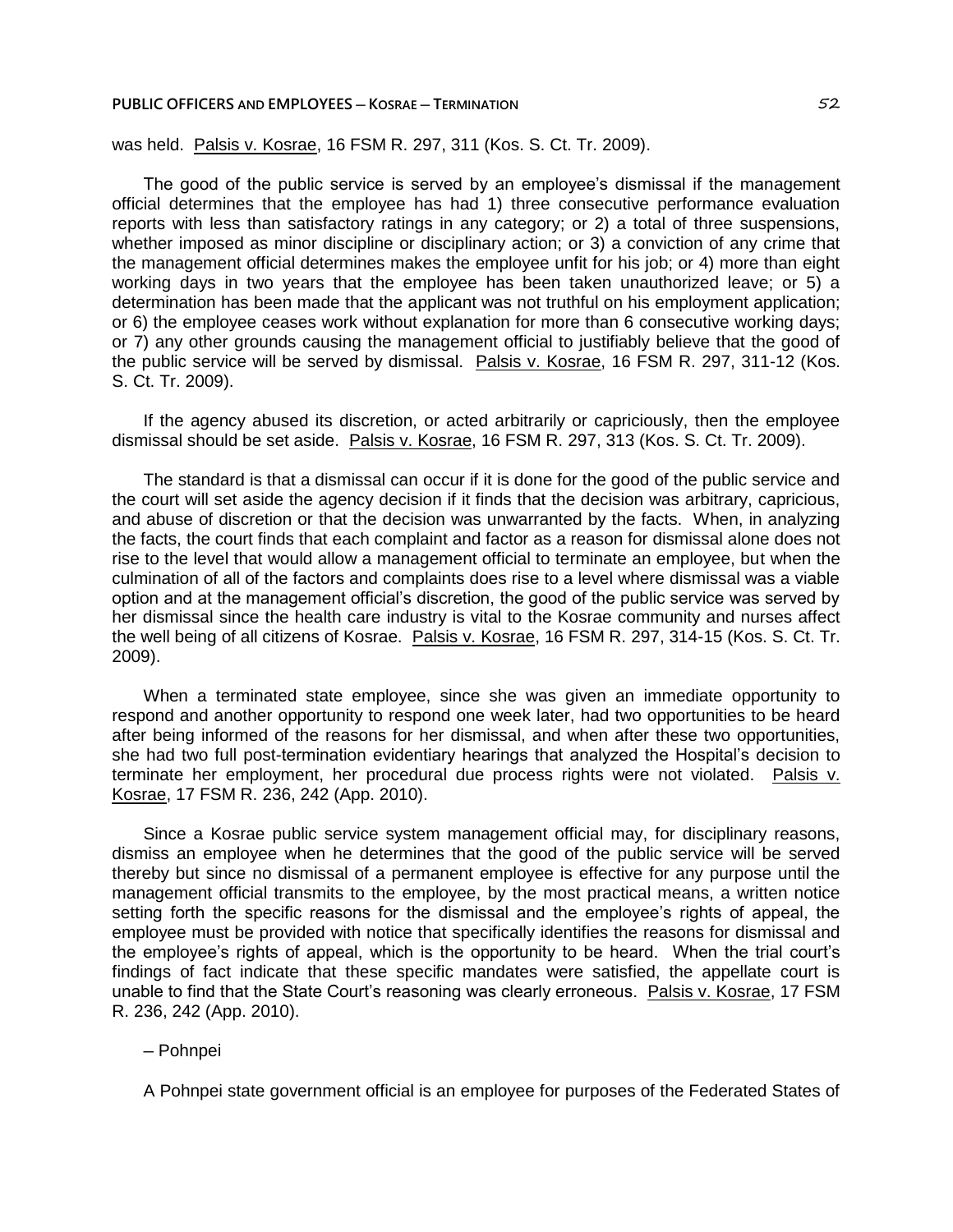was held. Palsis v. Kosrae, 16 FSM R. 297, 311 (Kos. S. Ct. Tr. 2009).

The good of the public service is served by an employee's dismissal if the management official determines that the employee has had 1) three consecutive performance evaluation reports with less than satisfactory ratings in any category; or 2) a total of three suspensions, whether imposed as minor discipline or disciplinary action; or 3) a conviction of any crime that the management official determines makes the employee unfit for his job; or 4) more than eight working days in two years that the employee has been taken unauthorized leave; or 5) a determination has been made that the applicant was not truthful on his employment application; or 6) the employee ceases work without explanation for more than 6 consecutive working days; or 7) any other grounds causing the management official to justifiably believe that the good of the public service will be served by dismissal. Palsis v. Kosrae, 16 FSM R. 297, 311-12 (Kos. S. Ct. Tr. 2009).

If the agency abused its discretion, or acted arbitrarily or capriciously, then the employee dismissal should be set aside. Palsis v. Kosrae, 16 FSM R. 297, 313 (Kos. S. Ct. Tr. 2009).

The standard is that a dismissal can occur if it is done for the good of the public service and the court will set aside the agency decision if it finds that the decision was arbitrary, capricious, and abuse of discretion or that the decision was unwarranted by the facts. When, in analyzing the facts, the court finds that each complaint and factor as a reason for dismissal alone does not rise to the level that would allow a management official to terminate an employee, but when the culmination of all of the factors and complaints does rise to a level where dismissal was a viable option and at the management official's discretion, the good of the public service was served by her dismissal since the health care industry is vital to the Kosrae community and nurses affect the well being of all citizens of Kosrae. Palsis v. Kosrae, 16 FSM R. 297, 314-15 (Kos. S. Ct. Tr. 2009).

When a terminated state employee, since she was given an immediate opportunity to respond and another opportunity to respond one week later, had two opportunities to be heard after being informed of the reasons for her dismissal, and when after these two opportunities, she had two full post-termination evidentiary hearings that analyzed the Hospital's decision to terminate her employment, her procedural due process rights were not violated. Palsis v. Kosrae, 17 FSM R. 236, 242 (App. 2010).

Since a Kosrae public service system management official may, for disciplinary reasons, dismiss an employee when he determines that the good of the public service will be served thereby but since no dismissal of a permanent employee is effective for any purpose until the management official transmits to the employee, by the most practical means, a written notice setting forth the specific reasons for the dismissal and the employee's rights of appeal, the employee must be provided with notice that specifically identifies the reasons for dismissal and the employee's rights of appeal, which is the opportunity to be heard. When the trial court's findings of fact indicate that these specific mandates were satisfied, the appellate court is unable to find that the State Court's reasoning was clearly erroneous. Palsis v. Kosrae, 17 FSM R. 236, 242 (App. 2010).

– Pohnpei

A Pohnpei state government official is an employee for purposes of the Federated States of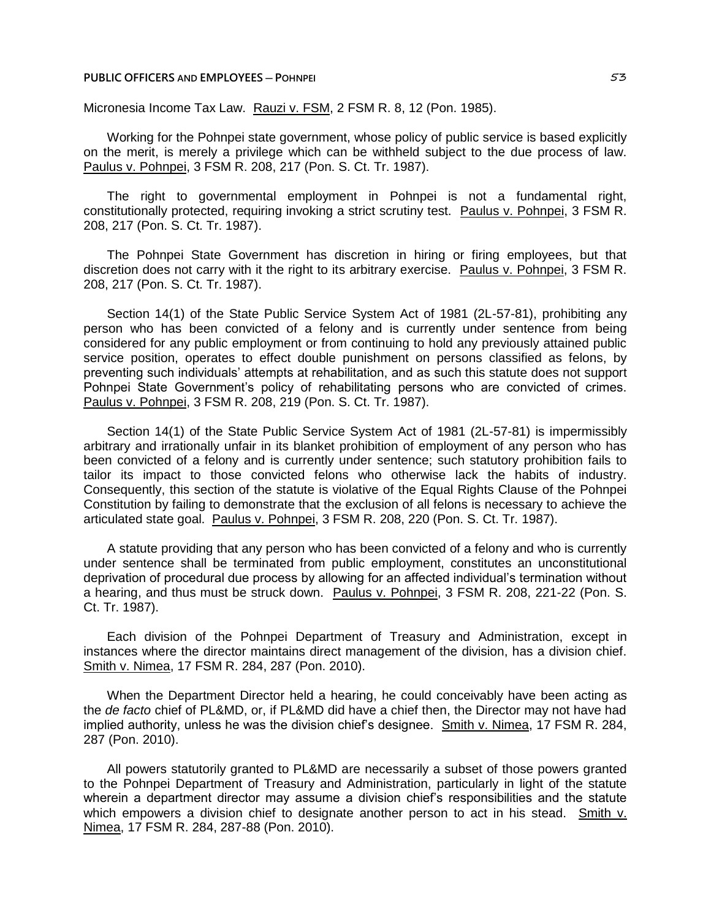Micronesia Income Tax Law. Rauzi v. FSM, 2 FSM R. 8, 12 (Pon. 1985).

Working for the Pohnpei state government, whose policy of public service is based explicitly on the merit, is merely a privilege which can be withheld subject to the due process of law. Paulus v. Pohnpei, 3 FSM R. 208, 217 (Pon. S. Ct. Tr. 1987).

The right to governmental employment in Pohnpei is not a fundamental right, constitutionally protected, requiring invoking a strict scrutiny test. Paulus v. Pohnpei, 3 FSM R. 208, 217 (Pon. S. Ct. Tr. 1987).

The Pohnpei State Government has discretion in hiring or firing employees, but that discretion does not carry with it the right to its arbitrary exercise. Paulus v. Pohnpei, 3 FSM R. 208, 217 (Pon. S. Ct. Tr. 1987).

Section 14(1) of the State Public Service System Act of 1981 (2L-57-81), prohibiting any person who has been convicted of a felony and is currently under sentence from being considered for any public employment or from continuing to hold any previously attained public service position, operates to effect double punishment on persons classified as felons, by preventing such individuals' attempts at rehabilitation, and as such this statute does not support Pohnpei State Government's policy of rehabilitating persons who are convicted of crimes. Paulus v. Pohnpei, 3 FSM R. 208, 219 (Pon. S. Ct. Tr. 1987).

Section 14(1) of the State Public Service System Act of 1981 (2L-57-81) is impermissibly arbitrary and irrationally unfair in its blanket prohibition of employment of any person who has been convicted of a felony and is currently under sentence; such statutory prohibition fails to tailor its impact to those convicted felons who otherwise lack the habits of industry. Consequently, this section of the statute is violative of the Equal Rights Clause of the Pohnpei Constitution by failing to demonstrate that the exclusion of all felons is necessary to achieve the articulated state goal. Paulus v. Pohnpei, 3 FSM R. 208, 220 (Pon. S. Ct. Tr. 1987).

A statute providing that any person who has been convicted of a felony and who is currently under sentence shall be terminated from public employment, constitutes an unconstitutional deprivation of procedural due process by allowing for an affected individual's termination without a hearing, and thus must be struck down. Paulus v. Pohnpei, 3 FSM R. 208, 221-22 (Pon. S. Ct. Tr. 1987).

Each division of the Pohnpei Department of Treasury and Administration, except in instances where the director maintains direct management of the division, has a division chief. Smith v. Nimea, 17 FSM R. 284, 287 (Pon. 2010).

When the Department Director held a hearing, he could conceivably have been acting as the *de facto* chief of PL&MD, or, if PL&MD did have a chief then, the Director may not have had implied authority, unless he was the division chief's designee. Smith v. Nimea, 17 FSM R. 284, 287 (Pon. 2010).

All powers statutorily granted to PL&MD are necessarily a subset of those powers granted to the Pohnpei Department of Treasury and Administration, particularly in light of the statute wherein a department director may assume a division chief's responsibilities and the statute which empowers a division chief to designate another person to act in his stead. Smith v. Nimea, 17 FSM R. 284, 287-88 (Pon. 2010).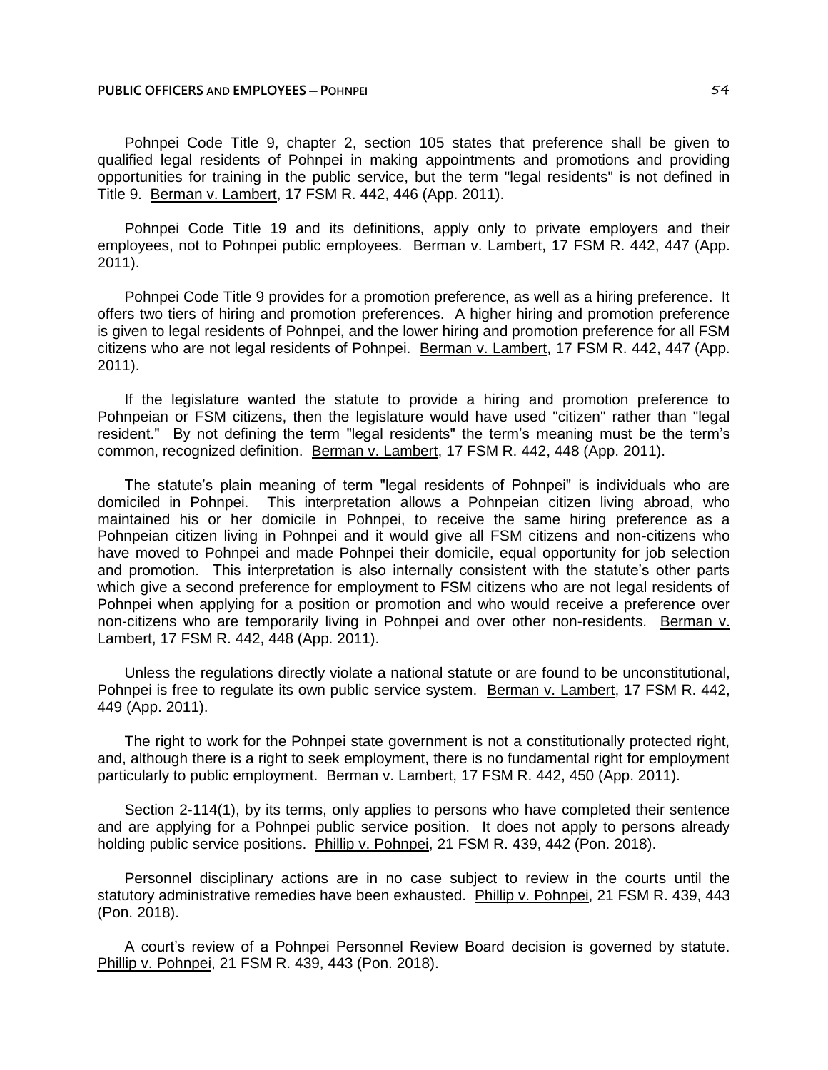Pohnpei Code Title 9, chapter 2, section 105 states that preference shall be given to qualified legal residents of Pohnpei in making appointments and promotions and providing opportunities for training in the public service, but the term "legal residents" is not defined in Title 9. Berman v. Lambert, 17 FSM R. 442, 446 (App. 2011).

Pohnpei Code Title 19 and its definitions, apply only to private employers and their employees, not to Pohnpei public employees. Berman v. Lambert, 17 FSM R. 442, 447 (App. 2011).

Pohnpei Code Title 9 provides for a promotion preference, as well as a hiring preference. It offers two tiers of hiring and promotion preferences. A higher hiring and promotion preference is given to legal residents of Pohnpei, and the lower hiring and promotion preference for all FSM citizens who are not legal residents of Pohnpei. Berman v. Lambert, 17 FSM R. 442, 447 (App. 2011).

If the legislature wanted the statute to provide a hiring and promotion preference to Pohnpeian or FSM citizens, then the legislature would have used "citizen" rather than "legal resident." By not defining the term "legal residents" the term's meaning must be the term's common, recognized definition. Berman v. Lambert, 17 FSM R. 442, 448 (App. 2011).

The statute's plain meaning of term "legal residents of Pohnpei" is individuals who are domiciled in Pohnpei. This interpretation allows a Pohnpeian citizen living abroad, who maintained his or her domicile in Pohnpei, to receive the same hiring preference as a Pohnpeian citizen living in Pohnpei and it would give all FSM citizens and non-citizens who have moved to Pohnpei and made Pohnpei their domicile, equal opportunity for job selection and promotion. This interpretation is also internally consistent with the statute's other parts which give a second preference for employment to FSM citizens who are not legal residents of Pohnpei when applying for a position or promotion and who would receive a preference over non-citizens who are temporarily living in Pohnpei and over other non-residents. Berman v. Lambert, 17 FSM R. 442, 448 (App. 2011).

Unless the regulations directly violate a national statute or are found to be unconstitutional, Pohnpei is free to regulate its own public service system. Berman v. Lambert, 17 FSM R. 442, 449 (App. 2011).

The right to work for the Pohnpei state government is not a constitutionally protected right, and, although there is a right to seek employment, there is no fundamental right for employment particularly to public employment. Berman v. Lambert, 17 FSM R. 442, 450 (App. 2011).

Section 2-114(1), by its terms, only applies to persons who have completed their sentence and are applying for a Pohnpei public service position. It does not apply to persons already holding public service positions. Phillip v. Pohnpei, 21 FSM R. 439, 442 (Pon. 2018).

Personnel disciplinary actions are in no case subject to review in the courts until the statutory administrative remedies have been exhausted. Phillip v. Pohnpei, 21 FSM R. 439, 443 (Pon. 2018).

A court's review of a Pohnpei Personnel Review Board decision is governed by statute. Phillip v. Pohnpei, 21 FSM R. 439, 443 (Pon. 2018).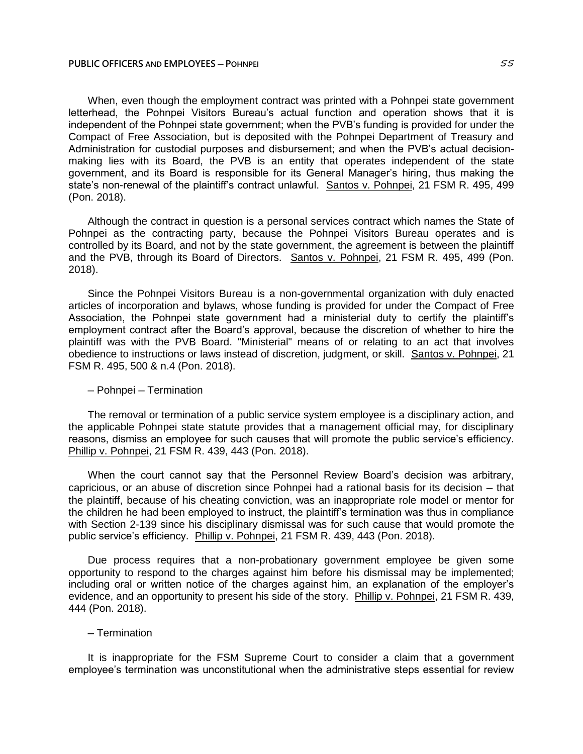When, even though the employment contract was printed with a Pohnpei state government letterhead, the Pohnpei Visitors Bureau's actual function and operation shows that it is independent of the Pohnpei state government; when the PVB's funding is provided for under the Compact of Free Association, but is deposited with the Pohnpei Department of Treasury and Administration for custodial purposes and disbursement; and when the PVB's actual decision-making lies with its Board, the PVB is an entity that operates independent of the state government, and its Board is responsible for its General Manager's hiring, thus making the state's non-renewal of the plaintiff's contract unlawful. Santos v. Pohnpei, 21 FSM R. 495, 499 (Pon. 2018).

Although the contract in question is a personal services contract which names the State of Pohnpei as the contracting party, because the Pohnpei Visitors Bureau operates and is controlled by its Board, and not by the state government, the agreement is between the plaintiff and the PVB, through its Board of Directors. Santos v. Pohnpei, 21 FSM R. 495, 499 (Pon. 2018).

Since the Pohnpei Visitors Bureau is a non-governmental organization with duly enacted articles of incorporation and bylaws, whose funding is provided for under the Compact of Free Association, the Pohnpei state government had a ministerial duty to certify the plaintiff's employment contract after the Board's approval, because the discretion of whether to hire the plaintiff was with the PVB Board. "Ministerial" means of or relating to an act that involves obedience to instructions or laws instead of discretion, judgment, or skill. Santos v. Pohnpei, 21 FSM R. 495, 500 & n.4 (Pon. 2018).

– Pohnpei – Termination

The removal or termination of a public service system employee is a disciplinary action, and the applicable Pohnpei state statute provides that a management official may, for disciplinary reasons, dismiss an employee for such causes that will promote the public service's efficiency. Phillip v. Pohnpei, 21 FSM R. 439, 443 (Pon. 2018).

When the court cannot say that the Personnel Review Board's decision was arbitrary, capricious, or an abuse of discretion since Pohnpei had a rational basis for its decision – that the plaintiff, because of his cheating conviction, was an inappropriate role model or mentor for the children he had been employed to instruct, the plaintiff's termination was thus in compliance with Section 2-139 since his disciplinary dismissal was for such cause that would promote the public service's efficiency. Phillip v. Pohnpei, 21 FSM R. 439, 443 (Pon. 2018).

Due process requires that a non-probationary government employee be given some opportunity to respond to the charges against him before his dismissal may be implemented; including oral or written notice of the charges against him, an explanation of the employer's evidence, and an opportunity to present his side of the story. Phillip v. Pohnpei, 21 FSM R. 439, 444 (Pon. 2018).

– Termination

It is inappropriate for the FSM Supreme Court to consider a claim that a government employee's termination was unconstitutional when the administrative steps essential for review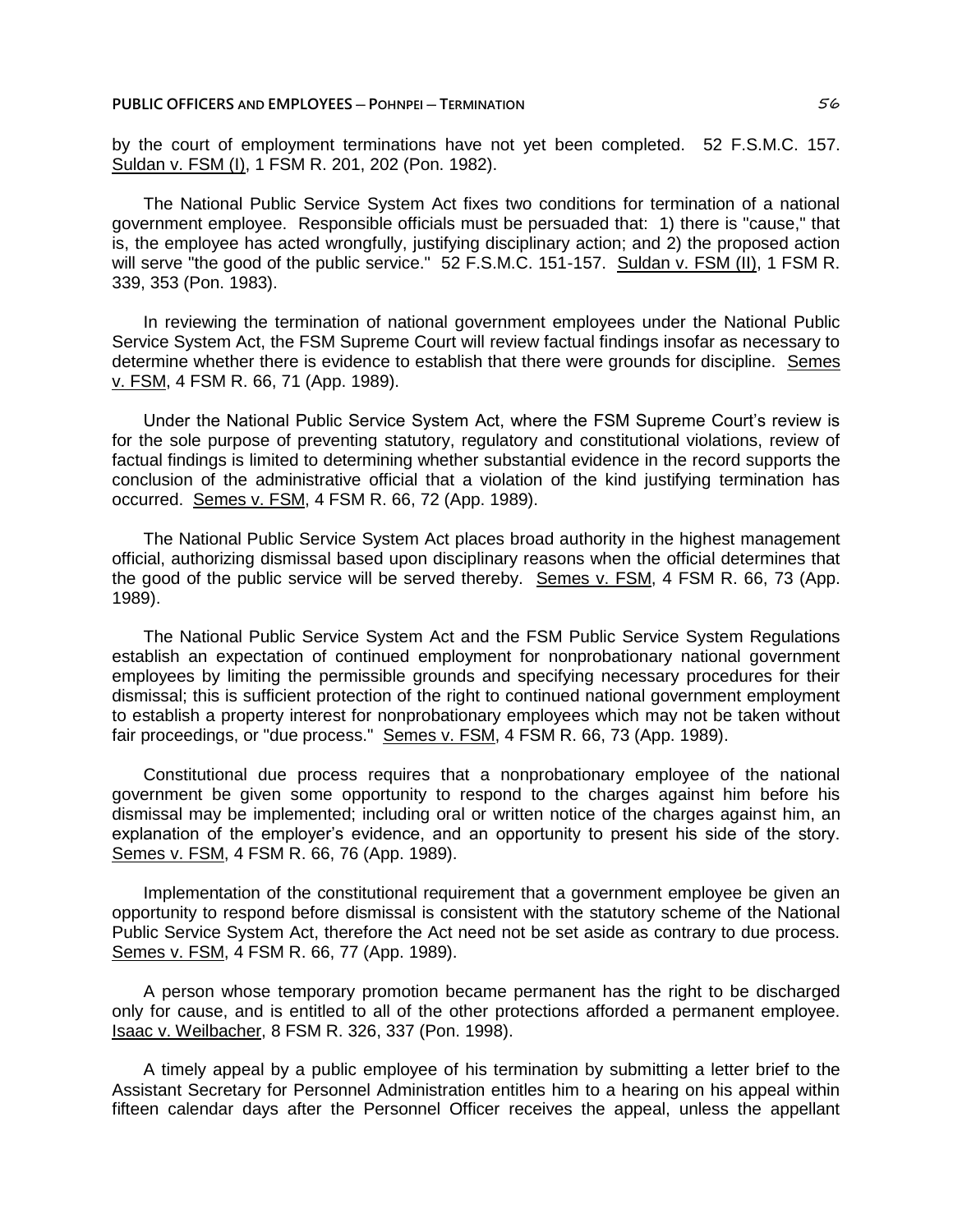by the court of employment terminations have not yet been completed. 52 F.S.M.C. 157. Suldan v. FSM (I), 1 FSM R. 201, 202 (Pon. 1982).

The National Public Service System Act fixes two conditions for termination of a national government employee. Responsible officials must be persuaded that: 1) there is "cause," that is, the employee has acted wrongfully, justifying disciplinary action; and 2) the proposed action will serve "the good of the public service." 52 F.S.M.C. 151-157. Suldan v. FSM (II), 1 FSM R. 339, 353 (Pon. 1983).

In reviewing the termination of national government employees under the National Public Service System Act, the FSM Supreme Court will review factual findings insofar as necessary to determine whether there is evidence to establish that there were grounds for discipline. Semes v. FSM, 4 FSM R. 66, 71 (App. 1989).

Under the National Public Service System Act, where the FSM Supreme Court's review is for the sole purpose of preventing statutory, regulatory and constitutional violations, review of factual findings is limited to determining whether substantial evidence in the record supports the conclusion of the administrative official that a violation of the kind justifying termination has occurred. Semes v. FSM, 4 FSM R. 66, 72 (App. 1989).

The National Public Service System Act places broad authority in the highest management official, authorizing dismissal based upon disciplinary reasons when the official determines that the good of the public service will be served thereby. Semes v. FSM, 4 FSM R. 66, 73 (App. 1989).

The National Public Service System Act and the FSM Public Service System Regulations establish an expectation of continued employment for nonprobationary national government employees by limiting the permissible grounds and specifying necessary procedures for their dismissal; this is sufficient protection of the right to continued national government employment to establish a property interest for nonprobationary employees which may not be taken without fair proceedings, or "due process." Semes v. FSM, 4 FSM R. 66, 73 (App. 1989).

Constitutional due process requires that a nonprobationary employee of the national government be given some opportunity to respond to the charges against him before his dismissal may be implemented; including oral or written notice of the charges against him, an explanation of the employer's evidence, and an opportunity to present his side of the story. Semes v. FSM, 4 FSM R. 66, 76 (App. 1989).

Implementation of the constitutional requirement that a government employee be given an opportunity to respond before dismissal is consistent with the statutory scheme of the National Public Service System Act, therefore the Act need not be set aside as contrary to due process. Semes v. FSM, 4 FSM R. 66, 77 (App. 1989).

A person whose temporary promotion became permanent has the right to be discharged only for cause, and is entitled to all of the other protections afforded a permanent employee. Isaac v. Weilbacher, 8 FSM R. 326, 337 (Pon. 1998).

A timely appeal by a public employee of his termination by submitting a letter brief to the Assistant Secretary for Personnel Administration entitles him to a hearing on his appeal within fifteen calendar days after the Personnel Officer receives the appeal, unless the appellant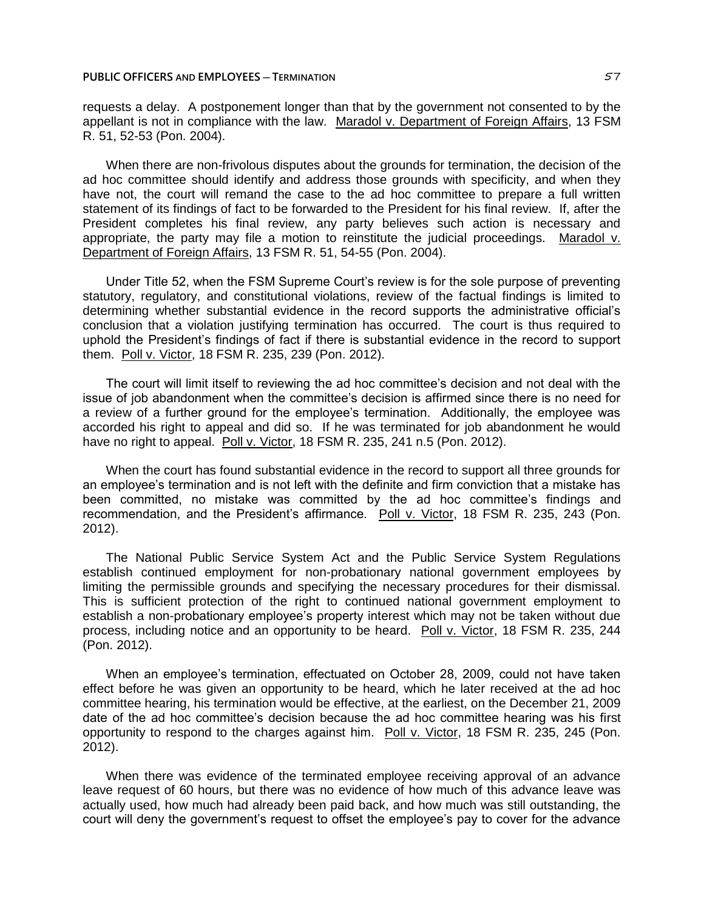requests a delay. A postponement longer than that by the government not consented to by the appellant is not in compliance with the law. Maradol v. Department of Foreign Affairs, 13 FSM R. 51, 52-53 (Pon. 2004).

When there are non-frivolous disputes about the grounds for termination, the decision of the ad hoc committee should identify and address those grounds with specificity, and when they have not, the court will remand the case to the ad hoc committee to prepare a full written statement of its findings of fact to be forwarded to the President for his final review. If, after the President completes his final review, any party believes such action is necessary and appropriate, the party may file a motion to reinstitute the judicial proceedings. Maradol v. Department of Foreign Affairs, 13 FSM R. 51, 54-55 (Pon. 2004).

Under Title 52, when the FSM Supreme Court's review is for the sole purpose of preventing statutory, regulatory, and constitutional violations, review of the factual findings is limited to determining whether substantial evidence in the record supports the administrative official's conclusion that a violation justifying termination has occurred. The court is thus required to uphold the President's findings of fact if there is substantial evidence in the record to support them. Poll v. Victor, 18 FSM R. 235, 239 (Pon. 2012).

The court will limit itself to reviewing the ad hoc committee's decision and not deal with the issue of job abandonment when the committee's decision is affirmed since there is no need for a review of a further ground for the employee's termination. Additionally, the employee was accorded his right to appeal and did so. If he was terminated for job abandonment he would have no right to appeal. Poll v. Victor, 18 FSM R. 235, 241 n.5 (Pon. 2012).

When the court has found substantial evidence in the record to support all three grounds for an employee's termination and is not left with the definite and firm conviction that a mistake has been committed, no mistake was committed by the ad hoc committee's findings and recommendation, and the President's affirmance. Poll v. Victor, 18 FSM R. 235, 243 (Pon. 2012).

The National Public Service System Act and the Public Service System Regulations establish continued employment for non-probationary national government employees by limiting the permissible grounds and specifying the necessary procedures for their dismissal. This is sufficient protection of the right to continued national government employment to establish a non-probationary employee's property interest which may not be taken without due process, including notice and an opportunity to be heard. Poll v. Victor, 18 FSM R. 235, 244 (Pon. 2012).

When an employee's termination, effectuated on October 28, 2009, could not have taken effect before he was given an opportunity to be heard, which he later received at the ad hoc committee hearing, his termination would be effective, at the earliest, on the December 21, 2009 date of the ad hoc committee's decision because the ad hoc committee hearing was his first opportunity to respond to the charges against him. Poll v. Victor, 18 FSM R. 235, 245 (Pon. 2012).

When there was evidence of the terminated employee receiving approval of an advance leave request of 60 hours, but there was no evidence of how much of this advance leave was actually used, how much had already been paid back, and how much was still outstanding, the court will deny the government's request to offset the employee's pay to cover for the advance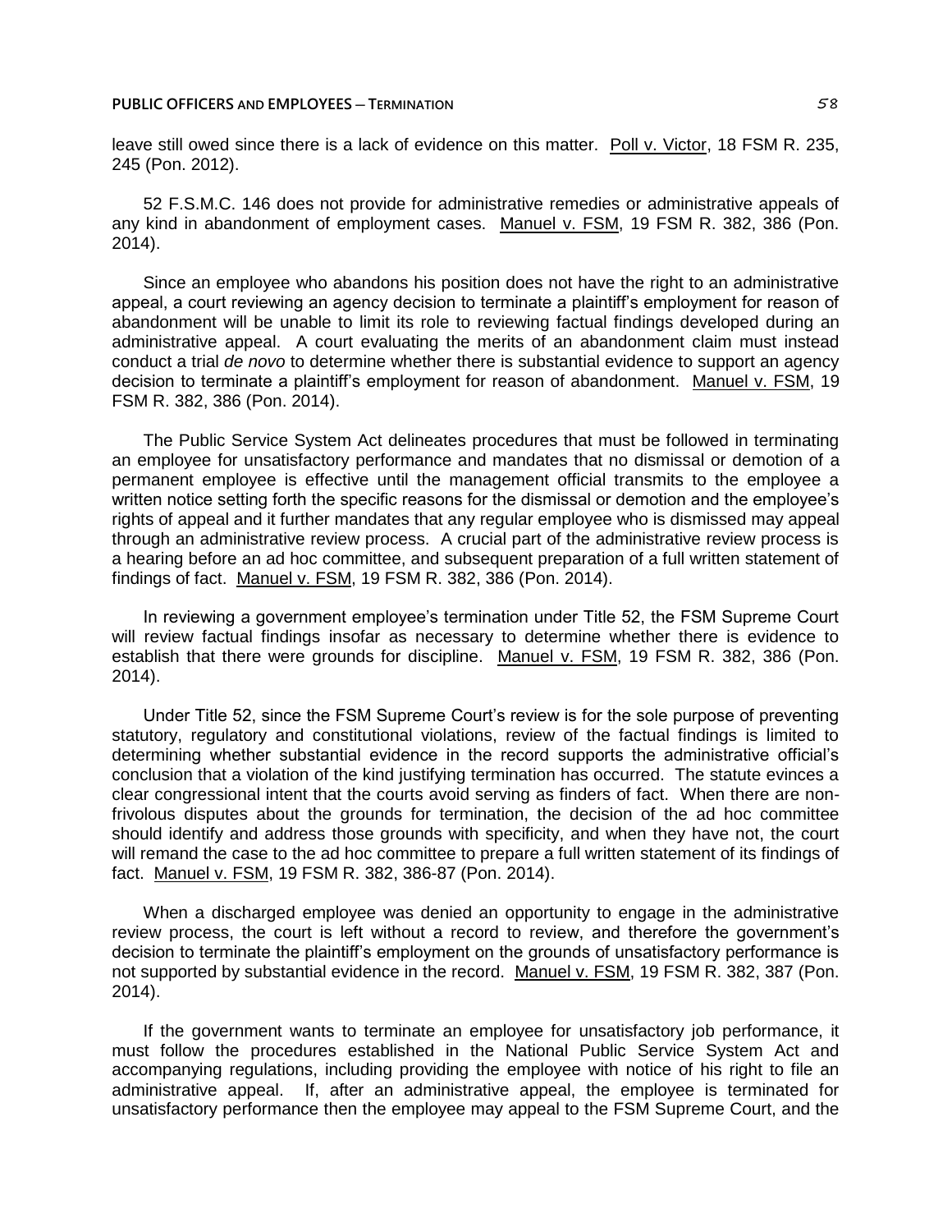leave still owed since there is a lack of evidence on this matter. Poll v. Victor, 18 FSM R. 235, 245 (Pon. 2012).

52 F.S.M.C. 146 does not provide for administrative remedies or administrative appeals of any kind in abandonment of employment cases. Manuel v. FSM, 19 FSM R. 382, 386 (Pon. 2014).

Since an employee who abandons his position does not have the right to an administrative appeal, a court reviewing an agency decision to terminate a plaintiff's employment for reason of abandonment will be unable to limit its role to reviewing factual findings developed during an administrative appeal. A court evaluating the merits of an abandonment claim must instead conduct a trial *de novo* to determine whether there is substantial evidence to support an agency decision to terminate a plaintiff's employment for reason of abandonment. Manuel v. FSM, 19 FSM R. 382, 386 (Pon. 2014).

The Public Service System Act delineates procedures that must be followed in terminating an employee for unsatisfactory performance and mandates that no dismissal or demotion of a permanent employee is effective until the management official transmits to the employee a written notice setting forth the specific reasons for the dismissal or demotion and the employee's rights of appeal and it further mandates that any regular employee who is dismissed may appeal through an administrative review process. A crucial part of the administrative review process is a hearing before an ad hoc committee, and subsequent preparation of a full written statement of findings of fact. Manuel v. FSM, 19 FSM R. 382, 386 (Pon. 2014).

In reviewing a government employee's termination under Title 52, the FSM Supreme Court will review factual findings insofar as necessary to determine whether there is evidence to establish that there were grounds for discipline. Manuel v. FSM, 19 FSM R. 382, 386 (Pon. 2014).

Under Title 52, since the FSM Supreme Court's review is for the sole purpose of preventing statutory, regulatory and constitutional violations, review of the factual findings is limited to determining whether substantial evidence in the record supports the administrative official's conclusion that a violation of the kind justifying termination has occurred. The statute evinces a clear congressional intent that the courts avoid serving as finders of fact. When there are non-frivolous disputes about the grounds for termination, the decision of the ad hoc committee should identify and address those grounds with specificity, and when they have not, the court will remand the case to the ad hoc committee to prepare a full written statement of its findings of fact. Manuel v. FSM, 19 FSM R. 382, 386-87 (Pon. 2014).

When a discharged employee was denied an opportunity to engage in the administrative review process, the court is left without a record to review, and therefore the government's decision to terminate the plaintiff's employment on the grounds of unsatisfactory performance is not supported by substantial evidence in the record. Manuel v. FSM, 19 FSM R. 382, 387 (Pon. 2014).

If the government wants to terminate an employee for unsatisfactory job performance, it must follow the procedures established in the National Public Service System Act and accompanying regulations, including providing the employee with notice of his right to file an administrative appeal. If, after an administrative appeal, the employee is terminated for unsatisfactory performance then the employee may appeal to the FSM Supreme Court, and the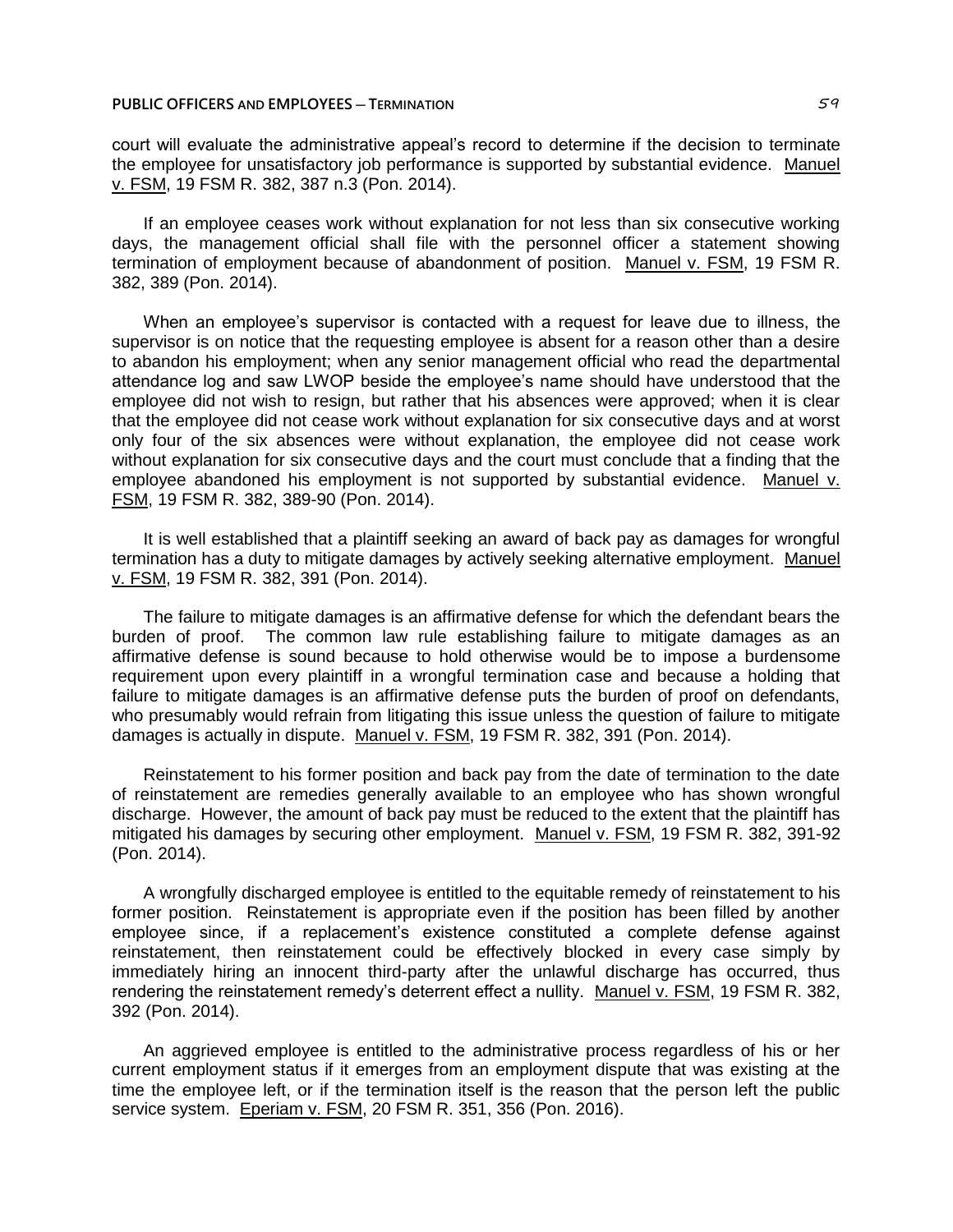court will evaluate the administrative appeal's record to determine if the decision to terminate the employee for unsatisfactory job performance is supported by substantial evidence. Manuel v. FSM, 19 FSM R. 382, 387 n.3 (Pon. 2014).

If an employee ceases work without explanation for not less than six consecutive working days, the management official shall file with the personnel officer a statement showing termination of employment because of abandonment of position. Manuel v. FSM, 19 FSM R. 382, 389 (Pon. 2014).

When an employee's supervisor is contacted with a request for leave due to illness, the supervisor is on notice that the requesting employee is absent for a reason other than a desire to abandon his employment; when any senior management official who read the departmental attendance log and saw LWOP beside the employee's name should have understood that the employee did not wish to resign, but rather that his absences were approved; when it is clear that the employee did not cease work without explanation for six consecutive days and at worst only four of the six absences were without explanation, the employee did not cease work without explanation for six consecutive days and the court must conclude that a finding that the employee abandoned his employment is not supported by substantial evidence. Manuel v. FSM, 19 FSM R. 382, 389-90 (Pon. 2014).

It is well established that a plaintiff seeking an award of back pay as damages for wrongful termination has a duty to mitigate damages by actively seeking alternative employment. Manuel v. FSM, 19 FSM R. 382, 391 (Pon. 2014).

The failure to mitigate damages is an affirmative defense for which the defendant bears the burden of proof. The common law rule establishing failure to mitigate damages as an affirmative defense is sound because to hold otherwise would be to impose a burdensome requirement upon every plaintiff in a wrongful termination case and because a holding that failure to mitigate damages is an affirmative defense puts the burden of proof on defendants, who presumably would refrain from litigating this issue unless the question of failure to mitigate damages is actually in dispute. Manuel v. FSM, 19 FSM R. 382, 391 (Pon. 2014).

Reinstatement to his former position and back pay from the date of termination to the date of reinstatement are remedies generally available to an employee who has shown wrongful discharge. However, the amount of back pay must be reduced to the extent that the plaintiff has mitigated his damages by securing other employment. Manuel v. FSM, 19 FSM R. 382, 391-92 (Pon. 2014).

A wrongfully discharged employee is entitled to the equitable remedy of reinstatement to his former position. Reinstatement is appropriate even if the position has been filled by another employee since, if a replacement's existence constituted a complete defense against reinstatement, then reinstatement could be effectively blocked in every case simply by immediately hiring an innocent third-party after the unlawful discharge has occurred, thus rendering the reinstatement remedy's deterrent effect a nullity. Manuel v. FSM, 19 FSM R. 382, 392 (Pon. 2014).

An aggrieved employee is entitled to the administrative process regardless of his or her current employment status if it emerges from an employment dispute that was existing at the time the employee left, or if the termination itself is the reason that the person left the public service system. Eperiam v. FSM, 20 FSM R. 351, 356 (Pon. 2016).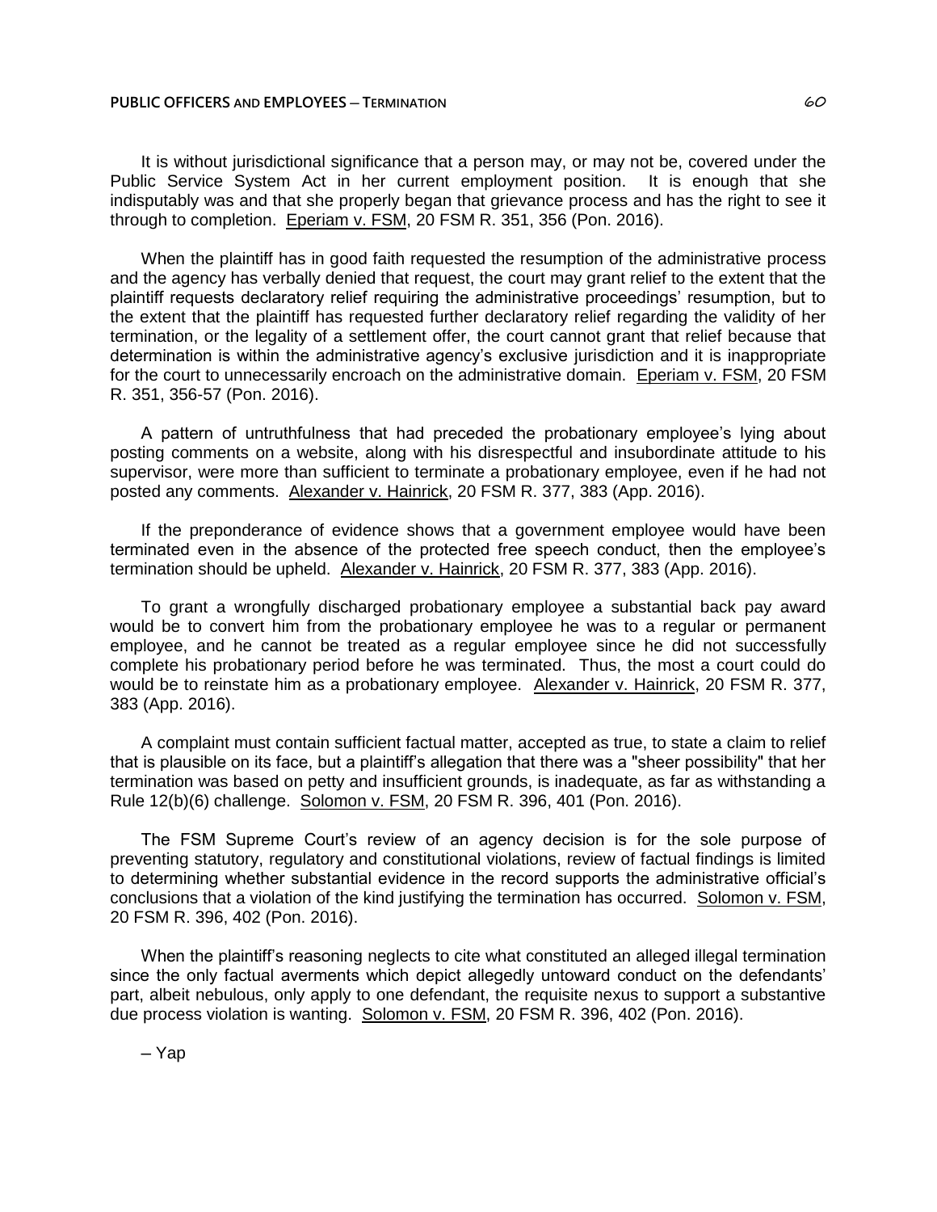It is without jurisdictional significance that a person may, or may not be, covered under the Public Service System Act in her current employment position. It is enough that she indisputably was and that she properly began that grievance process and has the right to see it through to completion. Eperiam v. FSM, 20 FSM R. 351, 356 (Pon. 2016).

When the plaintiff has in good faith requested the resumption of the administrative process and the agency has verbally denied that request, the court may grant relief to the extent that the plaintiff requests declaratory relief requiring the administrative proceedings' resumption, but to the extent that the plaintiff has requested further declaratory relief regarding the validity of her termination, or the legality of a settlement offer, the court cannot grant that relief because that determination is within the administrative agency's exclusive jurisdiction and it is inappropriate for the court to unnecessarily encroach on the administrative domain. Eperiam v. FSM, 20 FSM R. 351, 356-57 (Pon. 2016).

A pattern of untruthfulness that had preceded the probationary employee's lying about posting comments on a website, along with his disrespectful and insubordinate attitude to his supervisor, were more than sufficient to terminate a probationary employee, even if he had not posted any comments. Alexander v. Hainrick, 20 FSM R. 377, 383 (App. 2016).

If the preponderance of evidence shows that a government employee would have been terminated even in the absence of the protected free speech conduct, then the employee's termination should be upheld. Alexander v. Hainrick, 20 FSM R. 377, 383 (App. 2016).

To grant a wrongfully discharged probationary employee a substantial back pay award would be to convert him from the probationary employee he was to a regular or permanent employee, and he cannot be treated as a regular employee since he did not successfully complete his probationary period before he was terminated. Thus, the most a court could do would be to reinstate him as a probationary employee. Alexander v. Hainrick, 20 FSM R. 377, 383 (App. 2016).

A complaint must contain sufficient factual matter, accepted as true, to state a claim to relief that is plausible on its face, but a plaintiff's allegation that there was a "sheer possibility" that her termination was based on petty and insufficient grounds, is inadequate, as far as withstanding a Rule 12(b)(6) challenge. Solomon v. FSM, 20 FSM R. 396, 401 (Pon. 2016).

The FSM Supreme Court's review of an agency decision is for the sole purpose of preventing statutory, regulatory and constitutional violations, review of factual findings is limited to determining whether substantial evidence in the record supports the administrative official's conclusions that a violation of the kind justifying the termination has occurred. Solomon v. FSM, 20 FSM R. 396, 402 (Pon. 2016).

When the plaintiff's reasoning neglects to cite what constituted an alleged illegal termination since the only factual averments which depict allegedly untoward conduct on the defendants' part, albeit nebulous, only apply to one defendant, the requisite nexus to support a substantive due process violation is wanting. Solomon v. FSM, 20 FSM R. 396, 402 (Pon. 2016).

– Yap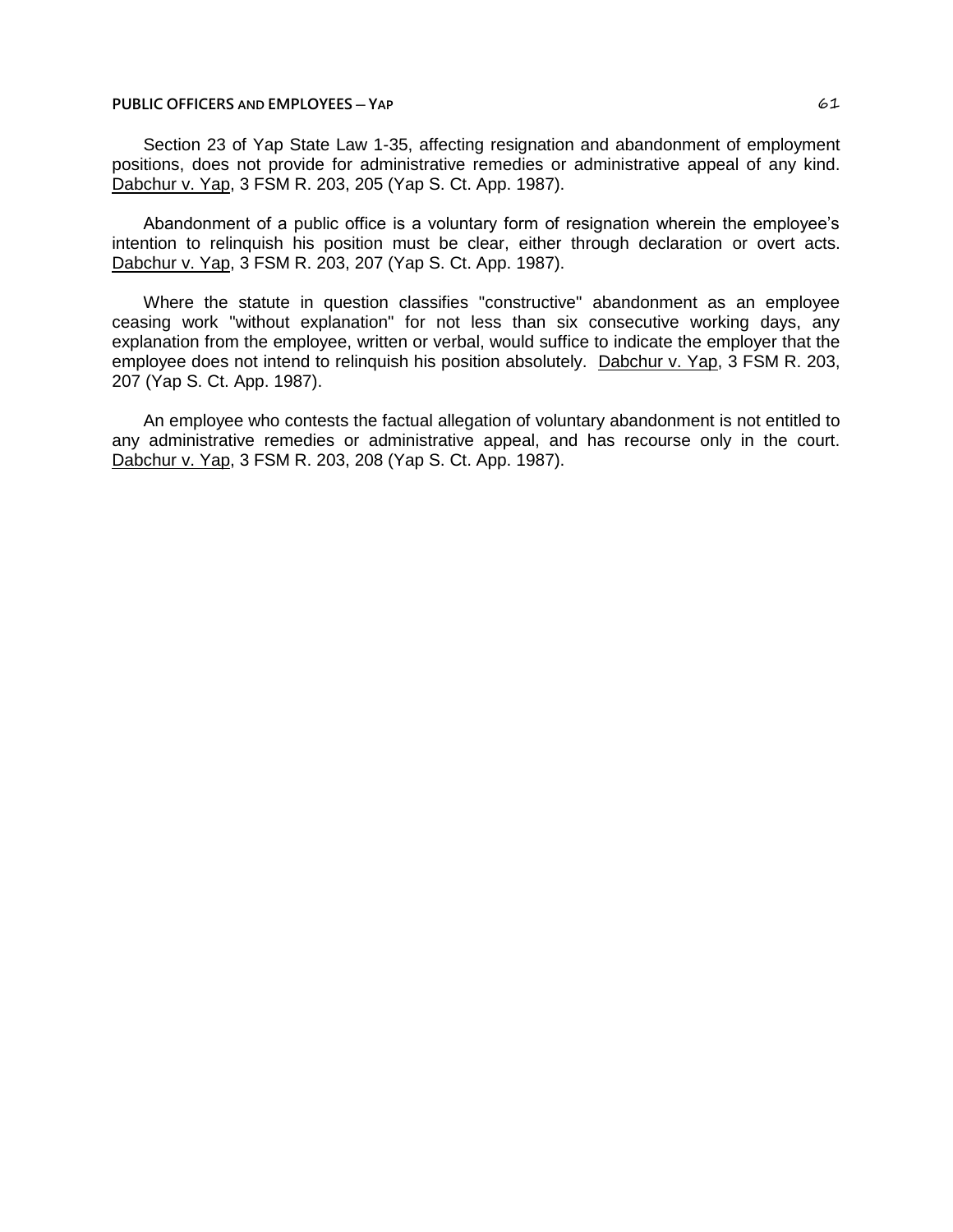Section 23 of Yap State Law 1-35, affecting resignation and abandonment of employment positions, does not provide for administrative remedies or administrative appeal of any kind. Dabchur v. Yap, 3 FSM R. 203, 205 (Yap S. Ct. App. 1987).

Abandonment of a public office is a voluntary form of resignation wherein the employee's intention to relinquish his position must be clear, either through declaration or overt acts. Dabchur v. Yap, 3 FSM R. 203, 207 (Yap S. Ct. App. 1987).

Where the statute in question classifies "constructive" abandonment as an employee ceasing work "without explanation" for not less than six consecutive working days, any explanation from the employee, written or verbal, would suffice to indicate the employer that the employee does not intend to relinquish his position absolutely. Dabchur v. Yap, 3 FSM R. 203, 207 (Yap S. Ct. App. 1987).

An employee who contests the factual allegation of voluntary abandonment is not entitled to any administrative remedies or administrative appeal, and has recourse only in the court. Dabchur v. Yap, 3 FSM R. 203, 208 (Yap S. Ct. App. 1987).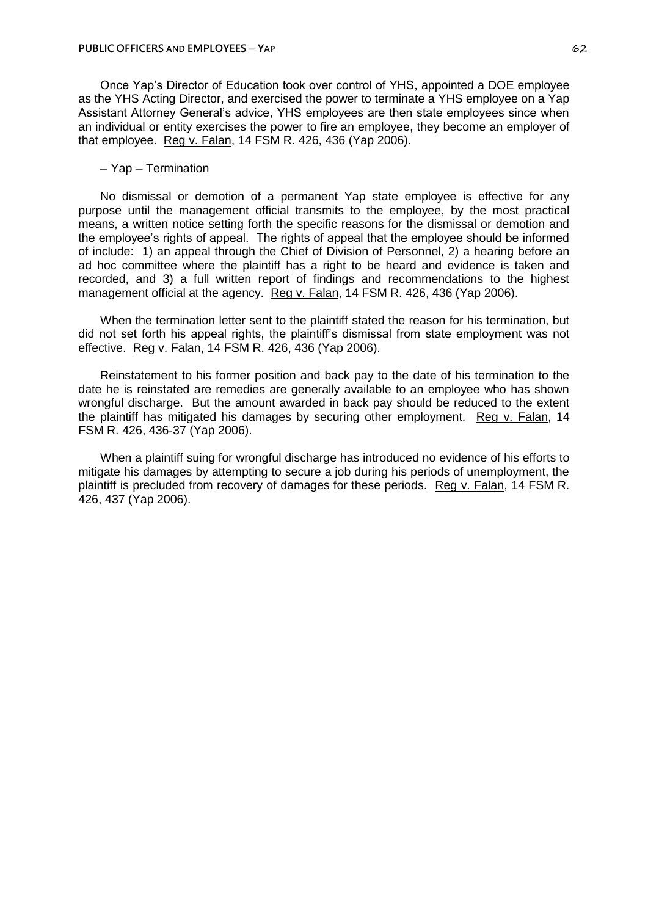Once Yap's Director of Education took over control of YHS, appointed a DOE employee as the YHS Acting Director, and exercised the power to terminate a YHS employee on a Yap Assistant Attorney General's advice, YHS employees are then state employees since when an individual or entity exercises the power to fire an employee, they become an employer of that employee. Reg v. Falan, 14 FSM R. 426, 436 (Yap 2006).

– Yap – Termination

No dismissal or demotion of a permanent Yap state employee is effective for any purpose until the management official transmits to the employee, by the most practical means, a written notice setting forth the specific reasons for the dismissal or demotion and the employee's rights of appeal. The rights of appeal that the employee should be informed of include: 1) an appeal through the Chief of Division of Personnel, 2) a hearing before an ad hoc committee where the plaintiff has a right to be heard and evidence is taken and recorded, and 3) a full written report of findings and recommendations to the highest management official at the agency. Reg v. Falan, 14 FSM R. 426, 436 (Yap 2006).

When the termination letter sent to the plaintiff stated the reason for his termination, but did not set forth his appeal rights, the plaintiff's dismissal from state employment was not effective. Reg v. Falan, 14 FSM R. 426, 436 (Yap 2006).

Reinstatement to his former position and back pay to the date of his termination to the date he is reinstated are remedies are generally available to an employee who has shown wrongful discharge. But the amount awarded in back pay should be reduced to the extent the plaintiff has mitigated his damages by securing other employment. Reg v. Falan, 14 FSM R. 426, 436-37 (Yap 2006).

When a plaintiff suing for wrongful discharge has introduced no evidence of his efforts to mitigate his damages by attempting to secure a job during his periods of unemployment, the plaintiff is precluded from recovery of damages for these periods. Reg v. Falan, 14 FSM R. 426, 437 (Yap 2006).